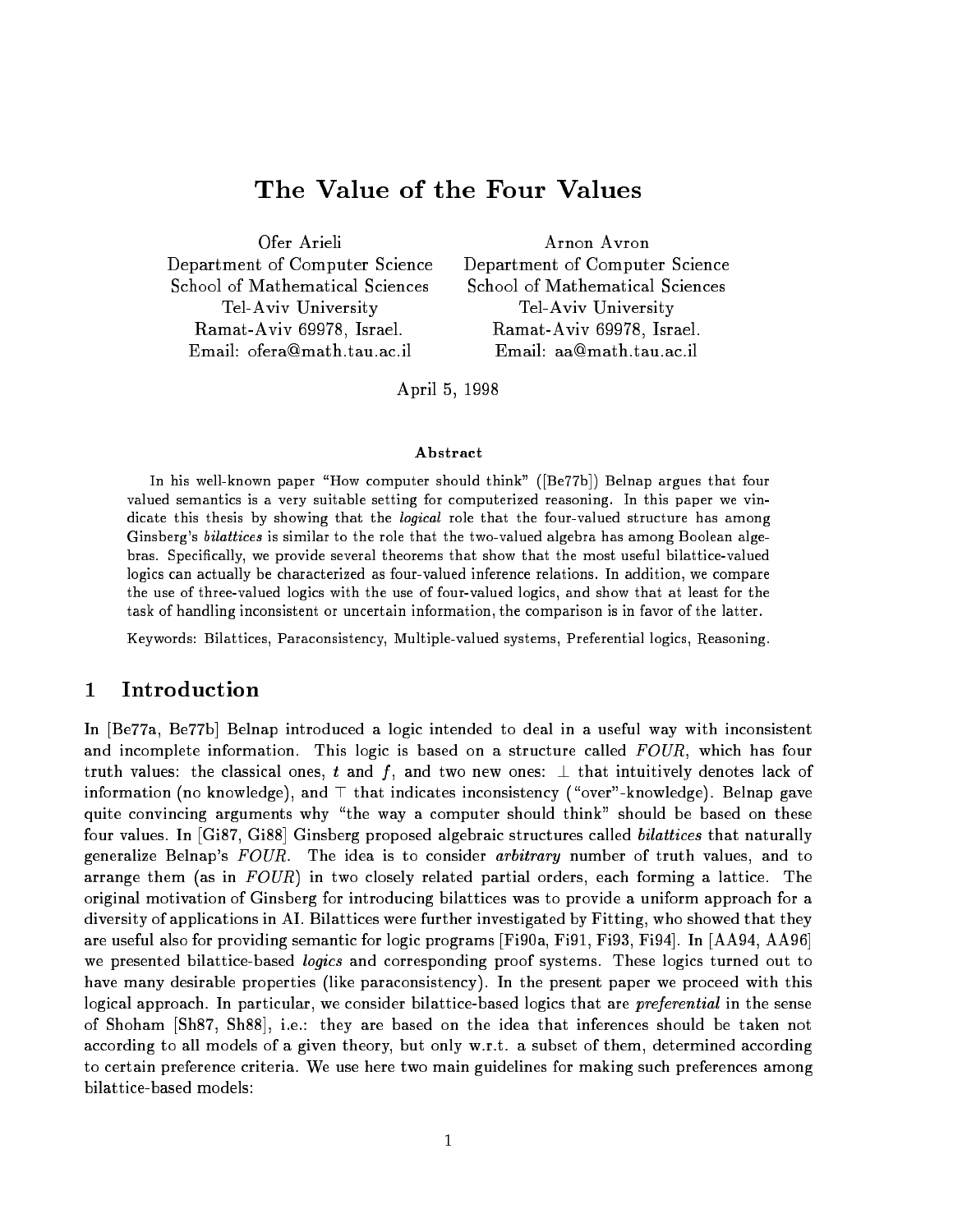# The Value of the Four Values

Ofer Arieli
Department of Computer Science
School of Mathematical Sciences
Tel-Aviv University
Ramat-Aviv 69978, Israel.
Email: ofera@math.tau.ac.il

Arnon Avron
Department of Computer Science
School of Mathematical Sciences
Tel-Aviv University
Ramat-Aviv 69978, Israel.
Email: aa@math.tau.ac.il

April 5, 1998

### Abstract

In his well-known paper "How computer should think" ([Be77b]) Belnap argues that four valued semantics is a very suitable setting for computerized reasoning. In this paper we vindicate this thesis by showing that the *logical* role that the four-valued structure has among Ginsberg's *bilattices* is similar to the role that the two-valued algebra has among Boolean algebras. Specifically, we provide several theorems that show that the most useful bilattice-valued logics can actually be characterized as four-valued inference relations. In addition, we compare the use of three-valued logics with the use of four-valued logics, and show that at least for the task of handling inconsistent or uncertain information, the comparison is in favor of the latter.

Keywords: Bilattices, Paraconsistency, Multiple-valued systems, Preferential logics, Reasoning.

## 1 Introduction

In [Be77a, Be77b] Belnap introduced a logic intended to deal in a useful way with inconsistent and incomplete information. This logic is based on a structure called *FOUR*, which has four truth values: the classical ones, $t$ and $f$, and two new ones: $\bot$ that intuitively denotes lack of information (no knowledge), and $\top$ that indicates inconsistency ("over"-knowledge). Belnap gave quite convincing arguments why "the way a computer should think" should be based on these four values. In [Gi87, Gi88] Ginsberg proposed algebraic structures called *bilattices* that naturally generalize Belnap's *FOUR*. The idea is to consider *arbitrary* number of truth values, and to arrange them (as in *FOUR*) in two closely related partial orders, each forming a lattice. The original motivation of Ginsberg for introducing bilattices was to provide a uniform approach for a diversity of applications in AI. Bilattices were further investigated by Fitting, who showed that they are useful also for providing semantic for logic programs [Fi90a, Fi91, Fi93, Fi94]. In [AA94, AA96] we presented bilattice-based *logics* and corresponding proof systems. These logics turned out to have many desirable properties (like paraconsistency). In the present paper we proceed with this logical approach. In particular, we consider bilattice-based logics that are *preferential* in the sense of Shoham [Sh87, Sh88], i.e.: they are based on the idea that inferences should be taken not according to all models of a given theory, but only w.r.t. a subset of them, determined according to certain preference criteria. We use here two main guidelines for making such preferences among bilattice-based models: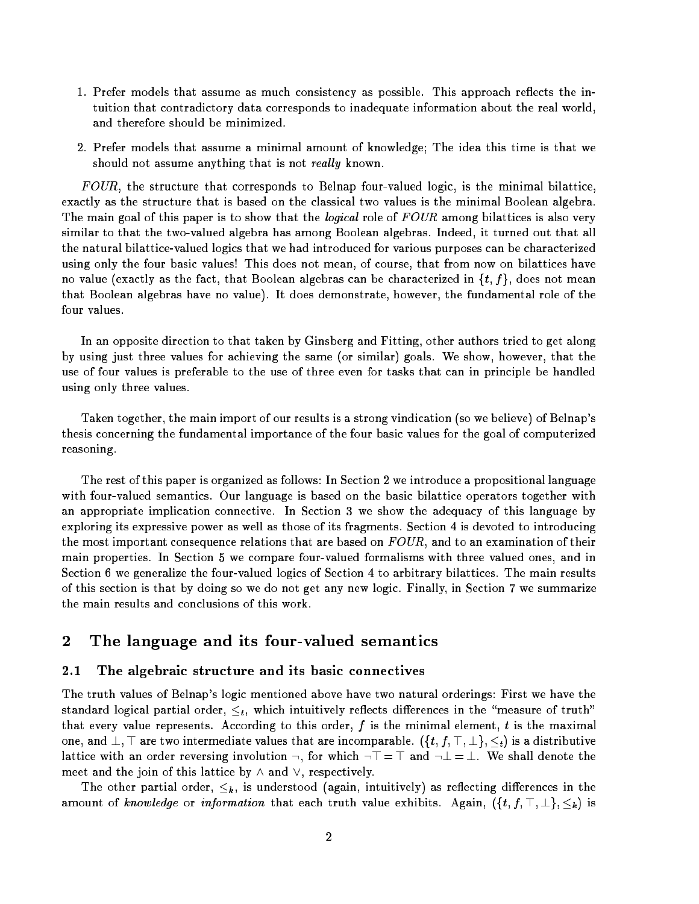1. Prefer models that assume as much consistency as possible. This approach reflects the intuition that contradictory data corresponds to inadequate information about the real world, and therefore should be minimized.
2. Prefer models that assume a minimal amount of knowledge; The idea this time is that we should not assume anything that is not *really* known.

*FOUR*, the structure that corresponds to Belnap four-valued logic, is the minimal bilattice, exactly as the structure that is based on the classical two values is the minimal Boolean algebra. The main goal of this paper is to show that the *logical* role of *FOUR* among bilattices is also very similar to that the two-valued algebra has among Boolean algebras. Indeed, it turned out that all the natural bilattice-valued logics that we had introduced for various purposes can be characterized using only the four basic values! This does not mean, of course, that from now on bilattices have no value (exactly as the fact, that Boolean algebras can be characterized in $\{t, f\}$, does not mean that Boolean algebras have no value). It does demonstrate, however, the fundamental role of the four values.

In an opposite direction to that taken by Ginsberg and Fitting, other authors tried to get along by using just three values for achieving the same (or similar) goals. We show, however, that the use of four values is preferable to the use of three even for tasks that can in principle be handled using only three values.

Taken together, the main import of our results is a strong vindication (so we believe) of Belnap's thesis concerning the fundamental importance of the four basic values for the goal of computerized reasoning.

The rest of this paper is organized as follows: In Section 2 we introduce a propositional language with four-valued semantics. Our language is based on the basic bilattice operators together with an appropriate implication connective. In Section 3 we show the adequacy of this language by exploring its expressive power as well as those of its fragments. Section 4 is devoted to introducing the most important consequence relations that are based on *FOUR*, and to an examination of their main properties. In Section 5 we compare four-valued formalisms with three valued ones, and in Section 6 we generalize the four-valued logics of Section 4 to arbitrary bilattices. The main results of this section is that by doing so we do not get any new logic. Finally, in Section 7 we summarize the main results and conclusions of this work.

## 2 The language and its four-valued semantics

### 2.1 The algebraic structure and its basic connectives

The truth values of Belnap's logic mentioned above have two natural orderings: First we have the standard logical partial order, $\leq_t$, which intuitively reflects differences in the "measure of truth" that every value represents. According to this order, $f$ is the minimal element, $t$ is the maximal one, and $\bot, \top$ are two intermediate values that are incomparable. $(\{t, f, \top, \bot\}, \leq_t)$ is a distributive lattice with an order reversing involution $\neg$, for which $\neg\top = \top$ and $\neg\bot = \bot$. We shall denote the meet and the join of this lattice by $\wedge$ and $\vee$, respectively.

The other partial order, $\leq_k$, is understood (again, intuitively) as reflecting differences in the amount of *knowledge* or *information* that each truth value exhibits. Again, $(\{t, f, \top, \bot\}, \leq_k)$ is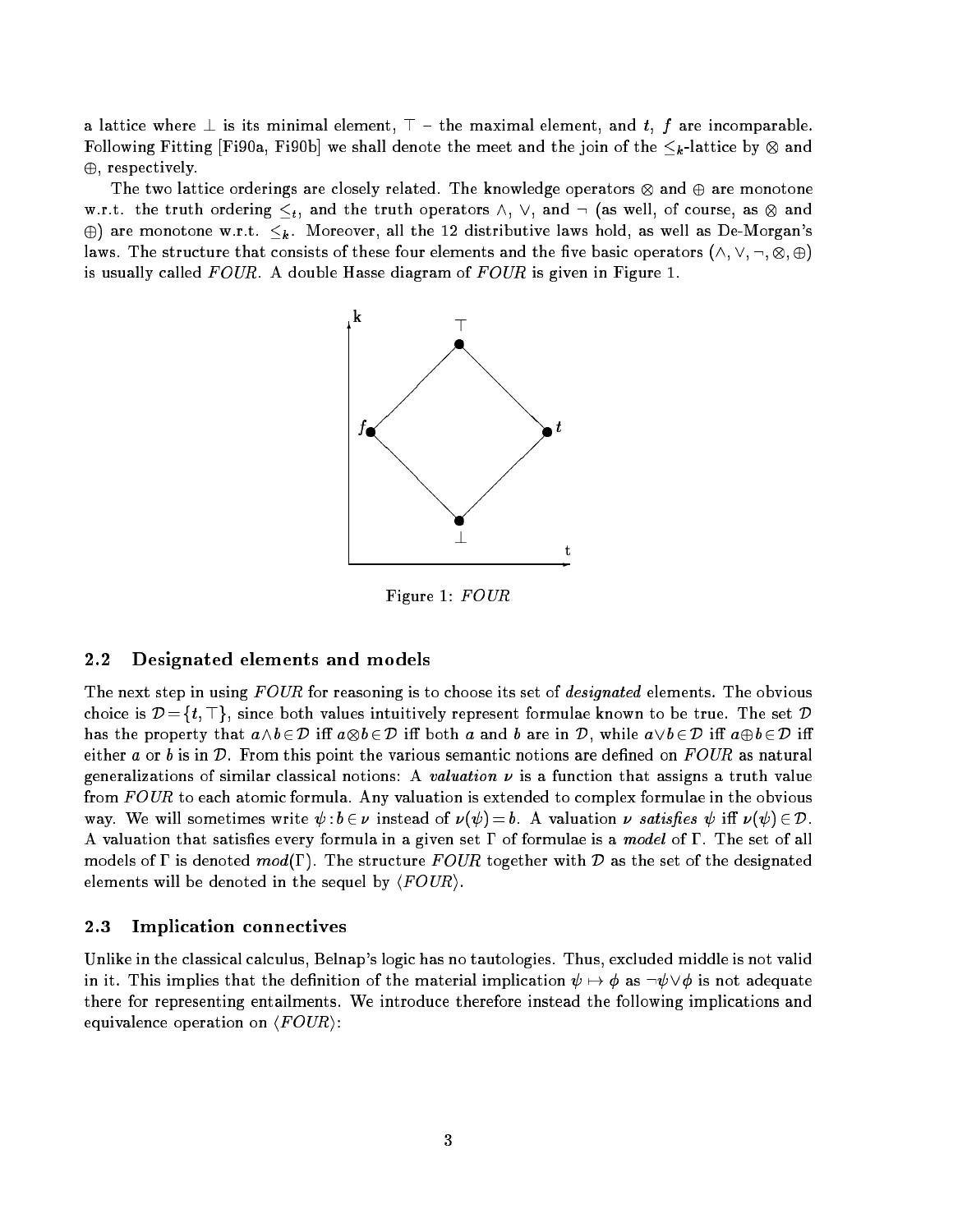a lattice where $\bot$ is its minimal element, $\top$ – the maximal element, and $t$, $f$ are incomparable. Following Fitting [Fi90a, Fi90b] we shall denote the meet and the join of the $\leq_k$-lattice by $\otimes$ and $\oplus$, respectively.

The two lattice orderings are closely related. The knowledge operators $\otimes$ and $\oplus$ are monotone w.r.t. the truth ordering $\leq_t$, and the truth operators $\wedge$, $\vee$, and $\neg$ (as well, of course, as $\otimes$ and $\oplus$) are monotone w.r.t. $\leq_k$. Moreover, all the 12 distributive laws hold, as well as De-Morgan's laws. The structure that consists of these four elements and the five basic operators ($\wedge, \vee, \neg, \otimes, \oplus$) is usually called *FOUR*. A double Hasse diagram of *FOUR* is given in Figure 1.

Figure 1: *FOUR*

## 2.2 Designated elements and models

The next step in using *FOUR* for reasoning is to choose its set of *designated* elements. The obvious choice is $\mathcal{D} = \{t, \top\}$, since both values intuitively represent formulae known to be true. The set $\mathcal{D}$ has the property that $a \wedge b \in \mathcal{D}$ iff $a \otimes b \in \mathcal{D}$ iff both $a$ and $b$ are in $\mathcal{D}$, while $a \vee b \in \mathcal{D}$ iff $a \oplus b \in \mathcal{D}$ iff either $a$ or $b$ is in $\mathcal{D}$. From this point the various semantic notions are defined on *FOUR* as natural generalizations of similar classical notions: A *valuation* $\nu$ is a function that assigns a truth value from *FOUR* to each atomic formula. Any valuation is extended to complex formulae in the obvious way. We will sometimes write $\psi : b \in \nu$ instead of $\nu(\psi) = b$. A valuation $\nu$ *satisfies* $\psi$ iff $\nu(\psi) \in \mathcal{D}$. A valuation that satisfies every formula in a given set $\Gamma$ of formulae is a *model* of $\Gamma$. The set of all models of $\Gamma$ is denoted $mod(\Gamma)$. The structure *FOUR* together with $\mathcal{D}$ as the set of the designated elements will be denoted in the sequel by $\langle FOUR \rangle$.

## 2.3 Implication connectives

Unlike in the classical calculus, Belnap's logic has no tautologies. Thus, excluded middle is not valid in it. This implies that the definition of the material implication $\psi \mapsto \phi$ as $\neg\psi \vee \phi$ is not adequate there for representing entailments. We introduce therefore instead the following implications and equivalence operation on $\langle FOUR \rangle$: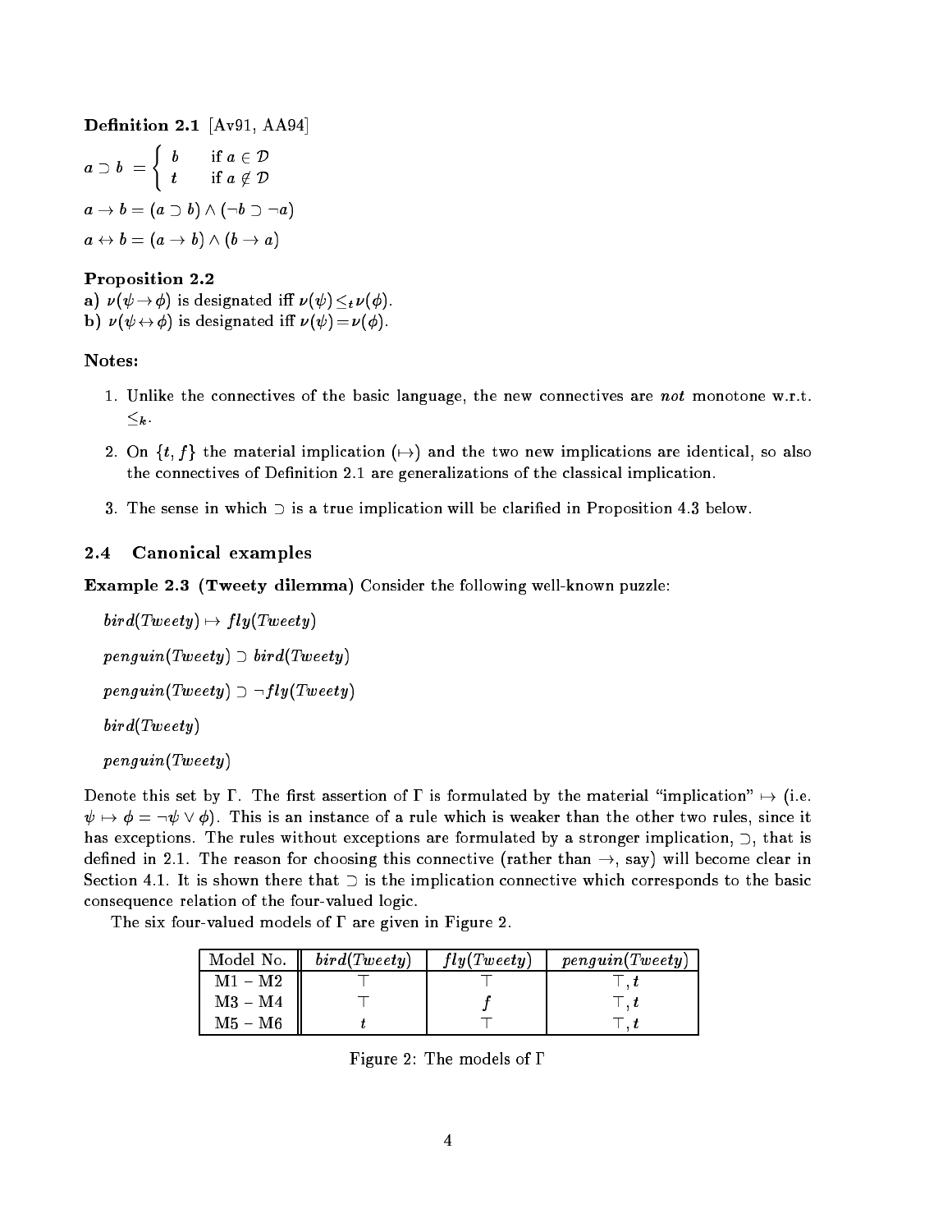**Definition 2.1** [Av91, AA94]

$$a \supset b = \begin{cases} b & \text{if } a \in \mathcal{D} \\ t & \text{if } a \notin \mathcal{D} \end{cases}$$

$$a \rightarrow b = (a \supset b) \wedge (\neg b \supset \neg a)$$

$$a \leftrightarrow b = (a \rightarrow b) \wedge (b \rightarrow a)$$

**Proposition 2.2**

**a)** $\nu(\psi \rightarrow \phi)$ is designated iff $\nu(\psi) \leq_t \nu(\phi)$.

**b)** $\nu(\psi \leftrightarrow \phi)$ is designated iff $\nu(\psi) = \nu(\phi)$.

**Notes:**

1. Unlike the connectives of the basic language, the new connectives are *not* monotone w.r.t. $\leq_k$.
2. On $\{t, f\}$ the material implication ($\mapsto$) and the two new implications are identical, so also the connectives of Definition 2.1 are generalizations of the classical implication.
3. The sense in which $\supset$ is a true implication will be clarified in Proposition 4.3 below.

### 2.4 Canonical examples

**Example 2.3 (Tweety dilemma)** Consider the following well-known puzzle:

$bird(Tweety) \mapsto fly(Tweety)$

$penguin(Tweety) \supset bird(Tweety)$

$penguin(Tweety) \supset \neg fly(Tweety)$

$bird(Tweety)$

$penguin(Tweety)$

Denote this set by $\Gamma$. The first assertion of $\Gamma$ is formulated by the material "implication" $\mapsto$ (i.e. $\psi \mapsto \phi = \neg\psi \vee \phi$). This is an instance of a rule which is weaker than the other two rules, since it has exceptions. The rules without exceptions are formulated by a stronger implication, $\supset$, that is defined in 2.1. The reason for choosing this connective (rather than $\rightarrow$, say) will become clear in Section 4.1. It is shown there that $\supset$ is the implication connective which corresponds to the basic consequence relation of the four-valued logic.

The six four-valued models of $\Gamma$ are given in Figure 2.

| Model No. | $bird(Tweety)$ | $fly(Tweety)$ | $penguin(Tweety)$ |
|---|---|---|---|
| M1 – M2 | $\top$ | $\top$ | $\top, t$ |
| M3 – M4 | $\top$ | $f$ | $\top, t$ |
| M5 – M6 | $t$ | $\top$ | $\top, t$ |

Figure 2: The models of $\Gamma$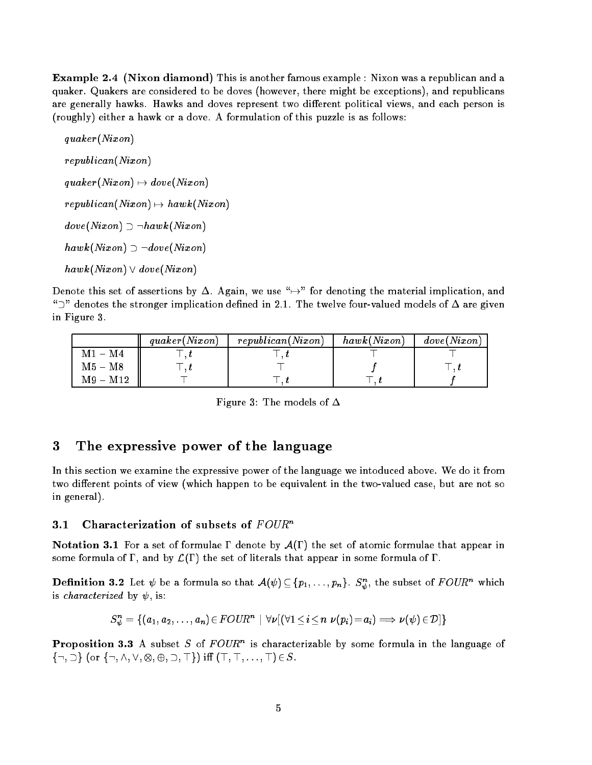**Example 2.4 (Nixon diamond)** This is another famous example : Nixon was a republican and a quaker. Quakers are considered to be doves (however, there might be exceptions), and republicans are generally hawks. Hawks and doves represent two different political views, and each person is (roughly) either a hawk or a dove. A formulation of this puzzle is as follows:

$quaker(Nixon)$

$republican(Nixon)$

$quaker(Nixon) \mapsto dove(Nixon)$

$republican(Nixon) \mapsto hawk(Nixon)$

$dove(Nixon) \supset \neg hawk(Nixon)$

$hawk(Nixon) \supset \neg dove(Nixon)$

$hawk(Nixon) \vee dove(Nixon)$

Denote this set of assertions by $\Delta$. Again, we use "$\mapsto$" for denoting the material implication, and "$\supset$" denotes the stronger implication defined in 2.1. The twelve four-valued models of $\Delta$ are given in Figure 3.

| | $quaker(Nixon)$ | $republican(Nixon)$ | $hawk(Nixon)$ | $dove(Nixon)$ |
|---|---|---|---|---|
| M1 – M4 | $\top, t$ | $\top, t$ | $\top$ | $\top$ |
| M5 – M8 | $\top, t$ | $\top$ | $f$ | $\top, t$ |
| M9 – M12 | $\top$ | $\top, t$ | $\top, t$ | $f$ |

Figure 3: The models of $\Delta$

# 3 The expressive power of the language

In this section we examine the expressive power of the language we intoduced above. We do it from two different points of view (which happen to be equivalent in the two-valued case, but are not so in general).

## 3.1 Characterization of subsets of $FOUR^n$

**Notation 3.1** For a set of formulae $\Gamma$ denote by $\mathcal{A}(\Gamma)$ the set of atomic formulae that appear in some formula of $\Gamma$, and by $\mathcal{L}(\Gamma)$ the set of literals that appear in some formula of $\Gamma$.

**Definition 3.2** Let $\psi$ be a formula so that $\mathcal{A}(\psi) \subseteq \{p_1, \ldots, p_n\}$. $S^n_\psi$, the subset of $FOUR^n$ which is *characterized* by $\psi$, is:

$$S^n_\psi = \{(a_1, a_2, \ldots, a_n) \in FOUR^n \mid \forall \nu[(\forall 1 \leq i \leq n \ \nu(p_i) = a_i) \Longrightarrow \nu(\psi) \in \mathcal{D}]\}$$

**Proposition 3.3** A subset $S$ of $FOUR^n$ is characterizable by some formula in the language of $\{\neg, \supset\}$ (or $\{\neg, \wedge, \vee, \otimes, \oplus, \supset, \top\}$) iff $(\top, \top, \ldots, \top) \in S$.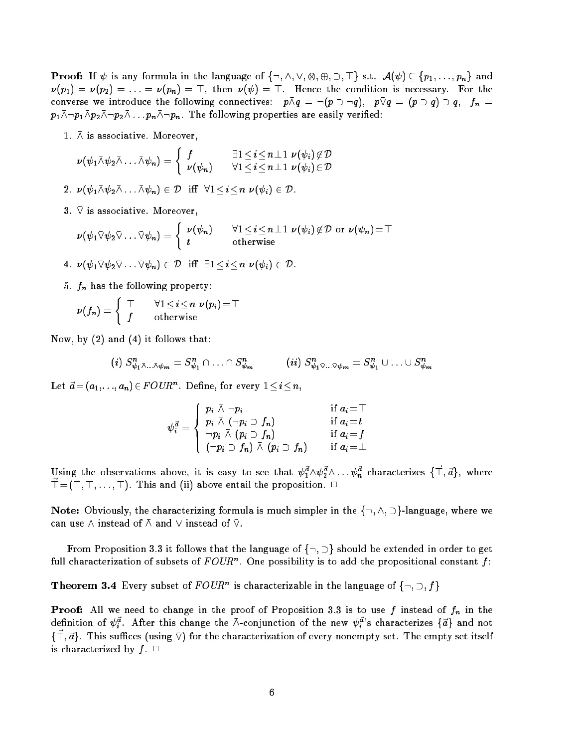**Proof:** If $\psi$ is any formula in the language of $\{\neg, \wedge, \vee, \otimes, \oplus, \supset, \top\}$ s.t. $\mathcal{A}(\psi) \subseteq \{p_1, \ldots, p_n\}$ and $\nu(p_1) = \nu(p_2) = \ldots = \nu(p_n) = \top$, then $\nu(\psi) = \top$. Hence the condition is necessary. For the converse we introduce the following connectives: $p \bar{\wedge} q = \neg(p \supset \neg q)$, $p \bar{\vee} q = (p \supset q) \supset q$, $f_n = p_1 \bar{\wedge} \neg p_1 \bar{\wedge} p_2 \bar{\wedge} \neg p_2 \bar{\wedge} \ldots p_n \bar{\wedge} \neg p_n$. The following properties are easily verified:

1. $\bar{\wedge}$ is associative. Moreover,
$$\nu(\psi_1 \bar{\wedge} \psi_2 \bar{\wedge} \ldots \bar{\wedge} \psi_n) = \begin{cases} f & \exists 1 \leq i \leq n-1 \ \nu(\psi_i) \notin \mathcal{D} \\ \nu(\psi_n) & \forall 1 \leq i \leq n-1 \ \nu(\psi_i) \in \mathcal{D} \end{cases}$$

2. $\nu(\psi_1 \bar{\wedge} \psi_2 \bar{\wedge} \ldots \bar{\wedge} \psi_n) \in \mathcal{D}$ iff $\forall 1 \leq i \leq n \ \nu(\psi_i) \in \mathcal{D}$.

3. $\bar{\vee}$ is associative. Moreover,
$$\nu(\psi_1 \bar{\vee} \psi_2 \bar{\vee} \ldots \bar{\vee} \psi_n) = \begin{cases} \nu(\psi_n) & \forall 1 \leq i \leq n-1 \ \nu(\psi_i) \notin \mathcal{D} \text{ or } \nu(\psi_n) = \top \\ t & \text{otherwise} \end{cases}$$

4. $\nu(\psi_1 \bar{\vee} \psi_2 \bar{\vee} \ldots \bar{\vee} \psi_n) \in \mathcal{D}$ iff $\exists 1 \leq i \leq n \ \nu(\psi_i) \in \mathcal{D}$.

5. $f_n$ has the following property:
$$\nu(f_n) = \begin{cases} \top & \forall 1 \leq i \leq n \ \nu(p_i) = \top \\ f & \text{otherwise} \end{cases}$$

Now, by (2) and (4) it follows that:

$$(i) \ S^n_{\psi_1 \bar{\wedge} \ldots \bar{\wedge} \psi_m} = S^n_{\psi_1} \cap \ldots \cap S^n_{\psi_m} \qquad (ii) \ S^n_{\psi_1 \bar{\vee} \ldots \bar{\vee} \psi_m} = S^n_{\psi_1} \cup \ldots \cup S^n_{\psi_m}$$

Let $\vec{a} = (a_1, \ldots, a_n) \in FOUR^n$. Define, for every $1 \leq i \leq n$,

$$\psi_i^{\vec{a}} = \begin{cases} p_i \ \bar{\wedge} \ \neg p_i & \text{if } a_i = \top \\ p_i \ \bar{\wedge} \ (\neg p_i \supset f_n) & \text{if } a_i = t \\ \neg p_i \ \bar{\wedge} \ (p_i \supset f_n) & \text{if } a_i = f \\ (\neg p_i \supset f_n) \ \bar{\wedge} \ (p_i \supset f_n) & \text{if } a_i = \bot \end{cases}$$

Using the observations above, it is easy to see that $\psi_1^{\vec{a}} \bar{\wedge} \psi_2^{\vec{a}} \bar{\wedge} \ldots \psi_n^{\vec{a}}$ characterizes $\{\vec{\top}, \vec{a}\}$, where $\vec{\top} = (\top, \top, \ldots, \top)$. This and (ii) above entail the proposition. □

**Note:** Obviously, the characterizing formula is much simpler in the $\{\neg, \wedge, \supset\}$-language, where we can use $\wedge$ instead of $\bar{\wedge}$ and $\vee$ instead of $\bar{\vee}$.

From Proposition 3.3 it follows that the language of $\{\neg, \supset\}$ should be extended in order to get full characterization of subsets of $FOUR^n$. One possibility is to add the propositional constant $f$:

**Theorem 3.4** Every subset of $FOUR^n$ is characterizable in the language of $\{\neg, \supset, f\}$

**Proof:** All we need to change in the proof of Proposition 3.3 is to use $f$ instead of $f_n$ in the definition of $\psi_i^{\vec{a}}$. After this change the $\bar{\wedge}$-conjunction of the new $\psi_i^{\vec{a}}$'s characterizes $\{\vec{a}\}$ and not $\{\vec{\top}, \vec{a}\}$. This suffices (using $\bar{\vee}$) for the characterization of every nonempty set. The empty set itself is characterized by $f$. □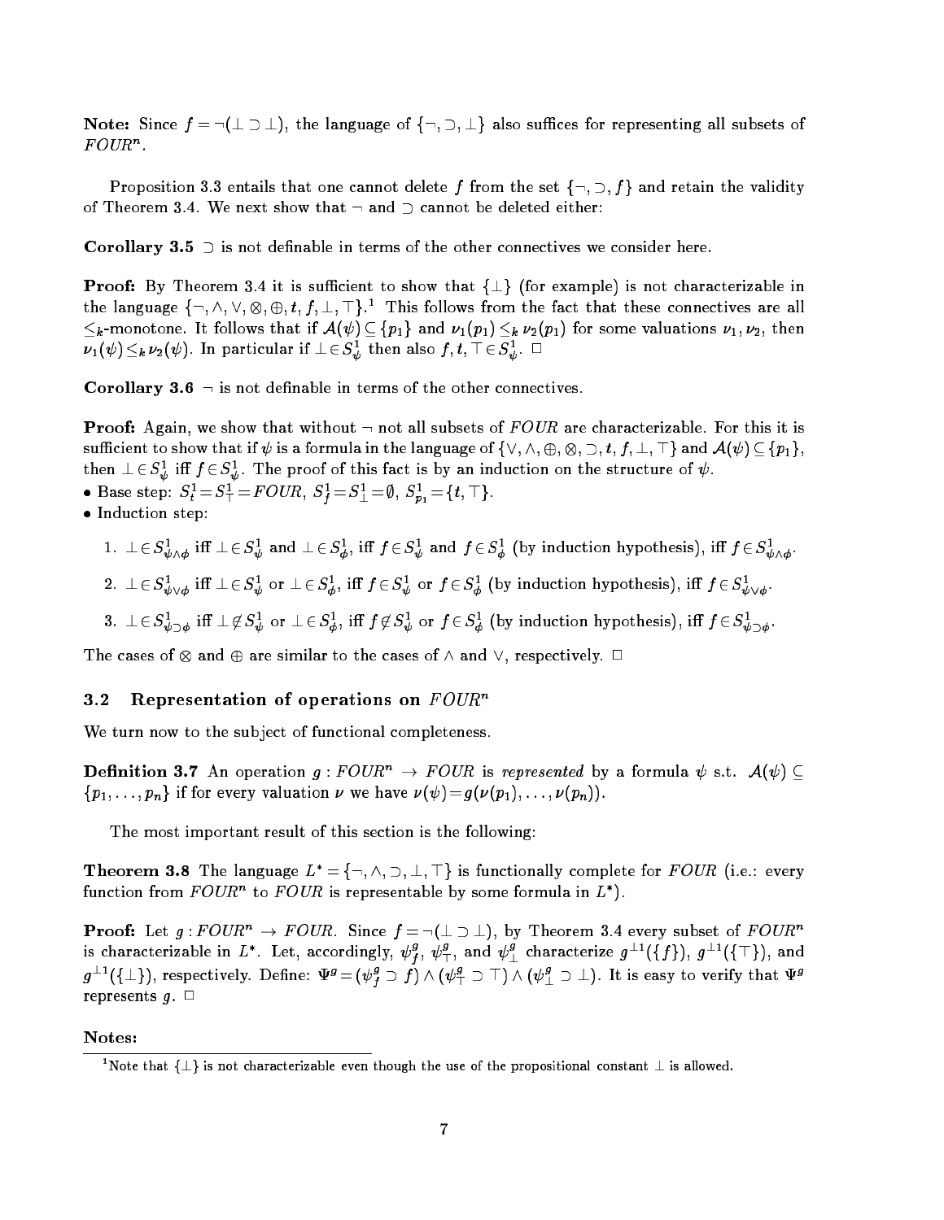**Note:** Since $f = \neg(\bot \supset \bot)$, the language of $\{\neg, \supset, \bot\}$ also suffices for representing all subsets of $FOUR^n$.

Proposition 3.3 entails that one cannot delete $f$ from the set $\{\neg, \supset, f\}$ and retain the validity of Theorem 3.4. We next show that $\neg$ and $\supset$ cannot be deleted either:

**Corollary 3.5** $\supset$ is not definable in terms of the other connectives we consider here.

**Proof:** By Theorem 3.4 it is sufficient to show that $\{\bot\}$ (for example) is not characterizable in the language $\{\neg, \wedge, \vee, \otimes, \oplus, t, f, \bot, \top\}$.[1] This follows from the fact that these connectives are all $\leq_k$-monotone. It follows that if $\mathcal{A}(\psi) \subseteq \{p_1\}$ and $\nu_1(p_1) \leq_k \nu_2(p_1)$ for some valuations $\nu_1, \nu_2$, then $\nu_1(\psi) \leq_k \nu_2(\psi)$. In particular if $\bot \in S^1_\psi$ then also $f, t, \top \in S^1_\psi$. $\Box$

**Corollary 3.6** $\neg$ is not definable in terms of the other connectives.

**Proof:** Again, we show that without $\neg$ not all subsets of $FOUR$ are characterizable. For this it is sufficient to show that if $\psi$ is a formula in the language of $\{\vee, \wedge, \oplus, \otimes, \supset, t, f, \bot, \top\}$ and $\mathcal{A}(\psi) \subseteq \{p_1\}$, then $\bot \in S^1_\psi$ iff $f \in S^1_\psi$. The proof of this fact is by an induction on the structure of $\psi$.

- Base step: $S^1_t = S^1_\top = FOUR$, $S^1_f = S^1_\bot = \emptyset$, $S^1_{p_1} = \{t, \top\}$.
- Induction step:

1. $\bot \in S^1_{\psi \wedge \phi}$ iff $\bot \in S^1_\psi$ and $\bot \in S^1_\phi$, iff $f \in S^1_\psi$ and $f \in S^1_\phi$ (by induction hypothesis), iff $f \in S^1_{\psi \wedge \phi}$.
2. $\bot \in S^1_{\psi \vee \phi}$ iff $\bot \in S^1_\psi$ or $\bot \in S^1_\phi$, iff $f \in S^1_\psi$ or $f \in S^1_\phi$ (by induction hypothesis), iff $f \in S^1_{\psi \vee \phi}$.
3. $\bot \in S^1_{\psi \supset \phi}$ iff $\bot \notin S^1_\psi$ or $\bot \in S^1_\phi$, iff $f \notin S^1_\psi$ or $f \in S^1_\phi$ (by induction hypothesis), iff $f \in S^1_{\psi \supset \phi}$.

The cases of $\otimes$ and $\oplus$ are similar to the cases of $\wedge$ and $\vee$, respectively. $\Box$

## 3.2 Representation of operations on $FOUR^n$

We turn now to the subject of functional completeness.

**Definition 3.7** An operation $g : FOUR^n \to FOUR$ is *represented* by a formula $\psi$ s.t. $\mathcal{A}(\psi) \subseteq \{p_1, \ldots, p_n\}$ if for every valuation $\nu$ we have $\nu(\psi) = g(\nu(p_1), \ldots, \nu(p_n))$.

The most important result of this section is the following:

**Theorem 3.8** The language $L^* = \{\neg, \wedge, \supset, \bot, \top\}$ is functionally complete for $FOUR$ (i.e.: every function from $FOUR^n$ to $FOUR$ is representable by some formula in $L^*$).

**Proof:** Let $g : FOUR^n \to FOUR$. Since $f = \neg(\bot \supset \bot)$, by Theorem 3.4 every subset of $FOUR^n$ is characterizable in $L^*$. Let, accordingly, $\psi^g_f$, $\psi^g_\top$, and $\psi^g_\bot$ characterize $g^{-1}(\{f\})$, $g^{-1}(\{\top\})$, and $g^{-1}(\{\bot\})$, respectively. Define: $\Psi^g = (\psi^g_f \supset f) \wedge (\psi^g_\top \supset \top) \wedge (\psi^g_\bot \supset \bot)$. It is easy to verify that $\Psi^g$ represents $g$. $\Box$

**Notes:**

[1] Note that $\{\bot\}$ is not characterizable even though the use of the propositional constant $\bot$ is allowed.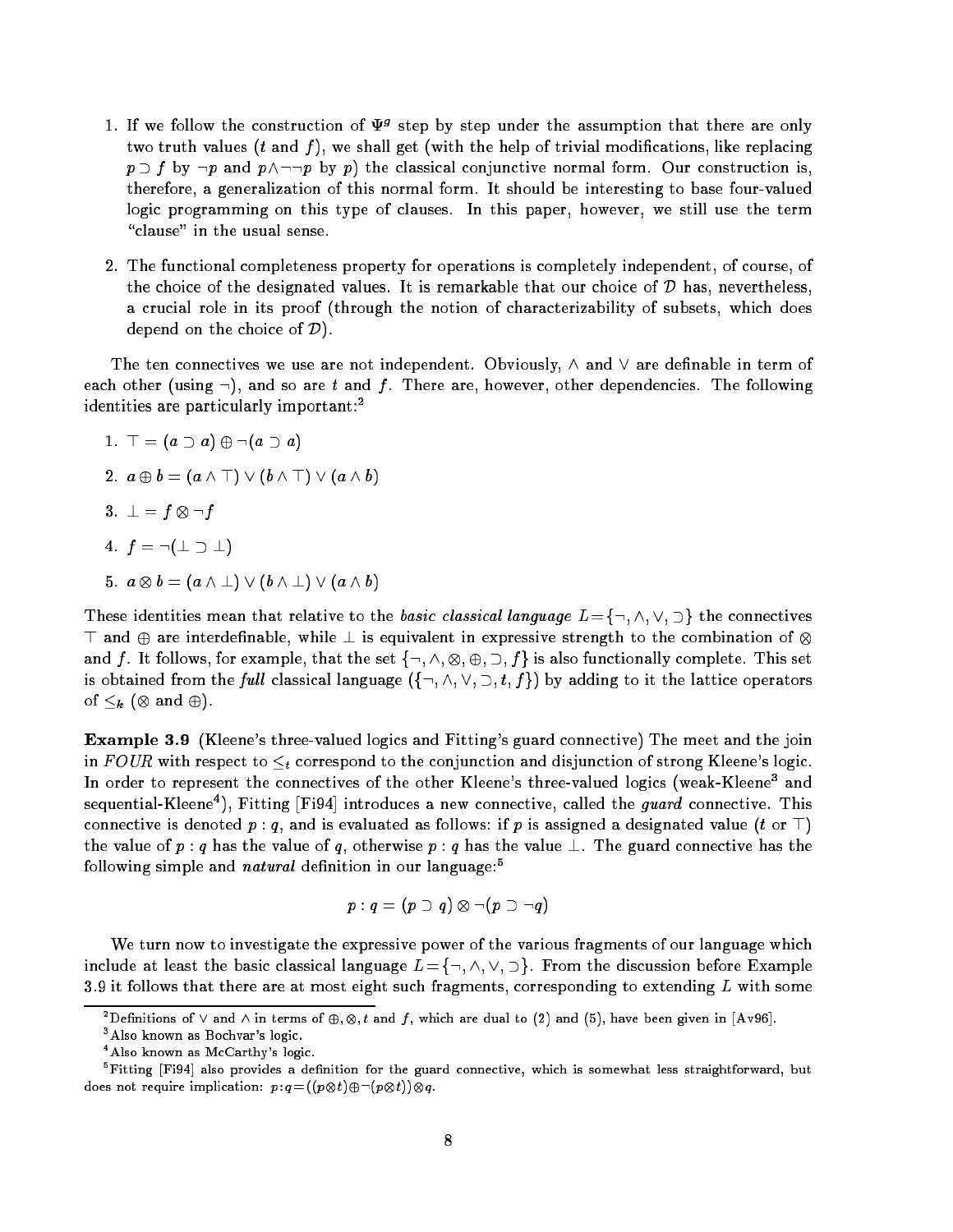1. If we follow the construction of $\Psi^g$ step by step under the assumption that there are only two truth values ($t$ and $f$), we shall get (with the help of trivial modifications, like replacing $p \supset f$ by $\neg p$ and $p \wedge \neg\neg p$ by $p$) the classical conjunctive normal form. Our construction is, therefore, a generalization of this normal form. It should be interesting to base four-valued logic programming on this type of clauses. In this paper, however, we still use the term "clause" in the usual sense.

2. The functional completeness property for operations is completely independent, of course, of the choice of the designated values. It is remarkable that our choice of $\mathcal{D}$ has, nevertheless, a crucial role in its proof (through the notion of characterizability of subsets, which does depend on the choice of $\mathcal{D}$).

The ten connectives we use are not independent. Obviously, $\wedge$ and $\vee$ are definable in term of each other (using $\neg$), and so are $t$ and $f$. There are, however, other dependencies. The following identities are particularly important:[2]

1. $\top = (a \supset a) \oplus \neg(a \supset a)$
2. $a \oplus b = (a \wedge \top) \vee (b \wedge \top) \vee (a \wedge b)$
3. $\bot = f \otimes \neg f$
4. $f = \neg(\bot \supset \bot)$
5. $a \otimes b = (a \wedge \bot) \vee (b \wedge \bot) \vee (a \wedge b)$

These identities mean that relative to the *basic classical language* $L = \{\neg, \wedge, \vee, \supset\}$ the connectives $\top$ and $\oplus$ are interdefinable, while $\bot$ is equivalent in expressive strength to the combination of $\otimes$ and $f$. It follows, for example, that the set $\{\neg, \wedge, \otimes, \oplus, \supset, f\}$ is also functionally complete. This set is obtained from the *full* classical language ($\{\neg, \wedge, \vee, \supset, t, f\}$) by adding to it the lattice operators of $\leq_k$ ($\otimes$ and $\oplus$).

**Example 3.9** (Kleene's three-valued logics and Fitting's guard connective) The meet and the join in *FOUR* with respect to $\leq_t$ correspond to the conjunction and disjunction of strong Kleene's logic. In order to represent the connectives of the other Kleene's three-valued logics (weak-Kleene[3] and sequential-Kleene[4]), Fitting [Fi94] introduces a new connective, called the *guard* connective. This connective is denoted $p : q$, and is evaluated as follows: if $p$ is assigned a designated value ($t$ or $\top$) the value of $p : q$ has the value of $q$, otherwise $p : q$ has the value $\bot$. The guard connective has the following simple and *natural* definition in our language:[5]

$$p : q = (p \supset q) \otimes \neg(p \supset \neg q)$$

We turn now to investigate the expressive power of the various fragments of our language which include at least the basic classical language $L = \{\neg, \wedge, \vee, \supset\}$. From the discussion before Example 3.9 it follows that there are at most eight such fragments, corresponding to extending $L$ with some

---

[2] Definitions of $\vee$ and $\wedge$ in terms of $\oplus, \otimes, t$ and $f$, which are dual to (2) and (5), have been given in [Av96].

[3] Also known as Bochvar's logic.

[4] Also known as McCarthy's logic.

[5] Fitting [Fi94] also provides a definition for the guard connective, which is somewhat less straightforward, but does not require implication: $p{:}q = ((p \otimes t) \oplus \neg(p \otimes t)) \otimes q$.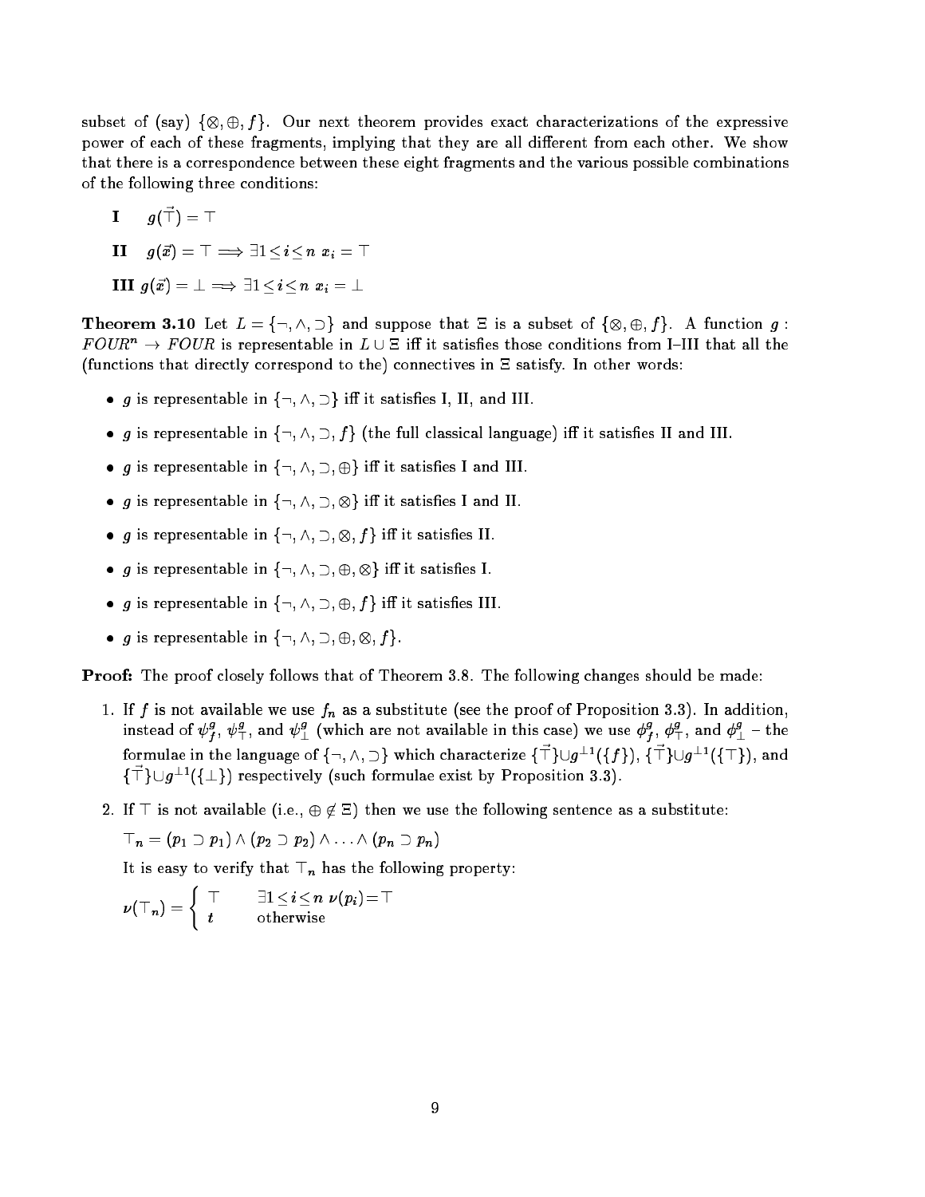subset of (say) $\{\otimes, \oplus, f\}$. Our next theorem provides exact characterizations of the expressive power of each of these fragments, implying that they are all different from each other. We show that there is a correspondence between these eight fragments and the various possible combinations of the following three conditions:

**I** $\quad g(\vec{\top}) = \top$

**II** $\quad g(\vec{x}) = \top \implies \exists 1 \leq i \leq n \; x_i = \top$

**III** $g(\vec{x}) = \bot \implies \exists 1 \leq i \leq n \; x_i = \bot$

**Theorem 3.10** Let $L = \{\neg, \wedge, \supset\}$ and suppose that $\Xi$ is a subset of $\{\otimes, \oplus, f\}$. A function $g : FOUR^n \to FOUR$ is representable in $L \cup \Xi$ iff it satisfies those conditions from I–III that all the (functions that directly correspond to the) connectives in $\Xi$ satisfy. In other words:

- $g$ is representable in $\{\neg, \wedge, \supset\}$ iff it satisfies I, II, and III.
- $g$ is representable in $\{\neg, \wedge, \supset, f\}$ (the full classical language) iff it satisfies II and III.
- $g$ is representable in $\{\neg, \wedge, \supset, \oplus\}$ iff it satisfies I and III.
- $g$ is representable in $\{\neg, \wedge, \supset, \otimes\}$ iff it satisfies I and II.
- $g$ is representable in $\{\neg, \wedge, \supset, \otimes, f\}$ iff it satisfies II.
- $g$ is representable in $\{\neg, \wedge, \supset, \oplus, \otimes\}$ iff it satisfies I.
- $g$ is representable in $\{\neg, \wedge, \supset, \oplus, f\}$ iff it satisfies III.
- $g$ is representable in $\{\neg, \wedge, \supset, \oplus, \otimes, f\}$.

**Proof:** The proof closely follows that of Theorem 3.8. The following changes should be made:

1. If $f$ is not available we use $f_n$ as a substitute (see the proof of Proposition 3.3). In addition, instead of $\psi_f^g$, $\psi_\top^g$, and $\psi_\bot^g$ (which are not available in this case) we use $\phi_f^g$, $\phi_\top^g$, and $\phi_\bot^g$ – the formulae in the language of $\{\neg, \wedge, \supset\}$ which characterize $\{\vec{\top}\} \cup g^{-1}(\{f\})$, $\{\vec{\top}\} \cup g^{-1}(\{\top\})$, and $\{\vec{\top}\} \cup g^{-1}(\{\bot\})$ respectively (such formulae exist by Proposition 3.3).

2. If $\top$ is not available (i.e., $\oplus \notin \Xi$) then we use the following sentence as a substitute:

   $\top_n = (p_1 \supset p_1) \wedge (p_2 \supset p_2) \wedge \ldots \wedge (p_n \supset p_n)$

   It is easy to verify that $\top_n$ has the following property:

   $$\nu(\top_n) = \begin{cases} \top & \exists 1 \leq i \leq n \; \nu(p_i) = \top \\ t & \text{otherwise} \end{cases}$$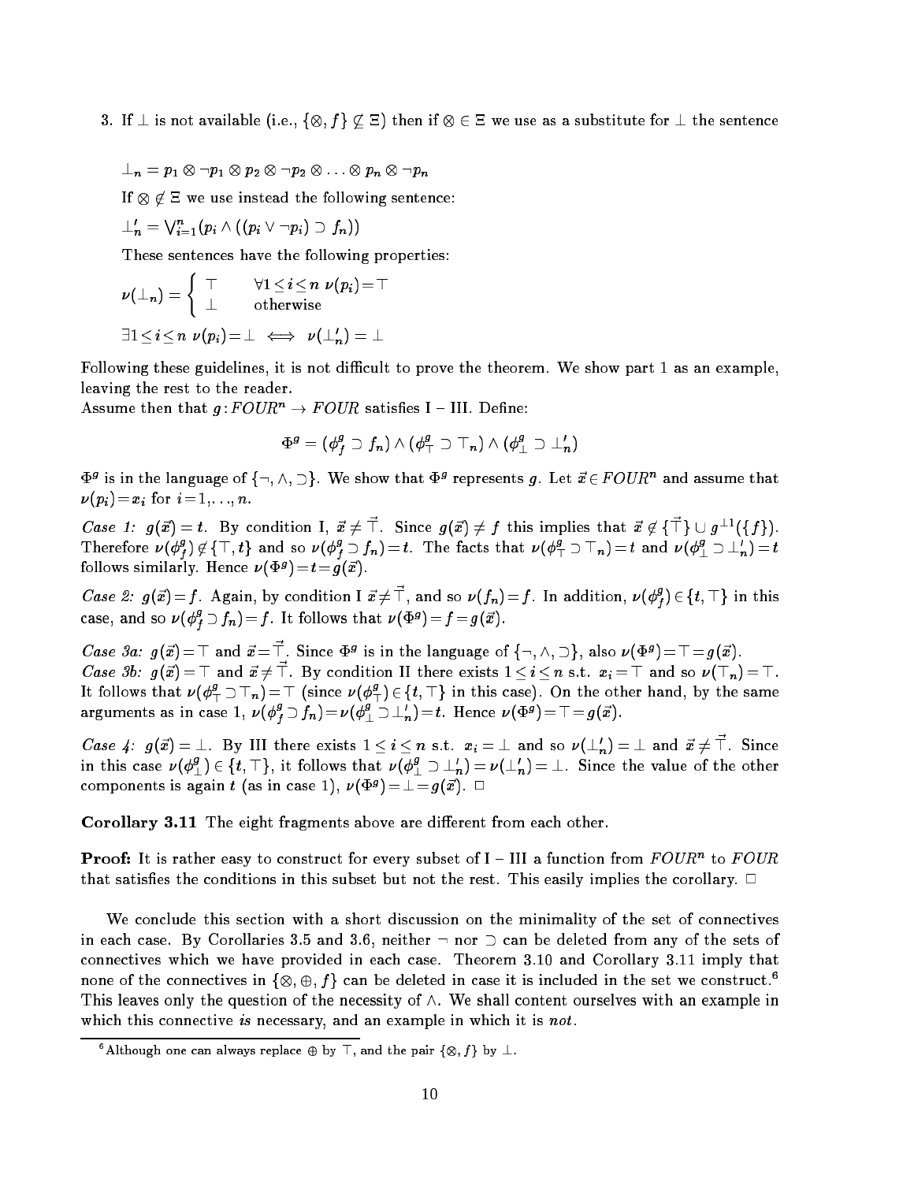3. If $\bot$ is not available (i.e., $\{\otimes, f\} \not\subseteq \Xi$) then if $\otimes \in \Xi$ we use as a substitute for $\bot$ the sentence

   $\bot_n = p_1 \otimes \neg p_1 \otimes p_2 \otimes \neg p_2 \otimes \ldots \otimes p_n \otimes \neg p_n$

   If $\otimes \notin \Xi$ we use instead the following sentence:

   $\bot'_n = \bigvee_{i=1}^{n}(p_i \wedge ((p_i \vee \neg p_i) \supset f_n))$

   These sentences have the following properties:

   $\nu(\bot_n) = \begin{cases} \top & \forall 1 \leq i \leq n \;\; \nu(p_i) = \top \\ \bot & \text{otherwise} \end{cases}$

   $\exists 1 \leq i \leq n \;\; \nu(p_i) = \bot \iff \nu(\bot'_n) = \bot$

Following these guidelines, it is not difficult to prove the theorem. We show part 1 as an example, leaving the rest to the reader.
Assume then that $g : FOUR^n \to FOUR$ satisfies I – III. Define:

$$\Phi^g = (\phi^g_f \supset f_n) \wedge (\phi^g_\top \supset \top_n) \wedge (\phi^g_\bot \supset \bot'_n)$$

$\Phi^g$ is in the language of $\{\neg, \wedge, \supset\}$. We show that $\Phi^g$ represents $g$. Let $\vec{x} \in FOUR^n$ and assume that $\nu(p_i) = x_i$ for $i = 1, \ldots, n$.

*Case 1:* $g(\vec{x}) = t$. By condition I, $\vec{x} \neq \vec{\top}$. Since $g(\vec{x}) \neq f$ this implies that $\vec{x} \notin \{\vec{\top}\} \cup g^{-1}(\{f\})$. Therefore $\nu(\phi^g_f) \notin \{\top, t\}$ and so $\nu(\phi^g_f \supset f_n) = t$. The facts that $\nu(\phi^g_\top \supset \top_n) = t$ and $\nu(\phi^g_\bot \supset \bot'_n) = t$ follows similarly. Hence $\nu(\Phi^g) = t = g(\vec{x})$.

*Case 2:* $g(\vec{x}) = f$. Again, by condition I $\vec{x} \neq \vec{\top}$, and so $\nu(f_n) = f$. In addition, $\nu(\phi^g_f) \in \{t, \top\}$ in this case, and so $\nu(\phi^g_f \supset f_n) = f$. It follows that $\nu(\Phi^g) = f = g(\vec{x})$.

*Case 3a:* $g(\vec{x}) = \top$ and $\vec{x} = \vec{\top}$. Since $\Phi^g$ is in the language of $\{\neg, \wedge, \supset\}$, also $\nu(\Phi^g) = \top = g(\vec{x})$.
*Case 3b:* $g(\vec{x}) = \top$ and $\vec{x} \neq \vec{\top}$. By condition II there exists $1 \leq i \leq n$ s.t. $x_i = \top$ and so $\nu(\top_n) = \top$. It follows that $\nu(\phi^g_\top \supset \top_n) = \top$ (since $\nu(\phi^g_\top) \in \{t, \top\}$ in this case). On the other hand, by the same arguments as in case 1, $\nu(\phi^g_f \supset f_n) = \nu(\phi^g_\bot \supset \bot'_n) = t$. Hence $\nu(\Phi^g) = \top = g(\vec{x})$.

*Case 4:* $g(\vec{x}) = \bot$. By III there exists $1 \leq i \leq n$ s.t. $x_i = \bot$ and so $\nu(\bot'_n) = \bot$ and $\vec{x} \neq \vec{\top}$. Since in this case $\nu(\phi^g_\bot) \in \{t, \top\}$, it follows that $\nu(\phi^g_\bot \supset \bot'_n) = \nu(\bot'_n) = \bot$. Since the value of the other components is again $t$ (as in case 1), $\nu(\Phi^g) = \bot = g(\vec{x})$. □

**Corollary 3.11** The eight fragments above are different from each other.

**Proof:** It is rather easy to construct for every subset of I – III a function from $FOUR^n$ to $FOUR$ that satisfies the conditions in this subset but not the rest. This easily implies the corollary. □

We conclude this section with a short discussion on the minimality of the set of connectives in each case. By Corollaries 3.5 and 3.6, neither $\neg$ nor $\supset$ can be deleted from any of the sets of connectives which we have provided in each case. Theorem 3.10 and Corollary 3.11 imply that none of the connectives in $\{\otimes, \oplus, f\}$ can be deleted in case it is included in the set we construct.[6] This leaves only the question of the necessity of $\wedge$. We shall content ourselves with an example in which this connective *is* necessary, and an example in which it is *not*.

[6] Although one can always replace $\oplus$ by $\top$, and the pair $\{\otimes, f\}$ by $\bot$.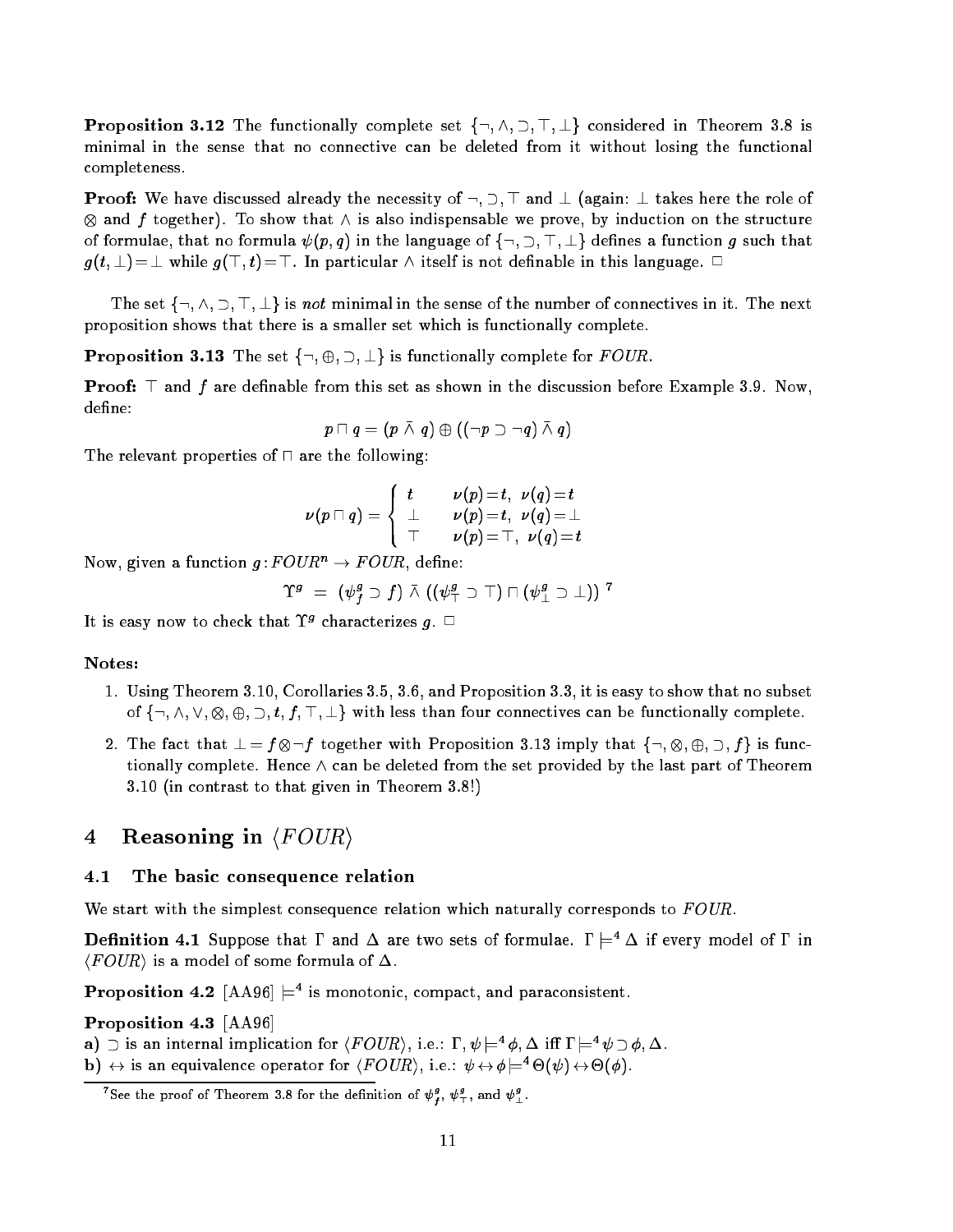**Proposition 3.12** The functionally complete set $\{\neg, \wedge, \supset, \top, \bot\}$ considered in Theorem 3.8 is minimal in the sense that no connective can be deleted from it without losing the functional completeness.

**Proof:** We have discussed already the necessity of $\neg, \supset, \top$ and $\bot$ (again: $\bot$ takes here the role of $\otimes$ and $f$ together). To show that $\wedge$ is also indispensable we prove, by induction on the structure of formulae, that no formula $\psi(p, q)$ in the language of $\{\neg, \supset, \top, \bot\}$ defines a function $g$ such that $g(t, \bot) = \bot$ while $g(\top, t) = \top$. In particular $\wedge$ itself is not definable in this language. $\Box$

The set $\{\neg, \wedge, \supset, \top, \bot\}$ is *not* minimal in the sense of the number of connectives in it. The next proposition shows that there is a smaller set which is functionally complete.

**Proposition 3.13** The set $\{\neg, \oplus, \supset, \bot\}$ is functionally complete for *FOUR*.

**Proof:** $\top$ and $f$ are definable from this set as shown in the discussion before Example 3.9. Now, define:

$$p \sqcap q = (p \mathbin{\bar{\wedge}} q) \oplus ((\neg p \supset \neg q) \mathbin{\bar{\wedge}} q)$$

The relevant properties of $\sqcap$ are the following:

$$\nu(p \sqcap q) = \begin{cases} t & \nu(p) = t,\ \nu(q) = t \\ \bot & \nu(p) = t,\ \nu(q) = \bot \\ \top & \nu(p) = \top,\ \nu(q) = t \end{cases}$$

Now, given a function $g : FOUR^n \to FOUR$, define:

$$\Upsilon^g \;=\; (\psi^g_f \supset f) \mathbin{\bar{\wedge}} ((\psi^g_\top \supset \top) \sqcap (\psi^g_\bot \supset \bot))\ ^7$$

It is easy now to check that $\Upsilon^g$ characterizes $g$. $\Box$

**Notes:**

1. Using Theorem 3.10, Corollaries 3.5, 3.6, and Proposition 3.3, it is easy to show that no subset of $\{\neg, \wedge, \vee, \otimes, \oplus, \supset, t, f, \top, \bot\}$ with less than four connectives can be functionally complete.

2. The fact that $\bot = f \otimes \neg f$ together with Proposition 3.13 imply that $\{\neg, \otimes, \oplus, \supset, f\}$ is functionally complete. Hence $\wedge$ can be deleted from the set provided by the last part of Theorem 3.10 (in contrast to that given in Theorem 3.8!)

# 4 Reasoning in $\langle FOUR \rangle$

## 4.1 The basic consequence relation

We start with the simplest consequence relation which naturally corresponds to *FOUR*.

**Definition 4.1** Suppose that $\Gamma$ and $\Delta$ are two sets of formulae. $\Gamma \models^4 \Delta$ if every model of $\Gamma$ in $\langle FOUR \rangle$ is a model of some formula of $\Delta$.

**Proposition 4.2** [AA96] $\models^4$ is monotonic, compact, and paraconsistent.

**Proposition 4.3** [AA96]

**a)** $\supset$ is an internal implication for $\langle FOUR \rangle$, i.e.: $\Gamma, \psi \models^4 \phi, \Delta$ iff $\Gamma \models^4 \psi \supset \phi, \Delta$.

**b)** $\leftrightarrow$ is an equivalence operator for $\langle FOUR \rangle$, i.e.: $\psi \leftrightarrow \phi \models^4 \Theta(\psi) \leftrightarrow \Theta(\phi)$.

[7] See the proof of Theorem 3.8 for the definition of $\psi^g_f$, $\psi^g_\top$, and $\psi^g_\bot$.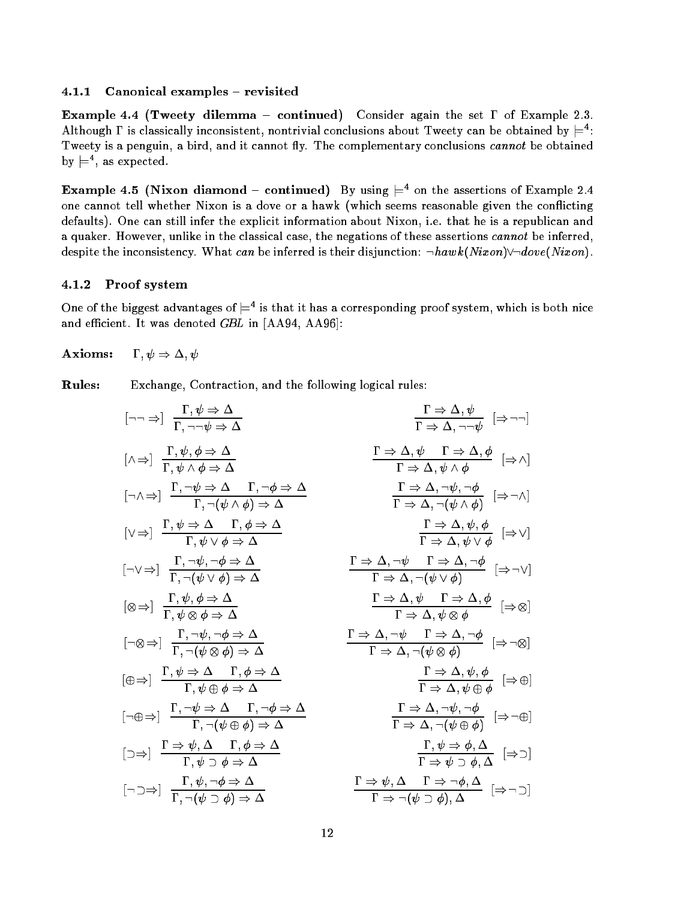### 4.1.1 Canonical examples – revisited

**Example 4.4 (Tweety dilemma – continued)** Consider again the set $\Gamma$ of Example 2.3. Although $\Gamma$ is classically inconsistent, nontrivial conclusions about Tweety can be obtained by $\models^4$: Tweety is a penguin, a bird, and it cannot fly. The complementary conclusions *cannot* be obtained by $\models^4$, as expected.

**Example 4.5 (Nixon diamond – continued)** By using $\models^4$ on the assertions of Example 2.4 one cannot tell whether Nixon is a dove or a hawk (which seems reasonable given the conflicting defaults). One can still infer the explicit information about Nixon, i.e. that he is a republican and a quaker. However, unlike in the classical case, the negations of these assertions *cannot* be inferred, despite the inconsistency. What *can* be inferred is their disjunction: $\neg hawk(Nixon) \vee \neg dove(Nixon)$.

### 4.1.2 Proof system

One of the biggest advantages of $\models^4$ is that it has a corresponding proof system, which is both nice and efficient. It was denoted *GBL* in [AA94, AA96]:

**Axioms:** $\Gamma, \psi \Rightarrow \Delta, \psi$

**Rules:** Exchange, Contraction, and the following logical rules:

$$[\neg\neg\Rightarrow]\ \frac{\Gamma, \psi \Rightarrow \Delta}{\Gamma, \neg\neg\psi \Rightarrow \Delta} \qquad\qquad \frac{\Gamma \Rightarrow \Delta, \psi}{\Gamma \Rightarrow \Delta, \neg\neg\psi}\ [\Rightarrow\neg\neg]$$

$$[\wedge\Rightarrow]\ \frac{\Gamma, \psi, \phi \Rightarrow \Delta}{\Gamma, \psi \wedge \phi \Rightarrow \Delta} \qquad\qquad \frac{\Gamma \Rightarrow \Delta, \psi \quad \Gamma \Rightarrow \Delta, \phi}{\Gamma \Rightarrow \Delta, \psi \wedge \phi}\ [\Rightarrow\wedge]$$

$$[\neg\wedge\Rightarrow]\ \frac{\Gamma, \neg\psi \Rightarrow \Delta \quad \Gamma, \neg\phi \Rightarrow \Delta}{\Gamma, \neg(\psi \wedge \phi) \Rightarrow \Delta} \qquad\qquad \frac{\Gamma \Rightarrow \Delta, \neg\psi, \neg\phi}{\Gamma \Rightarrow \Delta, \neg(\psi \wedge \phi)}\ [\Rightarrow\neg\wedge]$$

$$[\vee\Rightarrow]\ \frac{\Gamma, \psi \Rightarrow \Delta \quad \Gamma, \phi \Rightarrow \Delta}{\Gamma, \psi \vee \phi \Rightarrow \Delta} \qquad\qquad \frac{\Gamma \Rightarrow \Delta, \psi, \phi}{\Gamma \Rightarrow \Delta, \psi \vee \phi}\ [\Rightarrow\vee]$$

$$[\neg\vee\Rightarrow]\ \frac{\Gamma, \neg\psi, \neg\phi \Rightarrow \Delta}{\Gamma, \neg(\psi \vee \phi) \Rightarrow \Delta} \qquad\qquad \frac{\Gamma \Rightarrow \Delta, \neg\psi \quad \Gamma \Rightarrow \Delta, \neg\phi}{\Gamma \Rightarrow \Delta, \neg(\psi \vee \phi)}\ [\Rightarrow\neg\vee]$$

$$[\otimes\Rightarrow]\ \frac{\Gamma, \psi, \phi \Rightarrow \Delta}{\Gamma, \psi \otimes \phi \Rightarrow \Delta} \qquad\qquad \frac{\Gamma \Rightarrow \Delta, \psi \quad \Gamma \Rightarrow \Delta, \phi}{\Gamma \Rightarrow \Delta, \psi \otimes \phi}\ [\Rightarrow\otimes]$$

$$[\neg\otimes\Rightarrow]\ \frac{\Gamma, \neg\psi, \neg\phi \Rightarrow \Delta}{\Gamma, \neg(\psi \otimes \phi) \Rightarrow \Delta} \qquad\qquad \frac{\Gamma \Rightarrow \Delta, \neg\psi \quad \Gamma \Rightarrow \Delta, \neg\phi}{\Gamma \Rightarrow \Delta, \neg(\psi \otimes \phi)}\ [\Rightarrow\neg\otimes]$$

$$[\oplus\Rightarrow]\ \frac{\Gamma, \psi \Rightarrow \Delta \quad \Gamma, \phi \Rightarrow \Delta}{\Gamma, \psi \oplus \phi \Rightarrow \Delta} \qquad\qquad \frac{\Gamma \Rightarrow \Delta, \psi, \phi}{\Gamma \Rightarrow \Delta, \psi \oplus \phi}\ [\Rightarrow\oplus]$$

$$[\neg\oplus\Rightarrow]\ \frac{\Gamma, \neg\psi \Rightarrow \Delta \quad \Gamma, \neg\phi \Rightarrow \Delta}{\Gamma, \neg(\psi \oplus \phi) \Rightarrow \Delta} \qquad\qquad \frac{\Gamma \Rightarrow \Delta, \neg\psi, \neg\phi}{\Gamma \Rightarrow \Delta, \neg(\psi \oplus \phi)}\ [\Rightarrow\neg\oplus]$$

$$[\supset\Rightarrow]\ \frac{\Gamma \Rightarrow \psi, \Delta \quad \Gamma, \phi \Rightarrow \Delta}{\Gamma, \psi \supset \phi \Rightarrow \Delta} \qquad\qquad \frac{\Gamma, \psi \Rightarrow \phi, \Delta}{\Gamma \Rightarrow \psi \supset \phi, \Delta}\ [\Rightarrow\supset]$$

$$[\neg\supset\Rightarrow]\ \frac{\Gamma, \psi, \neg\phi \Rightarrow \Delta}{\Gamma, \neg(\psi \supset \phi) \Rightarrow \Delta} \qquad\qquad \frac{\Gamma \Rightarrow \psi, \Delta \quad \Gamma \Rightarrow \neg\phi, \Delta}{\Gamma \Rightarrow \neg(\psi \supset \phi), \Delta}\ [\Rightarrow\neg\supset]$$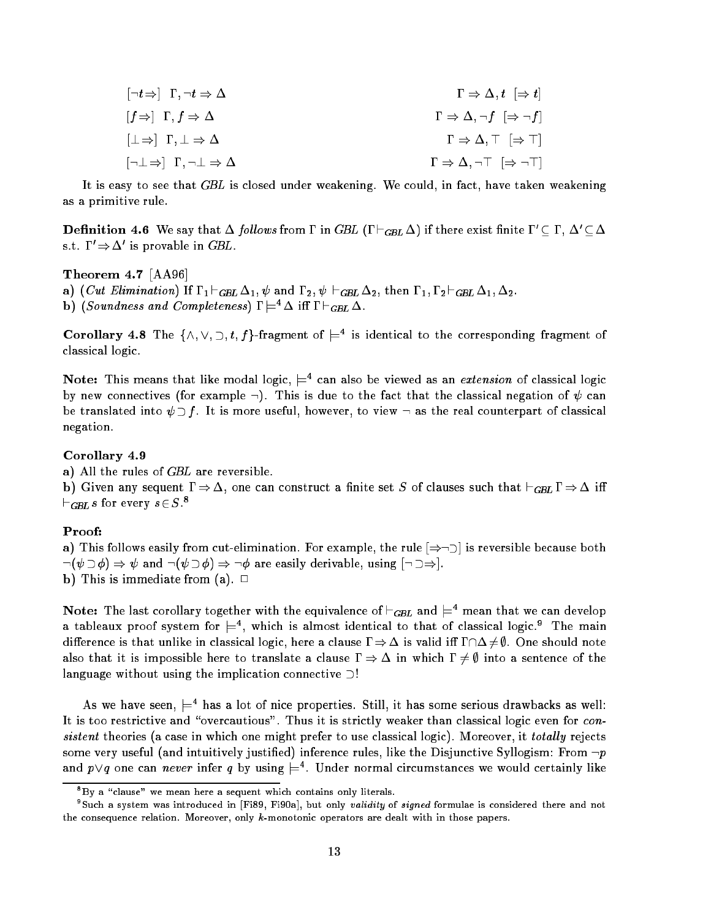$[\neg t \Rightarrow]\ \ \Gamma, \neg t \Rightarrow \Delta$ $\qquad\qquad$ $\Gamma \Rightarrow \Delta, t\ \ [\Rightarrow t]$

$[f \Rightarrow]\ \ \Gamma, f \Rightarrow \Delta$ $\qquad\qquad$ $\Gamma \Rightarrow \Delta, \neg f\ \ [\Rightarrow \neg f]$

$[\bot \Rightarrow]\ \ \Gamma, \bot \Rightarrow \Delta$ $\qquad\qquad$ $\Gamma \Rightarrow \Delta, \top\ \ [\Rightarrow \top]$

$[\neg\bot \Rightarrow]\ \ \Gamma, \neg\bot \Rightarrow \Delta$ $\qquad\qquad$ $\Gamma \Rightarrow \Delta, \neg\top\ \ [\Rightarrow \neg\top]$

It is easy to see that *GBL* is closed under weakening. We could, in fact, have taken weakening as a primitive rule.

**Definition 4.6** We say that $\Delta$ *follows* from $\Gamma$ in *GBL* ($\Gamma \vdash_{GBL} \Delta$) if there exist finite $\Gamma' \subseteq \Gamma$, $\Delta' \subseteq \Delta$ s.t. $\Gamma' \Rightarrow \Delta'$ is provable in *GBL*.

**Theorem 4.7** [AA96]
**a)** (*Cut Elimination*) If $\Gamma_1 \vdash_{GBL} \Delta_1, \psi$ and $\Gamma_2, \psi \vdash_{GBL} \Delta_2$, then $\Gamma_1, \Gamma_2 \vdash_{GBL} \Delta_1, \Delta_2$.
**b)** (*Soundness and Completeness*) $\Gamma \models^4 \Delta$ iff $\Gamma \vdash_{GBL} \Delta$.

**Corollary 4.8** The $\{\wedge, \vee, \supset, t, f\}$-fragment of $\models^4$ is identical to the corresponding fragment of classical logic.

**Note:** This means that like modal logic, $\models^4$ can also be viewed as an *extension* of classical logic by new connectives (for example $\neg$). This is due to the fact that the classical negation of $\psi$ can be translated into $\psi \supset f$. It is more useful, however, to view $\neg$ as the real counterpart of classical negation.

**Corollary 4.9**
**a)** All the rules of *GBL* are reversible.
**b)** Given any sequent $\Gamma \Rightarrow \Delta$, one can construct a finite set $S$ of clauses such that $\vdash_{GBL} \Gamma \Rightarrow \Delta$ iff $\vdash_{GBL} s$ for every $s \in S$.[8]

**Proof:**
**a)** This follows easily from cut-elimination. For example, the rule $[\Rightarrow\neg\supset]$ is reversible because both $\neg(\psi \supset \phi) \Rightarrow \psi$ and $\neg(\psi \supset \phi) \Rightarrow \neg\phi$ are easily derivable, using $[\neg\supset\Rightarrow]$.
**b)** This is immediate from (a). $\Box$

**Note:** The last corollary together with the equivalence of $\vdash_{GBL}$ and $\models^4$ mean that we can develop a tableaux proof system for $\models^4$, which is almost identical to that of classical logic.[9] The main difference is that unlike in classical logic, here a clause $\Gamma \Rightarrow \Delta$ is valid iff $\Gamma \cap \Delta \neq \emptyset$. One should note also that it is impossible here to translate a clause $\Gamma \Rightarrow \Delta$ in which $\Gamma \neq \emptyset$ into a sentence of the language without using the implication connective $\supset$!

As we have seen, $\models^4$ has a lot of nice properties. Still, it has some serious drawbacks as well: It is too restrictive and "overcautious". Thus it is strictly weaker than classical logic even for *consistent* theories (a case in which one might prefer to use classical logic). Moreover, it *totally* rejects some very useful (and intuitively justified) inference rules, like the Disjunctive Syllogism: From $\neg p$ and $p \vee q$ one can *never* infer $q$ by using $\models^4$. Under normal circumstances we would certainly like

[8] By a "clause" we mean here a sequent which contains only literals.

[9] Such a system was introduced in [Fi89, Fi90a], but only *validity* of *signed* formulae is considered there and not the consequence relation. Moreover, only $k$-monotonic operators are dealt with in those papers.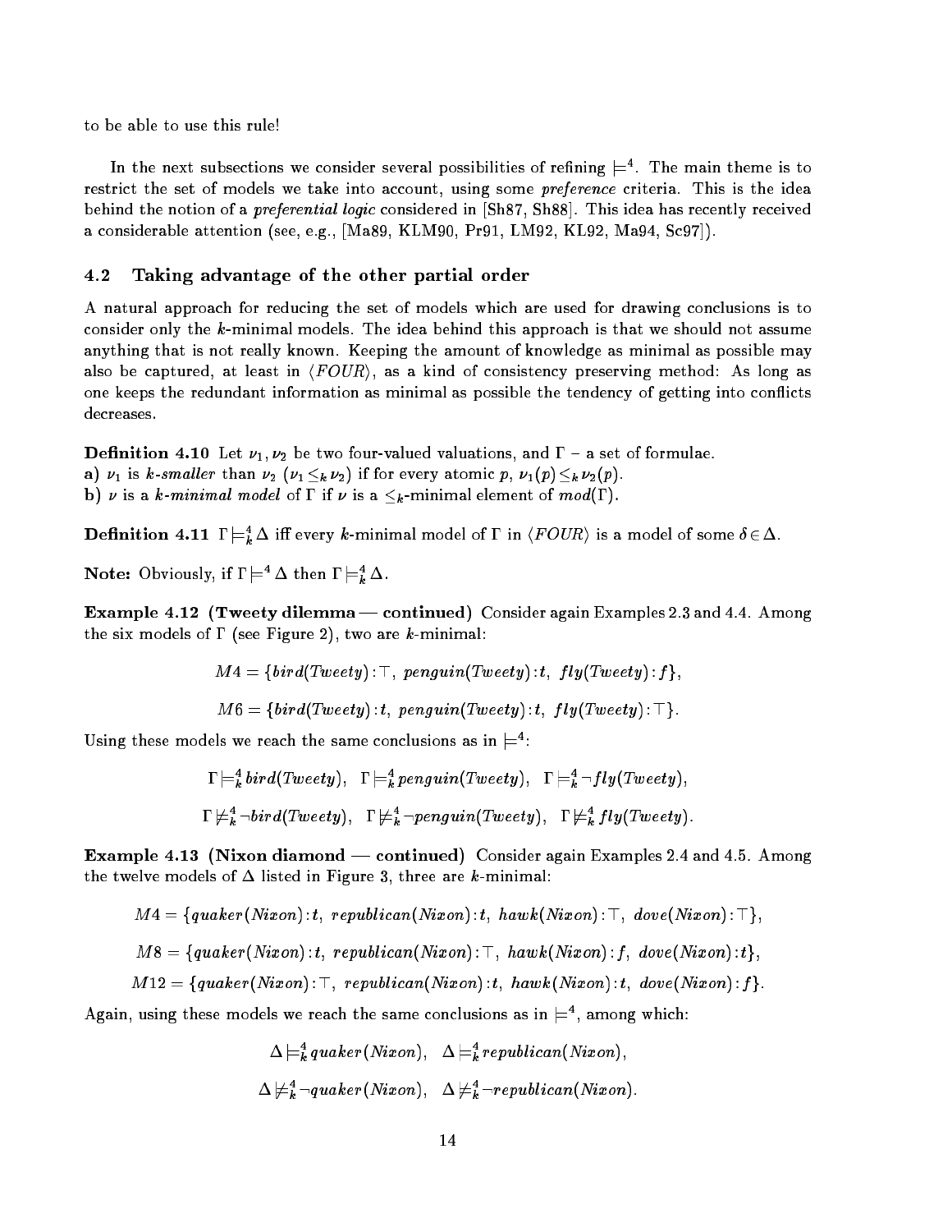to be able to use this rule!

In the next subsections we consider several possibilities of refining $\models^4$. The main theme is to restrict the set of models we take into account, using some *preference* criteria. This is the idea behind the notion of a *preferential logic* considered in [Sh87, Sh88]. This idea has recently received a considerable attention (see, e.g., [Ma89, KLM90, Pr91, LM92, KL92, Ma94, Sc97]).

### 4.2 Taking advantage of the other partial order

A natural approach for reducing the set of models which are used for drawing conclusions is to consider only the $k$-minimal models. The idea behind this approach is that we should not assume anything that is not really known. Keeping the amount of knowledge as minimal as possible may also be captured, at least in $\langle FOUR \rangle$, as a kind of consistency preserving method: As long as one keeps the redundant information as minimal as possible the tendency of getting into conflicts decreases.

**Definition 4.10** Let $\nu_1, \nu_2$ be two four-valued valuations, and $\Gamma$ – a set of formulae.
**a)** $\nu_1$ is *k-smaller* than $\nu_2$ ($\nu_1 \leq_k \nu_2$) if for every atomic $p$, $\nu_1(p) \leq_k \nu_2(p)$.
**b)** $\nu$ is a *k-minimal model* of $\Gamma$ if $\nu$ is a $\leq_k$-minimal element of $mod(\Gamma)$.

**Definition 4.11** $\Gamma \models^4_k \Delta$ iff every $k$-minimal model of $\Gamma$ in $\langle FOUR \rangle$ is a model of some $\delta \in \Delta$.

**Note:** Obviously, if $\Gamma \models^4 \Delta$ then $\Gamma \models^4_k \Delta$.

**Example 4.12 (Tweety dilemma — continued)** Consider again Examples 2.3 and 4.4. Among the six models of $\Gamma$ (see Figure 2), two are $k$-minimal:

$$M4 = \{bird(Tweety):\top,\ penguin(Tweety):t,\ fly(Tweety):f\},$$

$$M6 = \{bird(Tweety):t,\ penguin(Tweety):t,\ fly(Tweety):\top\}.$$

Using these models we reach the same conclusions as in $\models^4$:

$$\Gamma \models^4_k bird(Tweety), \quad \Gamma \models^4_k penguin(Tweety), \quad \Gamma \models^4_k \neg fly(Tweety),$$

$$\Gamma \not\models^4_k \neg bird(Tweety), \quad \Gamma \not\models^4_k \neg penguin(Tweety), \quad \Gamma \not\models^4_k fly(Tweety).$$

**Example 4.13 (Nixon diamond — continued)** Consider again Examples 2.4 and 4.5. Among the twelve models of $\Delta$ listed in Figure 3, three are $k$-minimal:

$$M4 = \{quaker(Nixon):t,\ republican(Nixon):t,\ hawk(Nixon):\top,\ dove(Nixon):\top\},$$

$$M8 = \{quaker(Nixon):t,\ republican(Nixon):\top,\ hawk(Nixon):f,\ dove(Nixon):t\},$$

$$M12 = \{quaker(Nixon):\top,\ republican(Nixon):t,\ hawk(Nixon):t,\ dove(Nixon):f\}.$$

Again, using these models we reach the same conclusions as in $\models^4$, among which:

$$\Delta \models^4_k quaker(Nixon), \quad \Delta \models^4_k republican(Nixon),$$

$$\Delta \not\models^4_k \neg quaker(Nixon), \quad \Delta \not\models^4_k \neg republican(Nixon).$$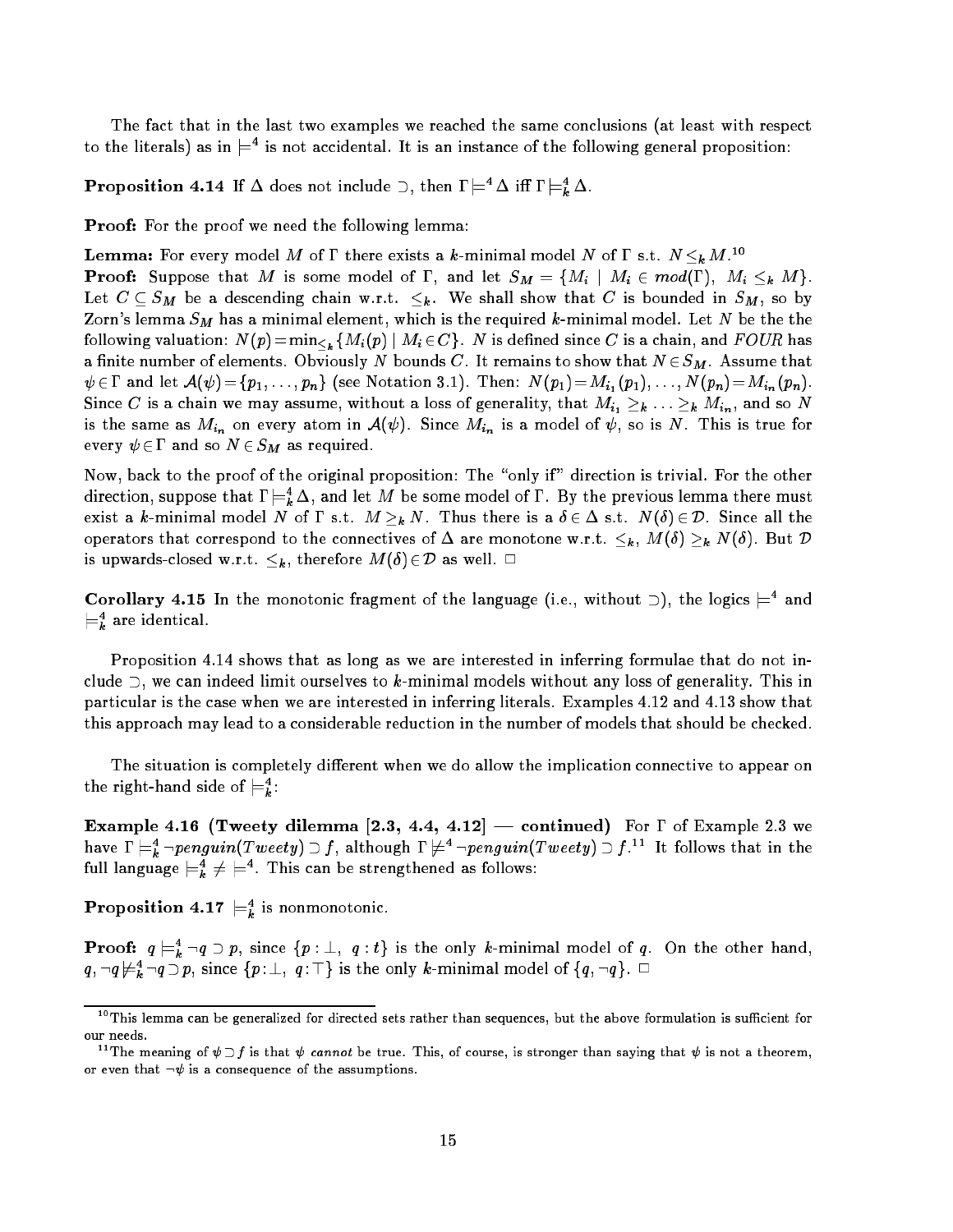The fact that in the last two examples we reached the same conclusions (at least with respect to the literals) as in $\models^4$ is not accidental. It is an instance of the following general proposition:

**Proposition 4.14** If $\Delta$ does not include $\supset$, then $\Gamma \models^4 \Delta$ iff $\Gamma \models^4_k \Delta$.

**Proof:** For the proof we need the following lemma:

**Lemma:** For every model $M$ of $\Gamma$ there exists a $k$-minimal model $N$ of $\Gamma$ s.t. $N \leq_k M$.[10]

**Proof:** Suppose that $M$ is some model of $\Gamma$, and let $S_M = \{M_i \mid M_i \in mod(\Gamma),\ M_i \leq_k M\}$. Let $C \subseteq S_M$ be a descending chain w.r.t. $\leq_k$. We shall show that $C$ is bounded in $S_M$, so by Zorn's lemma $S_M$ has a minimal element, which is the required $k$-minimal model. Let $N$ be the the following valuation: $N(p) = \min_{\leq_k}\{M_i(p) \mid M_i \in C\}$. $N$ is defined since $C$ is a chain, and $FOUR$ has a finite number of elements. Obviously $N$ bounds $C$. It remains to show that $N \in S_M$. Assume that $\psi \in \Gamma$ and let $\mathcal{A}(\psi) = \{p_1, \ldots, p_n\}$ (see Notation 3.1). Then: $N(p_1) = M_{i_1}(p_1), \ldots, N(p_n) = M_{i_n}(p_n)$. Since $C$ is a chain we may assume, without a loss of generality, that $M_{i_1} \geq_k \ldots \geq_k M_{i_n}$, and so $N$ is the same as $M_{i_n}$ on every atom in $\mathcal{A}(\psi)$. Since $M_{i_n}$ is a model of $\psi$, so is $N$. This is true for every $\psi \in \Gamma$ and so $N \in S_M$ as required.

Now, back to the proof of the original proposition: The "only if" direction is trivial. For the other direction, suppose that $\Gamma \models^4_k \Delta$, and let $M$ be some model of $\Gamma$. By the previous lemma there must exist a $k$-minimal model $N$ of $\Gamma$ s.t. $M \geq_k N$. Thus there is a $\delta \in \Delta$ s.t. $N(\delta) \in \mathcal{D}$. Since all the operators that correspond to the connectives of $\Delta$ are monotone w.r.t. $\leq_k$, $M(\delta) \geq_k N(\delta)$. But $\mathcal{D}$ is upwards-closed w.r.t. $\leq_k$, therefore $M(\delta) \in \mathcal{D}$ as well. $\Box$

**Corollary 4.15** In the monotonic fragment of the language (i.e., without $\supset$), the logics $\models^4$ and $\models^4_k$ are identical.

Proposition 4.14 shows that as long as we are interested in inferring formulae that do not include $\supset$, we can indeed limit ourselves to $k$-minimal models without any loss of generality. This in particular is the case when we are interested in inferring literals. Examples 4.12 and 4.13 show that this approach may lead to a considerable reduction in the number of models that should be checked.

The situation is completely different when we do allow the implication connective to appear on the right-hand side of $\models^4_k$:

**Example 4.16 (Tweety dilemma [2.3, 4.4, 4.12] — continued)** For $\Gamma$ of Example 2.3 we have $\Gamma \models^4_k \neg penguin(Tweety) \supset f$, although $\Gamma \not\models^4 \neg penguin(Tweety) \supset f$.[11] It follows that in the full language $\models^4_k \neq \models^4$. This can be strengthened as follows:

**Proposition 4.17** $\models^4_k$ is nonmonotonic.

**Proof:** $q \models^4_k \neg q \supset p$, since $\{p : \bot,\ q : t\}$ is the only $k$-minimal model of $q$. On the other hand, $q, \neg q \not\models^4_k \neg q \supset p$, since $\{p : \bot,\ q : \top\}$ is the only $k$-minimal model of $\{q, \neg q\}$. $\Box$

---

[10] This lemma can be generalized for directed sets rather than sequences, but the above formulation is sufficient for our needs.

[11] The meaning of $\psi \supset f$ is that $\psi$ *cannot* be true. This, of course, is stronger than saying that $\psi$ is not a theorem, or even that $\neg\psi$ is a consequence of the assumptions.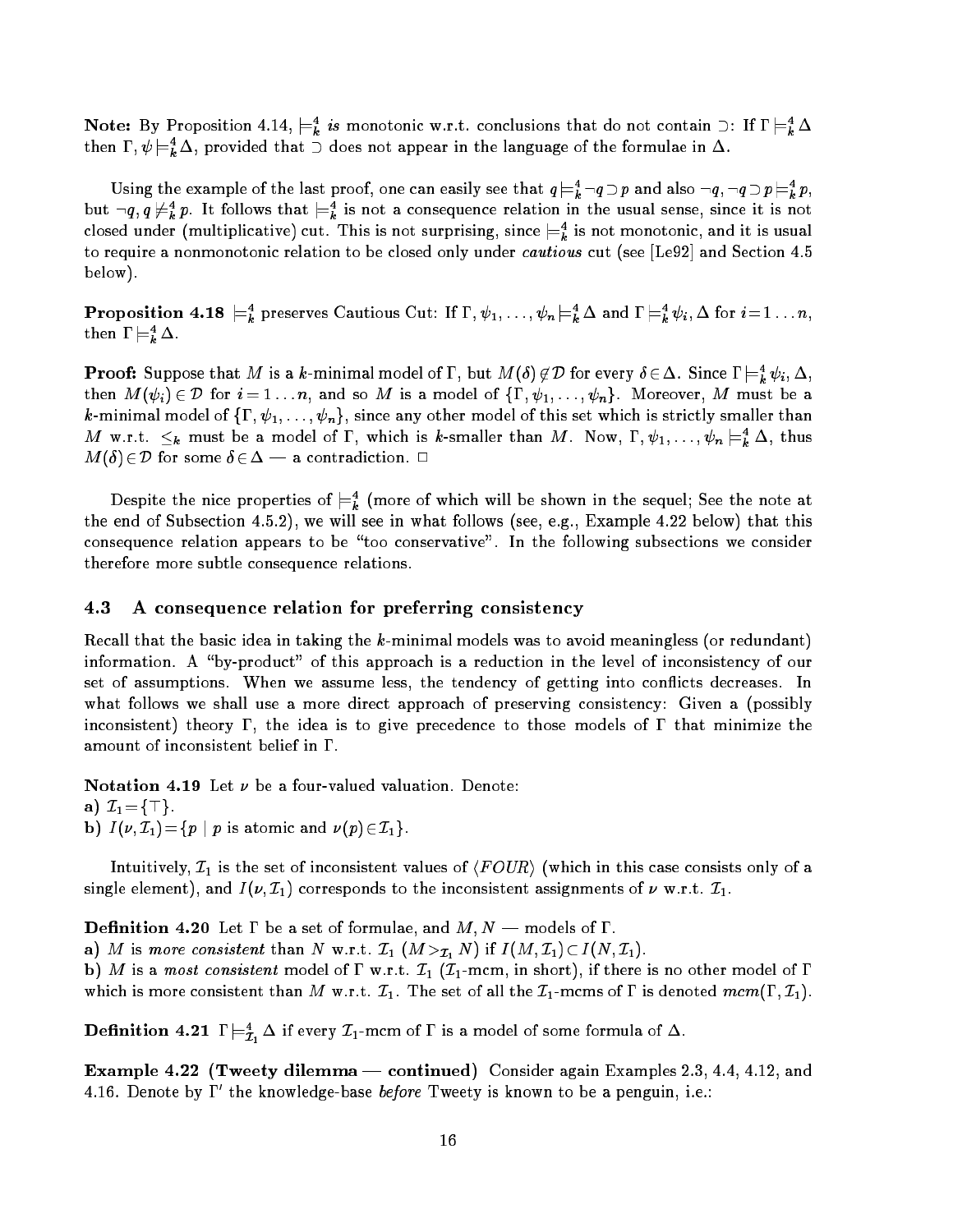**Note:** By Proposition 4.14, $\models^4_k$ *is* monotonic w.r.t. conclusions that do not contain $\supset$: If $\Gamma \models^4_k \Delta$ then $\Gamma, \psi \models^4_k \Delta$, provided that $\supset$ does not appear in the language of the formulae in $\Delta$.

Using the example of the last proof, one can easily see that $q \models^4_k \neg q \supset p$ and also $\neg q, \neg q \supset p \models^4_k p$, but $\neg q, q \not\models^4_k p$. It follows that $\models^4_k$ is not a consequence relation in the usual sense, since it is not closed under (multiplicative) cut. This is not surprising, since $\models^4_k$ is not monotonic, and it is usual to require a nonmonotonic relation to be closed only under *cautious* cut (see [Le92] and Section 4.5 below).

**Proposition 4.18** $\models^4_k$ preserves Cautious Cut: If $\Gamma, \psi_1, \ldots, \psi_n \models^4_k \Delta$ and $\Gamma \models^4_k \psi_i, \Delta$ for $i = 1 \ldots n$, then $\Gamma \models^4_k \Delta$.

**Proof:** Suppose that $M$ is a $k$-minimal model of $\Gamma$, but $M(\delta) \notin \mathcal{D}$ for every $\delta \in \Delta$. Since $\Gamma \models^4_k \psi_i, \Delta$, then $M(\psi_i) \in \mathcal{D}$ for $i = 1 \ldots n$, and so $M$ is a model of $\{\psi_1, \ldots, \psi_n\}$. Moreover, $M$ must be a $k$-minimal model of $\{\Gamma, \psi_1, \ldots, \psi_n\}$, since any other model of this set which is strictly smaller than $M$ w.r.t. $\leq_k$ must be a model of $\Gamma$, which is $k$-smaller than $M$. Now, $\Gamma, \psi_1, \ldots, \psi_n \models^4_k \Delta$, thus $M(\delta) \in \mathcal{D}$ for some $\delta \in \Delta$ — a contradiction. $\Box$

Despite the nice properties of $\models^4_k$ (more of which will be shown in the sequel; See the note at the end of Subsection 4.5.2), we will see in what follows (see, e.g., Example 4.22 below) that this consequence relation appears to be "too conservative". In the following subsections we consider therefore more subtle consequence relations.

## 4.3 A consequence relation for preferring consistency

Recall that the basic idea in taking the $k$-minimal models was to avoid meaningless (or redundant) information. A "by-product" of this approach is a reduction in the level of inconsistency of our set of assumptions. When we assume less, the tendency of getting into conflicts decreases. In what follows we shall use a more direct approach of preserving consistency: Given a (possibly inconsistent) theory $\Gamma$, the idea is to give precedence to those models of $\Gamma$ that minimize the amount of inconsistent belief in $\Gamma$.

**Notation 4.19** Let $\nu$ be a four-valued valuation. Denote:
**a)** $\mathcal{I}_1 = \{\top\}$.
**b)** $I(\nu, \mathcal{I}_1) = \{p \mid p \text{ is atomic and } \nu(p) \in \mathcal{I}_1\}$.

Intuitively, $\mathcal{I}_1$ is the set of inconsistent values of $\langle FOUR \rangle$ (which in this case consists only of a single element), and $I(\nu, \mathcal{I}_1)$ corresponds to the inconsistent assignments of $\nu$ w.r.t. $\mathcal{I}_1$.

**Definition 4.20** Let $\Gamma$ be a set of formulae, and $M, N$ — models of $\Gamma$.
**a)** $M$ is *more consistent* than $N$ w.r.t. $\mathcal{I}_1$ ($M >_{\mathcal{I}_1} N$) if $I(M, \mathcal{I}_1) \subset I(N, \mathcal{I}_1)$.
**b)** $M$ is a *most consistent* model of $\Gamma$ w.r.t. $\mathcal{I}_1$ ($\mathcal{I}_1$-mcm, in short), if there is no other model of $\Gamma$ which is more consistent than $M$ w.r.t. $\mathcal{I}_1$. The set of all the $\mathcal{I}_1$-mcms of $\Gamma$ is denoted $mcm(\Gamma, \mathcal{I}_1)$.

**Definition 4.21** $\Gamma \models^4_{\mathcal{I}_1} \Delta$ if every $\mathcal{I}_1$-mcm of $\Gamma$ is a model of some formula of $\Delta$.

**Example 4.22 (Tweety dilemma — continued)** Consider again Examples 2.3, 4.4, 4.12, and 4.16. Denote by $\Gamma'$ the knowledge-base *before* Tweety is known to be a penguin, i.e.: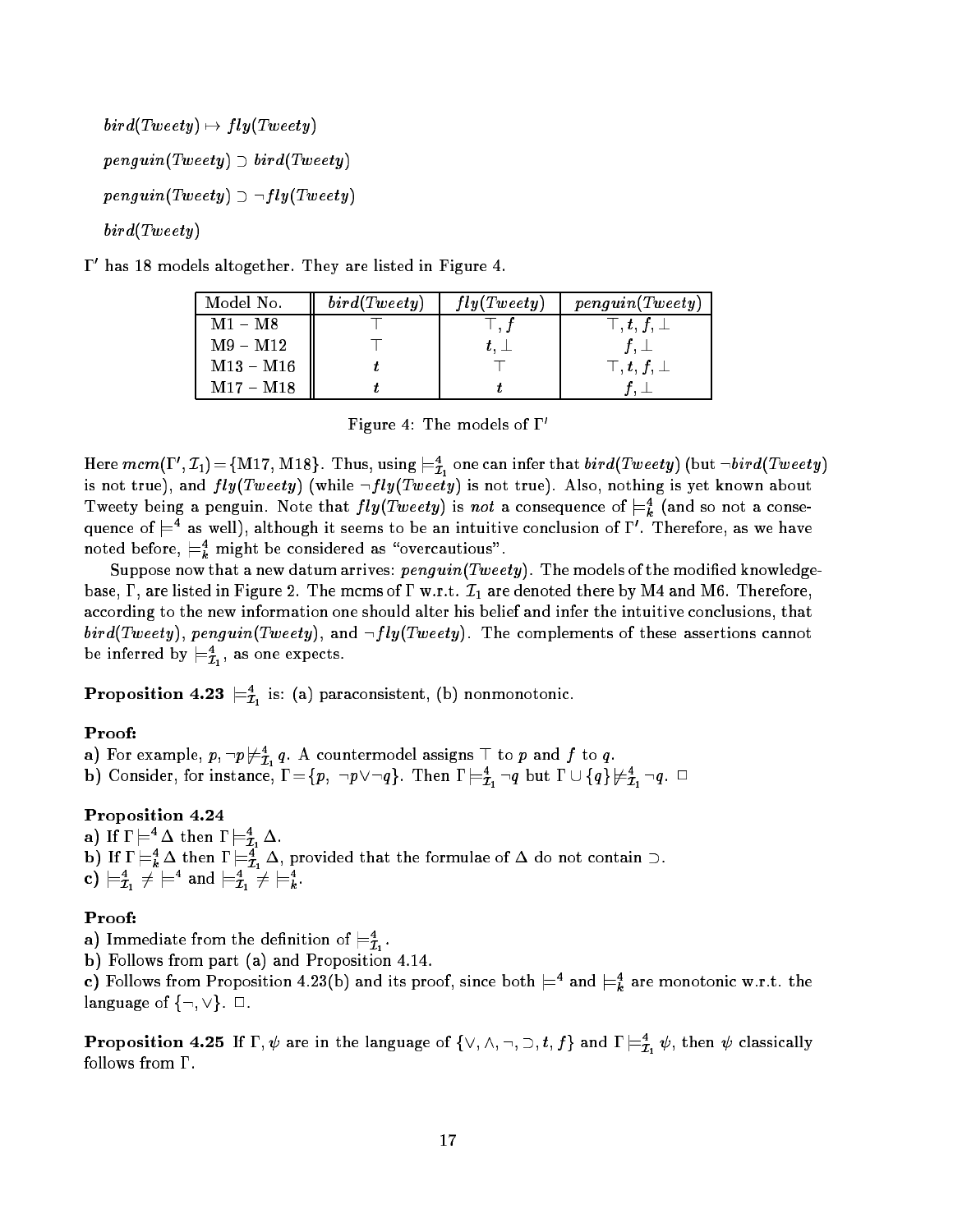$bird(Tweety) \mapsto fly(Tweety)$

$penguin(Tweety) \supset bird(Tweety)$

$penguin(Tweety) \supset \neg fly(Tweety)$

$bird(Tweety)$

$\Gamma'$ has 18 models altogether. They are listed in Figure 4.

| Model No. | $bird(Tweety)$ | $fly(Tweety)$ | $penguin(Tweety)$ |
|---|---|---|---|
| M1 – M8 | $\top$ | $\top, f$ | $\top, t, f, \bot$ |
| M9 – M12 | $\top$ | $t, \bot$ | $f, \bot$ |
| M13 – M16 | $t$ | $\top$ | $\top, t, f, \bot$ |
| M17 – M18 | $t$ | $t$ | $f, \bot$ |

Figure 4: The models of $\Gamma'$

Here $mcm(\Gamma', \mathcal{I}_1) = \{\text{M17, M18}\}$. Thus, using $\models^4_{\mathcal{I}_1}$ one can infer that $bird(Tweety)$ (but $\neg bird(Tweety)$ is not true), and $fly(Tweety)$ (while $\neg fly(Tweety)$ is not true). Also, nothing is yet known about Tweety being a penguin. Note that $fly(Tweety)$ is *not* a consequence of $\models^4_k$ (and so not a consequence of $\models^4$ as well), although it seems to be an intuitive conclusion of $\Gamma'$. Therefore, as we have noted before, $\models^4_k$ might be considered as "overcautious".

Suppose now that a new datum arrives: $penguin(Tweety)$. The models of the modified knowledge-base, $\Gamma$, are listed in Figure 2. The mcms of $\Gamma$ w.r.t. $\mathcal{I}_1$ are denoted there by M4 and M6. Therefore, according to the new information one should alter his belief and infer the intuitive conclusions, that $bird(Tweety)$, $penguin(Tweety)$, and $\neg fly(Tweety)$. The complements of these assertions cannot be inferred by $\models^4_{\mathcal{I}_1}$, as one expects.

**Proposition 4.23** $\models^4_{\mathcal{I}_1}$ is: (a) paraconsistent, (b) nonmonotonic.

**Proof:**
**a)** For example, $p, \neg p \not\models^4_{\mathcal{I}_1} q$. A countermodel assigns $\top$ to $p$ and $f$ to $q$.
**b)** Consider, for instance, $\Gamma = \{p, \ \neg p \vee \neg q\}$. Then $\Gamma \models^4_{\mathcal{I}_1} \neg q$ but $\Gamma \cup \{q\} \not\models^4_{\mathcal{I}_1} \neg q$. $\Box$

**Proposition 4.24**
**a)** If $\Gamma \models^4 \Delta$ then $\Gamma \models^4_{\mathcal{I}_1} \Delta$.
**b)** If $\Gamma \models^4_k \Delta$ then $\Gamma \models^4_{\mathcal{I}_1} \Delta$, provided that the formulae of $\Delta$ do not contain $\supset$.
**c)** $\models^4_{\mathcal{I}_1} \neq \models^4$ and $\models^4_{\mathcal{I}_1} \neq \models^4_k$.

**Proof:**
**a)** Immediate from the definition of $\models^4_{\mathcal{I}_1}$.
**b)** Follows from part (a) and Proposition 4.14.
**c)** Follows from Proposition 4.23(b) and its proof, since both $\models^4$ and $\models^4_k$ are monotonic w.r.t. the language of $\{\neg, \vee\}$. $\Box$.

**Proposition 4.25** If $\Gamma, \psi$ are in the language of $\{\vee, \wedge, \neg, \supset, t, f\}$ and $\Gamma \models^4_{\mathcal{I}_1} \psi$, then $\psi$ classically follows from $\Gamma$.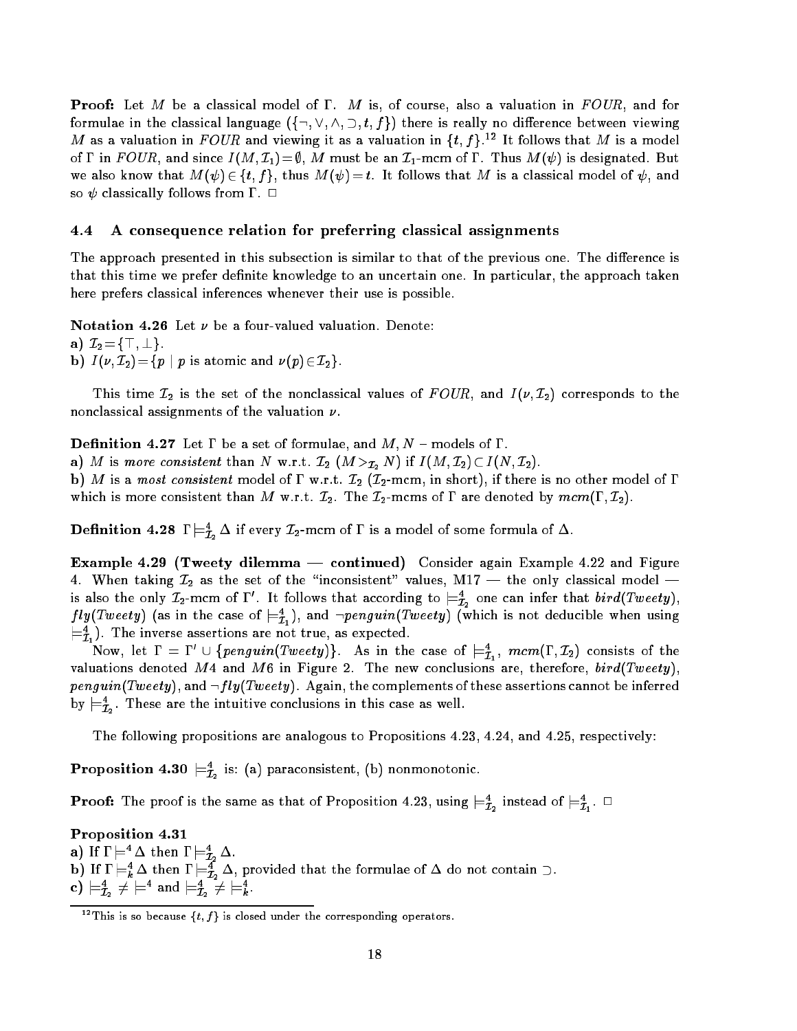**Proof:** Let $M$ be a classical model of $\Gamma$. $M$ is, of course, also a valuation in $FOUR$, and for formulae in the classical language ($\{\neg, \vee, \wedge, \supset, t, f\}$) there is really no difference between viewing $M$ as a valuation in $FOUR$ and viewing it as a valuation in $\{t, f\}$.[12] It follows that $M$ is a model of $\Gamma$ in $FOUR$, and since $I(M, \mathcal{I}_1) = \emptyset$, $M$ must be an $\mathcal{I}_1$-mcm of $\Gamma$. Thus $M(\psi)$ is designated. But we also know that $M(\psi) \in \{t, f\}$, thus $M(\psi) = t$. It follows that $M$ is a classical model of $\psi$, and so $\psi$ classically follows from $\Gamma$. $\Box$

### 4.4 A consequence relation for preferring classical assignments

The approach presented in this subsection is similar to that of the previous one. The difference is that this time we prefer definite knowledge to an uncertain one. In particular, the approach taken here prefers classical inferences whenever their use is possible.

**Notation 4.26** Let $\nu$ be a four-valued valuation. Denote:

**a)** $\mathcal{I}_2 = \{\top, \bot\}$.

**b)** $I(\nu, \mathcal{I}_2) = \{p \mid p \text{ is atomic and } \nu(p) \in \mathcal{I}_2\}$.

This time $\mathcal{I}_2$ is the set of the nonclassical values of $FOUR$, and $I(\nu, \mathcal{I}_2)$ corresponds to the nonclassical assignments of the valuation $\nu$.

**Definition 4.27** Let $\Gamma$ be a set of formulae, and $M, N$ – models of $\Gamma$.

**a)** $M$ is *more consistent* than $N$ w.r.t. $\mathcal{I}_2$ ($M >_{\mathcal{I}_2} N$) if $I(M, \mathcal{I}_2) \subset I(N, \mathcal{I}_2)$.

**b)** $M$ is a *most consistent* model of $\Gamma$ w.r.t. $\mathcal{I}_2$ ($\mathcal{I}_2$-mcm, in short), if there is no other model of $\Gamma$ which is more consistent than $M$ w.r.t. $\mathcal{I}_2$. The $\mathcal{I}_2$-mcms of $\Gamma$ are denoted by $mcm(\Gamma, \mathcal{I}_2)$.

**Definition 4.28** $\Gamma \models^4_{\mathcal{I}_2} \Delta$ if every $\mathcal{I}_2$-mcm of $\Gamma$ is a model of some formula of $\Delta$.

**Example 4.29 (Tweety dilemma — continued)** Consider again Example 4.22 and Figure 4. When taking $\mathcal{I}_2$ as the set of the "inconsistent" values, M17 — the only classical model — is also the only $\mathcal{I}_2$-mcm of $\Gamma'$. It follows that according to $\models^4_{\mathcal{I}_2}$ one can infer that *bird*(*Tweety*), *fly*(*Tweety*) (as in the case of $\models^4_{\mathcal{I}_1}$), and $\neg$*penguin*(*Tweety*) (which is not deducible when using $\models^4_{\mathcal{I}_1}$). The inverse assertions are not true, as expected.

Now, let $\Gamma = \Gamma' \cup \{penguin(Tweety)\}$. As in the case of $\models^4_{\mathcal{I}_1}$, $mcm(\Gamma, \mathcal{I}_2)$ consists of the valuations denoted $M4$ and $M6$ in Figure 2. The new conclusions are, therefore, *bird*(*Tweety*), *penguin*(*Tweety*), and $\neg$*fly*(*Tweety*). Again, the complements of these assertions cannot be inferred by $\models^4_{\mathcal{I}_2}$. These are the intuitive conclusions in this case as well.

The following propositions are analogous to Propositions 4.23, 4.24, and 4.25, respectively:

**Proposition 4.30** $\models^4_{\mathcal{I}_2}$ is: (a) paraconsistent, (b) nonmonotonic.

**Proof:** The proof is the same as that of Proposition 4.23, using $\models^4_{\mathcal{I}_2}$ instead of $\models^4_{\mathcal{I}_1}$. $\Box$

**Proposition 4.31**

**a)** If $\Gamma \models^4 \Delta$ then $\Gamma \models^4_{\mathcal{I}_2} \Delta$.

**b)** If $\Gamma \models^4_k \Delta$ then $\Gamma \models^4_{\mathcal{I}_2} \Delta$, provided that the formulae of $\Delta$ do not contain $\supset$.

**c)** $\models^4_{\mathcal{I}_2} \neq \models^4$ and $\models^4_{\mathcal{I}_2} \neq \models^4_k$.

[12] This is so because $\{t, f\}$ is closed under the corresponding operators.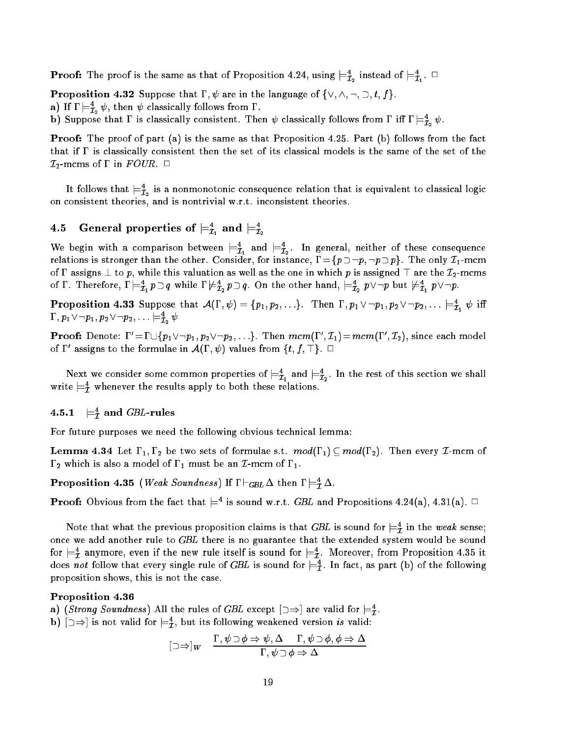**Proof:** The proof is the same as that of Proposition 4.24, using $\models^4_{\mathcal{I}_2}$ instead of $\models^4_{\mathcal{I}_1}$. $\Box$

**Proposition 4.32** Suppose that $\Gamma, \psi$ are in the language of $\{\vee, \wedge, \neg, \supset, t, f\}$.

**a)** If $\Gamma \models^4_{\mathcal{I}_2} \psi$, then $\psi$ classically follows from $\Gamma$.

**b)** Suppose that $\Gamma$ is classically consistent. Then $\psi$ classically follows from $\Gamma$ iff $\Gamma \models^4_{\mathcal{I}_2} \psi$.

**Proof:** The proof of part (a) is the same as that Proposition 4.25. Part (b) follows from the fact that if $\Gamma$ is classically consistent then the set of its classical models is the same of the set of the $\mathcal{I}_2$-mcms of $\Gamma$ in *FOUR*. $\Box$

It follows that $\models^4_{\mathcal{I}_2}$ is a nonmonotonic consequence relation that is equivalent to classical logic on consistent theories, and is nontrivial w.r.t. inconsistent theories.

## 4.5 General properties of $\models^4_{\mathcal{I}_1}$ and $\models^4_{\mathcal{I}_2}$

We begin with a comparison between $\models^4_{\mathcal{I}_1}$ and $\models^4_{\mathcal{I}_2}$. In general, neither of these consequence relations is stronger than the other. Consider, for instance, $\Gamma = \{p \supset \neg p, \neg p \supset p\}$. The only $\mathcal{I}_1$-mcm of $\Gamma$ assigns $\bot$ to $p$, while this valuation as well as the one in which $p$ is assigned $\top$ are the $\mathcal{I}_2$-mcms of $\Gamma$. Therefore, $\Gamma \models^4_{\mathcal{I}_1} p \supset q$ while $\Gamma \not\models^4_{\mathcal{I}_2} p \supset q$. On the other hand, $\models^4_{\mathcal{I}_2} p \vee \neg p$ but $\not\models^4_{\mathcal{I}_1} p \vee \neg p$.

**Proposition 4.33** Suppose that $\mathcal{A}(\Gamma, \psi) = \{p_1, p_2, \ldots\}$. Then $\Gamma, p_1 \vee \neg p_1, p_2 \vee \neg p_2, \ldots \models^4_{\mathcal{I}_1} \psi$ iff $\Gamma, p_1 \vee \neg p_1, p_2 \vee \neg p_2, \ldots \models^4_{\mathcal{I}_2} \psi$

**Proof:** Denote: $\Gamma' = \Gamma \cup \{p_1 \vee \neg p_1, p_2 \vee \neg p_2, \ldots\}$. Then $mcm(\Gamma', \mathcal{I}_1) = mcm(\Gamma', \mathcal{I}_2)$, since each model of $\Gamma'$ assigns to the formulae in $\mathcal{A}(\Gamma, \psi)$ values from $\{t, f, \top\}$. $\Box$

Next we consider some common properties of $\models^4_{\mathcal{I}_1}$ and $\models^4_{\mathcal{I}_2}$. In the rest of this section we shall write $\models^4_{\mathcal{I}}$ whenever the results apply to both these relations.

### 4.5.1 $\models^4_{\mathcal{I}}$ and *GBL*-rules

For future purposes we need the following obvious technical lemma:

**Lemma 4.34** Let $\Gamma_1, \Gamma_2$ be two sets of formulae s.t. $mod(\Gamma_1) \subseteq mod(\Gamma_2)$. Then every $\mathcal{I}$-mcm of $\Gamma_2$ which is also a model of $\Gamma_1$ must be an $\mathcal{I}$-mcm of $\Gamma_1$.

**Proposition 4.35** (*Weak Soundness*) If $\Gamma \vdash_{GBL} \Delta$ then $\Gamma \models^4_{\mathcal{I}} \Delta$.

**Proof:** Obvious from the fact that $\models^4$ is sound w.r.t. *GBL* and Propositions 4.24(a), 4.31(a). $\Box$

Note that what the previous proposition claims is that *GBL* is sound for $\models^4_{\mathcal{I}}$ in the *weak* sense; once we add another rule to *GBL* there is no guarantee that the extended system would be sound for $\models^4_{\mathcal{I}}$ anymore, even if the new rule itself is sound for $\models^4_{\mathcal{I}}$. Moreover, from Proposition 4.35 it does *not* follow that every single rule of *GBL* is sound for $\models^4_{\mathcal{I}}$. In fact, as part (b) of the following proposition shows, this is not the case.

**Proposition 4.36**

**a)** (*Strong Soundness*) All the rules of *GBL* except $[\supset\Rightarrow]$ are valid for $\models^4_{\mathcal{I}}$.

**b)** $[\supset\Rightarrow]$ is not valid for $\models^4_{\mathcal{I}}$, but its following weakened version *is* valid:

$$[\supset\Rightarrow]_W \quad \frac{\Gamma, \psi \supset \phi \Rightarrow \psi, \Delta \qquad \Gamma, \psi \supset \phi, \phi \Rightarrow \Delta}{\Gamma, \psi \supset \phi \Rightarrow \Delta}$$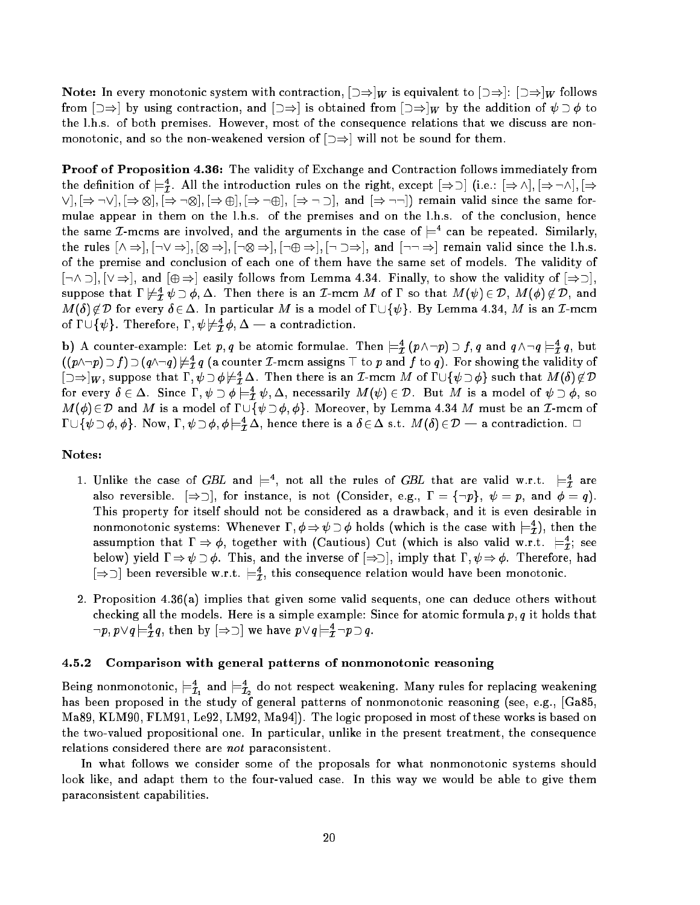**Note:** In every monotonic system with contraction, $[\supset\Rightarrow]_W$ is equivalent to $[\supset\Rightarrow]$: $[\supset\Rightarrow]_W$ follows from $[\supset\Rightarrow]$ by using contraction, and $[\supset\Rightarrow]$ is obtained from $[\supset\Rightarrow]_W$ by the addition of $\psi\supset\phi$ to the l.h.s. of both premises. However, most of the consequence relations that we discuss are non-monotonic, and so the non-weakened version of $[\supset\Rightarrow]$ will not be sound for them.

**Proof of Proposition 4.36:** The validity of Exchange and Contraction follows immediately from the definition of $\models^4_{\mathcal{I}}$. All the introduction rules on the right, except $[\Rightarrow\supset]$ (i.e.: $[\Rightarrow\wedge]$, $[\Rightarrow\neg\wedge]$, $[\Rightarrow\vee]$, $[\Rightarrow\neg\vee]$, $[\Rightarrow\otimes]$, $[\Rightarrow\neg\otimes]$, $[\Rightarrow\oplus]$, $[\Rightarrow\neg\oplus]$, $[\Rightarrow\neg\supset]$, and $[\Rightarrow\neg\neg]$) remain valid since the same formulae appear in them on the l.h.s. of the premises and on the l.h.s. of the conclusion, hence the same $\mathcal{I}$-mcms are involved, and the arguments in the case of $\models^4$ can be repeated. Similarly, the rules $[\wedge\Rightarrow]$, $[\neg\vee\Rightarrow]$, $[\otimes\Rightarrow]$, $[\neg\otimes\Rightarrow]$, $[\neg\oplus\Rightarrow]$, $[\neg\supset\Rightarrow]$, and $[\neg\neg\Rightarrow]$ remain valid since the l.h.s. of the premise and conclusion of each one of them have the same set of models. The validity of $[\neg\wedge\supset]$, $[\vee\Rightarrow]$, and $[\oplus\Rightarrow]$ easily follows from Lemma 4.34. Finally, to show the validity of $[\Rightarrow\supset]$, suppose that $\Gamma\not\models^4_{\mathcal{I}}\psi\supset\phi,\Delta$. Then there is an $\mathcal{I}$-mcm $M$ of $\Gamma$ so that $M(\psi)\in\mathcal{D}$, $M(\phi)\notin\mathcal{D}$, and $M(\delta)\notin\mathcal{D}$ for every $\delta\in\Delta$. In particular $M$ is a model of $\Gamma\cup\{\psi\}$. By Lemma 4.34, $M$ is an $\mathcal{I}$-mcm of $\Gamma\cup\{\psi\}$. Therefore, $\Gamma,\psi\not\models^4_{\mathcal{I}}\phi,\Delta$ — a contradiction.

b) A counter-example: Let $p,q$ be atomic formulae. Then $\models^4_{\mathcal{I}}(p\wedge\neg p)\supset f, q$ and $q\wedge\neg q\models^4_{\mathcal{I}}q$, but $((p\wedge\neg p)\supset f)\supset(q\wedge\neg q)\not\models^4_{\mathcal{I}}q$ (a counter $\mathcal{I}$-mcm assigns $\top$ to $p$ and $f$ to $q$). For showing the validity of $[\supset\Rightarrow]_W$, suppose that $\Gamma,\psi\supset\phi\not\models^4_{\mathcal{I}}\Delta$. Then there is an $\mathcal{I}$-mcm $M$ of $\Gamma\cup\{\psi\supset\phi\}$ such that $M(\delta)\notin\mathcal{D}$ for every $\delta\in\Delta$. Since $\Gamma,\psi\supset\phi\models^4_{\mathcal{I}}\psi,\Delta$, necessarily $M(\psi)\in\mathcal{D}$. But $M$ is a model of $\psi\supset\phi$, so $M(\phi)\in\mathcal{D}$ and $M$ is a model of $\Gamma\cup\{\psi\supset\phi,\phi\}$. Moreover, by Lemma 4.34 $M$ must be an $\mathcal{I}$-mcm of $\Gamma\cup\{\psi\supset\phi,\phi\}$. Now, $\Gamma,\psi\supset\phi,\phi\models^4_{\mathcal{I}}\Delta$, hence there is a $\delta\in\Delta$ s.t. $M(\delta)\in\mathcal{D}$ — a contradiction. $\Box$

**Notes:**

1. Unlike the case of *GBL* and $\models^4$, not all the rules of *GBL* that are valid w.r.t. $\models^4_{\mathcal{I}}$ are also reversible. $[\Rightarrow\supset]$, for instance, is not (Consider, e.g., $\Gamma=\{\neg p\}$, $\psi=p$, and $\phi=q$). This property for itself should not be considered as a drawback, and it is even desirable in nonmonotonic systems: Whenever $\Gamma,\phi\Rightarrow\psi\supset\phi$ holds (which is the case with $\models^4_{\mathcal{I}}$), then the assumption that $\Gamma\Rightarrow\phi$, together with (Cautious) Cut (which is also valid w.r.t. $\models^4_{\mathcal{I}}$; see below) yield $\Gamma\Rightarrow\psi\supset\phi$. This, and the inverse of $[\Rightarrow\supset]$, imply that $\Gamma,\psi\Rightarrow\phi$. Therefore, had $[\Rightarrow\supset]$ been reversible w.r.t. $\models^4_{\mathcal{I}}$, this consequence relation would have been monotonic.

2. Proposition 4.36(a) implies that given some valid sequents, one can deduce others without checking all the models. Here is a simple example: Since for atomic formula $p,q$ it holds that $\neg p, p\vee q\models^4_{\mathcal{I}}q$, then by $[\Rightarrow\supset]$ we have $p\vee q\models^4_{\mathcal{I}}\neg p\supset q$.

### 4.5.2 Comparison with general patterns of nonmonotonic reasoning

Being nonmonotonic, $\models^4_{\mathcal{I}_1}$ and $\models^4_{\mathcal{I}_2}$ do not respect weakening. Many rules for replacing weakening has been proposed in the study of general patterns of nonmonotonic reasoning (see, e.g., [Ga85, Ma89, KLM90, FLM91, Le92, LM92, Ma94]). The logic proposed in most of these works is based on the two-valued propositional one. In particular, unlike in the present treatment, the consequence relations considered there are *not* paraconsistent.

In what follows we consider some of the proposals for what nonmonotonic systems should look like, and adapt them to the four-valued case. In this way we would be able to give them paraconsistent capabilities.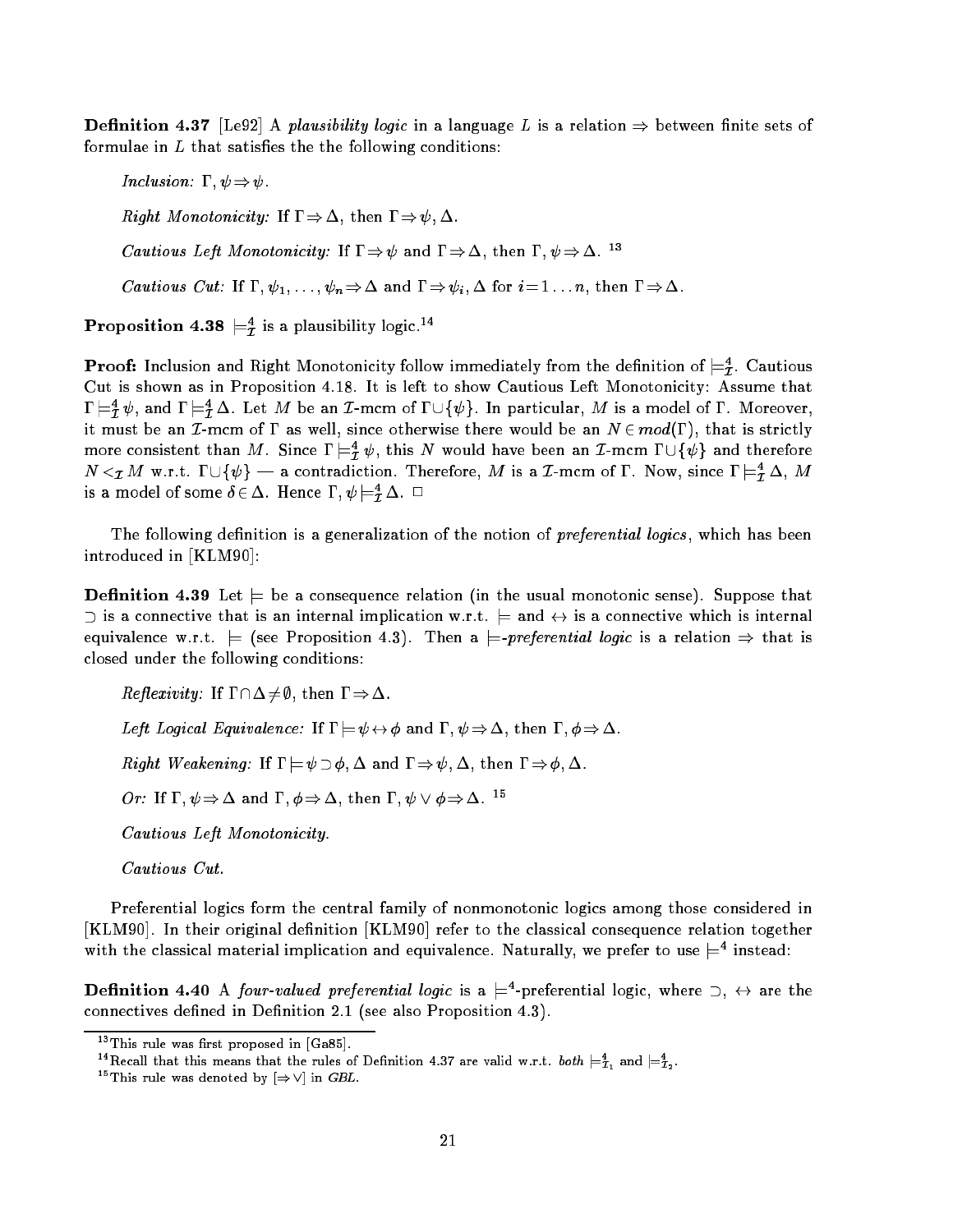**Definition 4.37** [Le92] A *plausibility logic* in a language $L$ is a relation $\Rightarrow$ between finite sets of formulae in $L$ that satisfies the the following conditions:

> *Inclusion:* $\Gamma, \psi \Rightarrow \psi$.
>
> *Right Monotonicity:* If $\Gamma \Rightarrow \Delta$, then $\Gamma \Rightarrow \psi, \Delta$.
>
> *Cautious Left Monotonicity:* If $\Gamma \Rightarrow \psi$ and $\Gamma \Rightarrow \Delta$, then $\Gamma, \psi \Rightarrow \Delta$. [13]
>
> *Cautious Cut:* If $\Gamma, \psi_1, \ldots, \psi_n \Rightarrow \Delta$ and $\Gamma \Rightarrow \psi_i, \Delta$ for $i = 1 \ldots n$, then $\Gamma \Rightarrow \Delta$.

**Proposition 4.38** $\models^4_{\mathcal{I}}$ is a plausibility logic.[14]

**Proof:** Inclusion and Right Monotonicity follow immediately from the definition of $\models^4_{\mathcal{I}}$. Cautious Cut is shown as in Proposition 4.18. It is left to show Cautious Left Monotonicity: Assume that $\Gamma \models^4_{\mathcal{I}} \psi$, and $\Gamma \models^4_{\mathcal{I}} \Delta$. Let $M$ be an $\mathcal{I}$-mcm of $\Gamma \cup \{\psi\}$. In particular, $M$ is a model of $\Gamma$. Moreover, it must be an $\mathcal{I}$-mcm of $\Gamma$ as well, since otherwise there would be an $N \in mod(\Gamma)$, that is strictly more consistent than $M$. Since $\Gamma \models^4_{\mathcal{I}} \psi$, this $N$ would have been an $\mathcal{I}$-mcm $\Gamma \cup \{\psi\}$ and therefore $N <_{\mathcal{I}} M$ w.r.t. $\Gamma \cup \{\psi\}$ — a contradiction. Therefore, $M$ is a $\mathcal{I}$-mcm of $\Gamma$. Now, since $\Gamma \models^4_{\mathcal{I}} \Delta$, $M$ is a model of some $\delta \in \Delta$. Hence $\Gamma, \psi \models^4_{\mathcal{I}} \Delta$. $\square$

The following definition is a generalization of the notion of *preferential logics*, which has been introduced in [KLM90]:

**Definition 4.39** Let $\models$ be a consequence relation (in the usual monotonic sense). Suppose that $\supset$ is a connective that is an internal implication w.r.t. $\models$ and $\leftrightarrow$ is a connective which is internal equivalence w.r.t. $\models$ (see Proposition 4.3). Then a $\models$*-preferential logic* is a relation $\Rightarrow$ that is closed under the following conditions:

> *Reflexivity:* If $\Gamma \cap \Delta \neq \emptyset$, then $\Gamma \Rightarrow \Delta$.
>
> *Left Logical Equivalence:* If $\Gamma \models \psi \leftrightarrow \phi$ and $\Gamma, \psi \Rightarrow \Delta$, then $\Gamma, \phi \Rightarrow \Delta$.
>
> *Right Weakening:* If $\Gamma \models \psi \supset \phi, \Delta$ and $\Gamma \Rightarrow \psi, \Delta$, then $\Gamma \Rightarrow \phi, \Delta$.
>
> *Or:* If $\Gamma, \psi \Rightarrow \Delta$ and $\Gamma, \phi \Rightarrow \Delta$, then $\Gamma, \psi \vee \phi \Rightarrow \Delta$. [15]
>
> *Cautious Left Monotonicity.*
>
> *Cautious Cut.*

Preferential logics form the central family of nonmonotonic logics among those considered in [KLM90]. In their original definition [KLM90] refer to the classical consequence relation together with the classical material implication and equivalence. Naturally, we prefer to use $\models^4$ instead:

**Definition 4.40** A *four-valued preferential logic* is a $\models^4$-preferential logic, where $\supset$, $\leftrightarrow$ are the connectives defined in Definition 2.1 (see also Proposition 4.3).

---

[13] This rule was first proposed in [Ga85].

[14] Recall that this means that the rules of Definition 4.37 are valid w.r.t. *both* $\models^4_{\mathcal{I}_1}$ and $\models^4_{\mathcal{I}_2}$.

[15] This rule was denoted by $[\Rightarrow \vee]$ in *GBL*.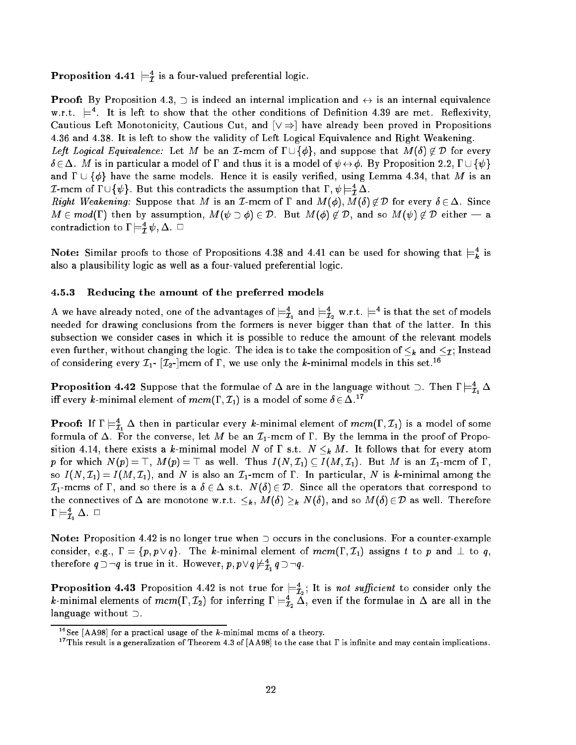**Proposition 4.41** $\models^4_{\mathcal{I}}$ is a four-valued preferential logic.

**Proof:** By Proposition 4.3, $\supset$ is indeed an internal implication and $\leftrightarrow$ is an internal equivalence w.r.t. $\models^4$. It is left to show that the other conditions of Definition 4.39 are met. Reflexivity, Cautious Left Monotonicity, Cautious Cut, and $[\vee\Rightarrow]$ have already been proved in Propositions 4.36 and 4.38. It is left to show the validity of Left Logical Equivalence and Right Weakening.

*Left Logical Equivalence:* Let $M$ be an $\mathcal{I}$-mcm of $\Gamma\cup\{\phi\}$, and suppose that $M(\delta)\notin\mathcal{D}$ for every $\delta\in\Delta$. $M$ is in particular a model of $\Gamma$ and thus it is a model of $\psi\leftrightarrow\phi$. By Proposition 2.2, $\Gamma\cup\{\psi\}$ and $\Gamma\cup\{\phi\}$ have the same models. Hence it is easily verified, using Lemma 4.34, that $M$ is an $\mathcal{I}$-mcm of $\Gamma\cup\{\psi\}$. But this contradicts the assumption that $\Gamma,\psi\models^4_{\mathcal{I}}\Delta$.

*Right Weakening:* Suppose that $M$ is an $\mathcal{I}$-mcm of $\Gamma$ and $M(\phi), M(\delta)\notin\mathcal{D}$ for every $\delta\in\Delta$. Since $M\in mod(\Gamma)$ then by assumption, $M(\psi\supset\phi)\in\mathcal{D}$. But $M(\phi)\notin\mathcal{D}$, and so $M(\psi)\notin\mathcal{D}$ either — a contradiction to $\Gamma\models^4_{\mathcal{I}}\psi,\Delta$. $\Box$

**Note:** Similar proofs to those of Propositions 4.38 and 4.41 can be used for showing that $\models^4_k$ is also a plausibility logic as well as a four-valued preferential logic.

### 4.5.3 Reducing the amount of the preferred models

A we have already noted, one of the advantages of $\models^4_{\mathcal{I}_1}$ and $\models^4_{\mathcal{I}_2}$ w.r.t. $\models^4$ is that the set of models needed for drawing conclusions from the formers is never bigger than that of the latter. In this subsection we consider cases in which it is possible to reduce the amount of the relevant models even further, without changing the logic. The idea is to take the composition of $\leq_k$ and $\leq_{\mathcal{I}}$; Instead of considering every $\mathcal{I}_1$- [$\mathcal{I}_2$-]mcm of $\Gamma$, we use only the $k$-minimal models in this set.[16]

**Proposition 4.42** Suppose that the formulae of $\Delta$ are in the language without $\supset$. Then $\Gamma\models^4_{\mathcal{I}_1}\Delta$ iff every $k$-minimal element of $mcm(\Gamma,\mathcal{I}_1)$ is a model of some $\delta\in\Delta$.[17]

**Proof:** If $\Gamma\models^4_{\mathcal{I}_1}\Delta$ then in particular every $k$-minimal element of $mcm(\Gamma,\mathcal{I}_1)$ is a model of some formula of $\Delta$. For the converse, let $M$ be an $\mathcal{I}_1$-mcm of $\Gamma$. By the lemma in the proof of Proposition 4.14, there exists a $k$-minimal model $N$ of $\Gamma$ s.t. $N\leq_k M$. It follows that for every atom $p$ for which $N(p)=\top$, $M(p)=\top$ as well. Thus $I(N,\mathcal{I}_1)\subseteq I(M,\mathcal{I}_1)$. But $M$ is an $\mathcal{I}_1$-mcm of $\Gamma$, so $I(N,\mathcal{I}_1)=I(M,\mathcal{I}_1)$, and $N$ is also an $\mathcal{I}_1$-mcm of $\Gamma$. In particular, $N$ is $k$-minimal among the $\mathcal{I}_1$-mcms of $\Gamma$, and so there is a $\delta\in\Delta$ s.t. $N(\delta)\in\mathcal{D}$. Since all the operators that correspond to the connectives of $\Delta$ are monotone w.r.t. $\leq_k$, $M(\delta)\geq_k N(\delta)$, and so $M(\delta)\in\mathcal{D}$ as well. Therefore $\Gamma\models^4_{\mathcal{I}_1}\Delta$. $\Box$

**Note:** Proposition 4.42 is no longer true when $\supset$ occurs in the conclusions. For a counter-example consider, e.g., $\Gamma=\{p,p\vee q\}$. The $k$-minimal element of $mcm(\Gamma,\mathcal{I}_1)$ assigns $t$ to $p$ and $\bot$ to $q$, therefore $q\supset\neg q$ is true in it. However, $p,p\vee q\not\models^4_{\mathcal{I}_1}q\supset\neg q$.

**Proposition 4.43** Proposition 4.42 is not true for $\models^4_{\mathcal{I}_2}$; It is *not sufficient* to consider only the $k$-minimal elements of $mcm(\Gamma,\mathcal{I}_2)$ for inferring $\Gamma\models^4_{\mathcal{I}_2}\Delta$, even if the formulae in $\Delta$ are all in the language without $\supset$.

---

[16] See [AA98] for a practical usage of the $k$-minimal mcms of a theory.

[17] This result is a generalization of Theorem 4.3 of [AA98] to the case that $\Gamma$ is infinite and may contain implications.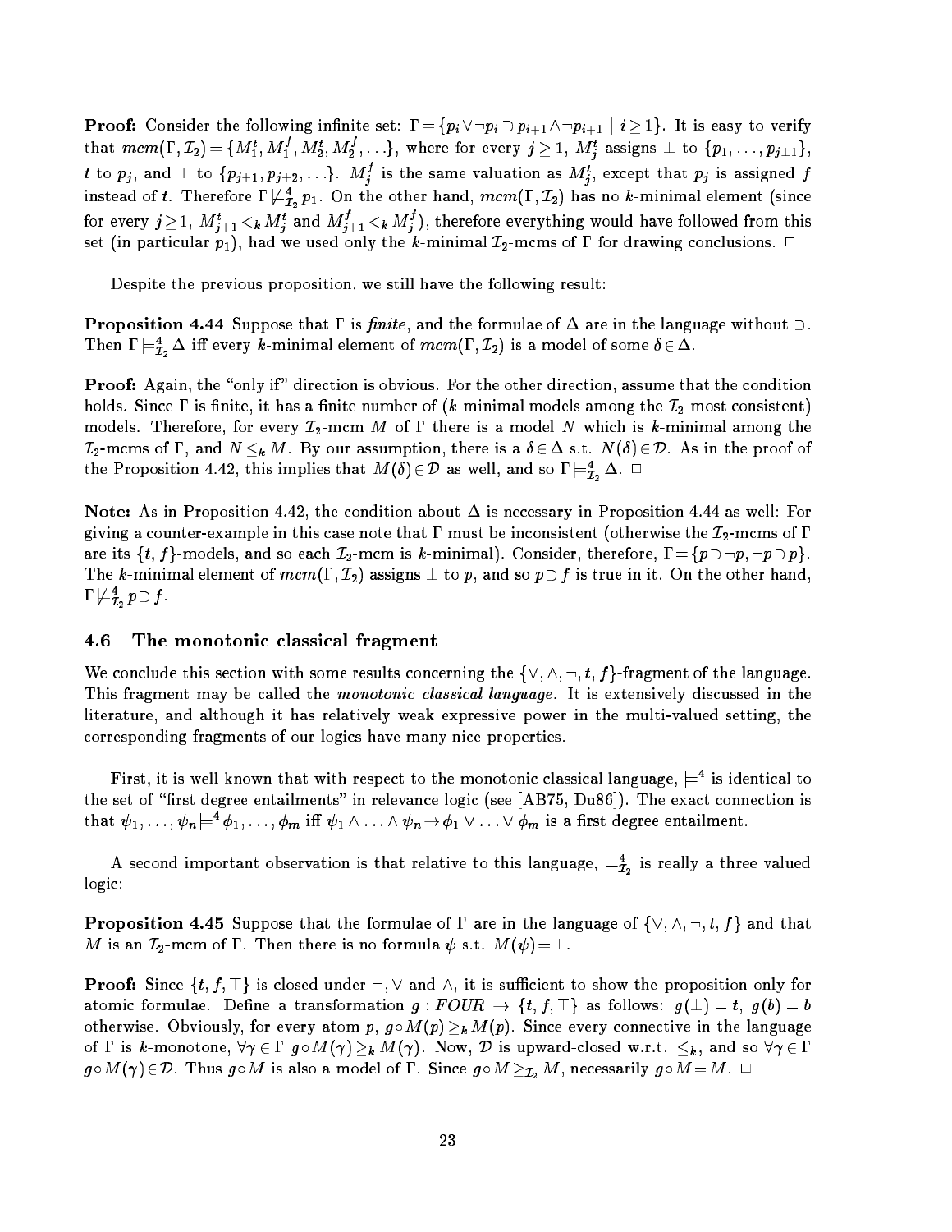**Proof:** Consider the following infinite set: $\Gamma = \{p_i \vee \neg p_i \supset p_{i+1} \wedge \neg p_{i+1} \mid i \geq 1\}$. It is easy to verify that $mcm(\Gamma, \mathcal{I}_2) = \{M_1^t, M_1^f, M_2^t, M_2^f, \ldots\}$, where for every $j \geq 1$, $M_j^t$ assigns $\bot$ to $\{p_1, \ldots, p_{j-1}\}$, $t$ to $p_j$, and $\top$ to $\{p_{j+1}, p_{j+2}, \ldots\}$. $M_j^f$ is the same valuation as $M_j^t$, except that $p_j$ is assigned $f$ instead of $t$. Therefore $\Gamma \not\models^4_{\mathcal{I}_2} p_1$. On the other hand, $mcm(\Gamma, \mathcal{I}_2)$ has no $k$-minimal element (since for every $j \geq 1$, $M_{j+1}^t <_k M_j^t$ and $M_{j+1}^f <_k M_j^f$), therefore everything would have followed from this set (in particular $p_1$), had we used only the $k$-minimal $\mathcal{I}_2$-mcms of $\Gamma$ for drawing conclusions. $\Box$

Despite the previous proposition, we still have the following result:

**Proposition 4.44** Suppose that $\Gamma$ is *finite*, and the formulae of $\Delta$ are in the language without $\supset$. Then $\Gamma \models^4_{\mathcal{I}_2} \Delta$ iff every $k$-minimal element of $mcm(\Gamma, \mathcal{I}_2)$ is a model of some $\delta \in \Delta$.

**Proof:** Again, the "only if" direction is obvious. For the other direction, assume that the condition holds. Since $\Gamma$ is finite, it has a finite number of ($k$-minimal models among the $\mathcal{I}_2$-most consistent) models. Therefore, for every $\mathcal{I}_2$-mcm $M$ of $\Gamma$ there is a model $N$ which is $k$-minimal among the $\mathcal{I}_2$-mcms of $\Gamma$, and $N \leq_k M$. By our assumption, there is a $\delta \in \Delta$ s.t. $N(\delta) \in \mathcal{D}$. As in the proof of the Proposition 4.42, this implies that $M(\delta) \in \mathcal{D}$ as well, and so $\Gamma \models^4_{\mathcal{I}_2} \Delta$. $\Box$

**Note:** As in Proposition 4.42, the condition about $\Delta$ is necessary in Proposition 4.44 as well: For giving a counter-example in this case note that $\Gamma$ must be inconsistent (otherwise the $\mathcal{I}_2$-mcms of $\Gamma$ are its $\{t, f\}$-models, and so each $\mathcal{I}_2$-mcm is $k$-minimal). Consider, therefore, $\Gamma = \{p \supset \neg p, \neg p \supset p\}$. The $k$-minimal element of $mcm(\Gamma, \mathcal{I}_2)$ assigns $\bot$ to $p$, and so $p \supset f$ is true in it. On the other hand, $\Gamma \not\models^4_{\mathcal{I}_2} p \supset f$.

### 4.6 The monotonic classical fragment

We conclude this section with some results concerning the $\{\vee, \wedge, \neg, t, f\}$-fragment of the language. This fragment may be called the *monotonic classical language*. It is extensively discussed in the literature, and although it has relatively weak expressive power in the multi-valued setting, the corresponding fragments of our logics have many nice properties.

First, it is well known that with respect to the monotonic classical language, $\models^4$ is identical to the set of "first degree entailments" in relevance logic (see [AB75, Du86]). The exact connection is that $\psi_1, \ldots, \psi_n \models^4 \phi_1, \ldots, \phi_m$ iff $\psi_1 \wedge \ldots \wedge \psi_n \rightarrow \phi_1 \vee \ldots \vee \phi_m$ is a first degree entailment.

A second important observation is that relative to this language, $\models^4_{\mathcal{I}_2}$ is really a three valued logic:

**Proposition 4.45** Suppose that the formulae of $\Gamma$ are in the language of $\{\vee, \wedge, \neg, t, f\}$ and that $M$ is an $\mathcal{I}_2$-mcm of $\Gamma$. Then there is no formula $\psi$ s.t. $M(\psi) = \bot$.

**Proof:** Since $\{t, f, \top\}$ is closed under $\neg, \vee$ and $\wedge$, it is sufficient to show the proposition only for atomic formulae. Define a transformation $g : FOUR \rightarrow \{t, f, \top\}$ as follows: $g(\bot) = t$, $g(b) = b$ otherwise. Obviously, for every atom $p$, $g \circ M(p) \geq_k M(p)$. Since every connective in the language of $\Gamma$ is $k$-monotone, $\forall \gamma \in \Gamma$ $g \circ M(\gamma) \geq_k M(\gamma)$. Now, $\mathcal{D}$ is upward-closed w.r.t. $\leq_k$, and so $\forall \gamma \in \Gamma$ $g \circ M(\gamma) \in \mathcal{D}$. Thus $g \circ M$ is also a model of $\Gamma$. Since $g \circ M \geq_{\mathcal{I}_2} M$, necessarily $g \circ M = M$. $\Box$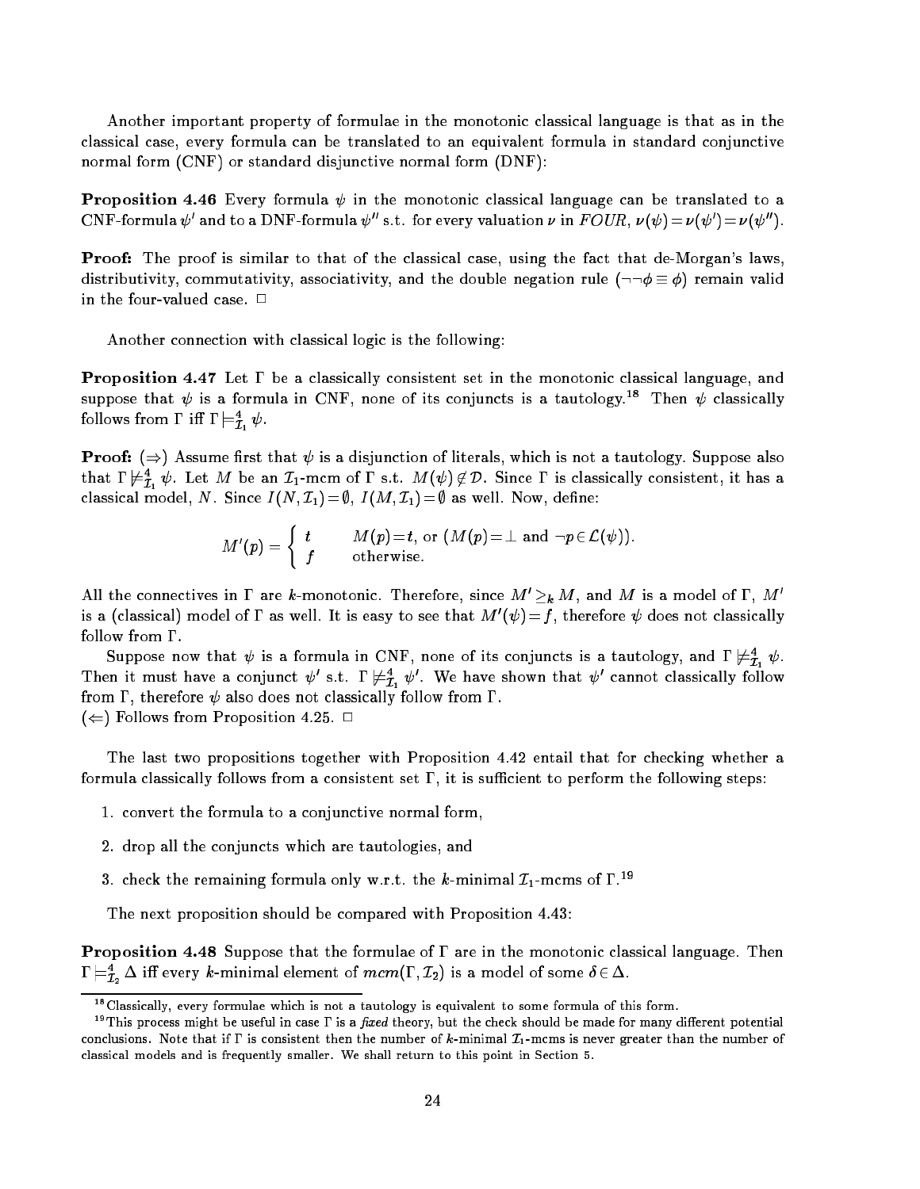Another important property of formulae in the monotonic classical language is that as in the classical case, every formula can be translated to an equivalent formula in standard conjunctive normal form (CNF) or standard disjunctive normal form (DNF):

**Proposition 4.46** Every formula $\psi$ in the monotonic classical language can be translated to a CNF-formula $\psi'$ and to a DNF-formula $\psi''$ s.t. for every valuation $\nu$ in $FOUR$, $\nu(\psi) = \nu(\psi') = \nu(\psi'')$.

**Proof:** The proof is similar to that of the classical case, using the fact that de-Morgan's laws, distributivity, commutativity, associativity, and the double negation rule ($\neg\neg\phi \equiv \phi$) remain valid in the four-valued case. □

Another connection with classical logic is the following:

**Proposition 4.47** Let $\Gamma$ be a classically consistent set in the monotonic classical language, and suppose that $\psi$ is a formula in CNF, none of its conjuncts is a tautology.[18] Then $\psi$ classically follows from $\Gamma$ iff $\Gamma \models^4_{\mathcal{I}_1} \psi$.

**Proof:** ($\Rightarrow$) Assume first that $\psi$ is a disjunction of literals, which is not a tautology. Suppose also that $\Gamma \not\models^4_{\mathcal{I}_1} \psi$. Let $M$ be an $\mathcal{I}_1$-mcm of $\Gamma$ s.t. $M(\psi) \notin \mathcal{D}$. Since $\Gamma$ is classically consistent, it has a classical model, $N$. Since $I(N, \mathcal{I}_1) = \emptyset$, $I(M, \mathcal{I}_1) = \emptyset$ as well. Now, define:

$$M'(p) = \begin{cases} t & M(p) = t, \text{ or } (M(p) = \bot \text{ and } \neg p \in \mathcal{L}(\psi)). \\ f & \text{otherwise.} \end{cases}$$

All the connectives in $\Gamma$ are $k$-monotonic. Therefore, since $M' \geq_k M$, and $M$ is a model of $\Gamma$, $M'$ is a (classical) model of $\Gamma$ as well. It is easy to see that $M'(\psi) = f$, therefore $\psi$ does not classically follow from $\Gamma$.

Suppose now that $\psi$ is a formula in CNF, none of its conjuncts is a tautology, and $\Gamma \not\models^4_{\mathcal{I}_1} \psi$. Then it must have a conjunct $\psi'$ s.t. $\Gamma \not\models^4_{\mathcal{I}_1} \psi'$. We have shown that $\psi'$ cannot classically follow from $\Gamma$, therefore $\psi$ also does not classically follow from $\Gamma$.
($\Leftarrow$) Follows from Proposition 4.25. □

The last two propositions together with Proposition 4.42 entail that for checking whether a formula classically follows from a consistent set $\Gamma$, it is sufficient to perform the following steps:

1. convert the formula to a conjunctive normal form,
2. drop all the conjuncts which are tautologies, and
3. check the remaining formula only w.r.t. the $k$-minimal $\mathcal{I}_1$-mcms of $\Gamma$.[19]

The next proposition should be compared with Proposition 4.43:

**Proposition 4.48** Suppose that the formulae of $\Gamma$ are in the monotonic classical language. Then $\Gamma \models^4_{\mathcal{I}_2} \Delta$ iff every $k$-minimal element of $mcm(\Gamma, \mathcal{I}_2)$ is a model of some $\delta \in \Delta$.

---

[18] Classically, every formulae which is not a tautology is equivalent to some formula of this form.

[19] This process might be useful in case $\Gamma$ is a *fixed* theory, but the check should be made for many different potential conclusions. Note that if $\Gamma$ is consistent then the number of $k$-minimal $\mathcal{I}_1$-mcms is never greater than the number of classical models and is frequently smaller. We shall return to this point in Section 5.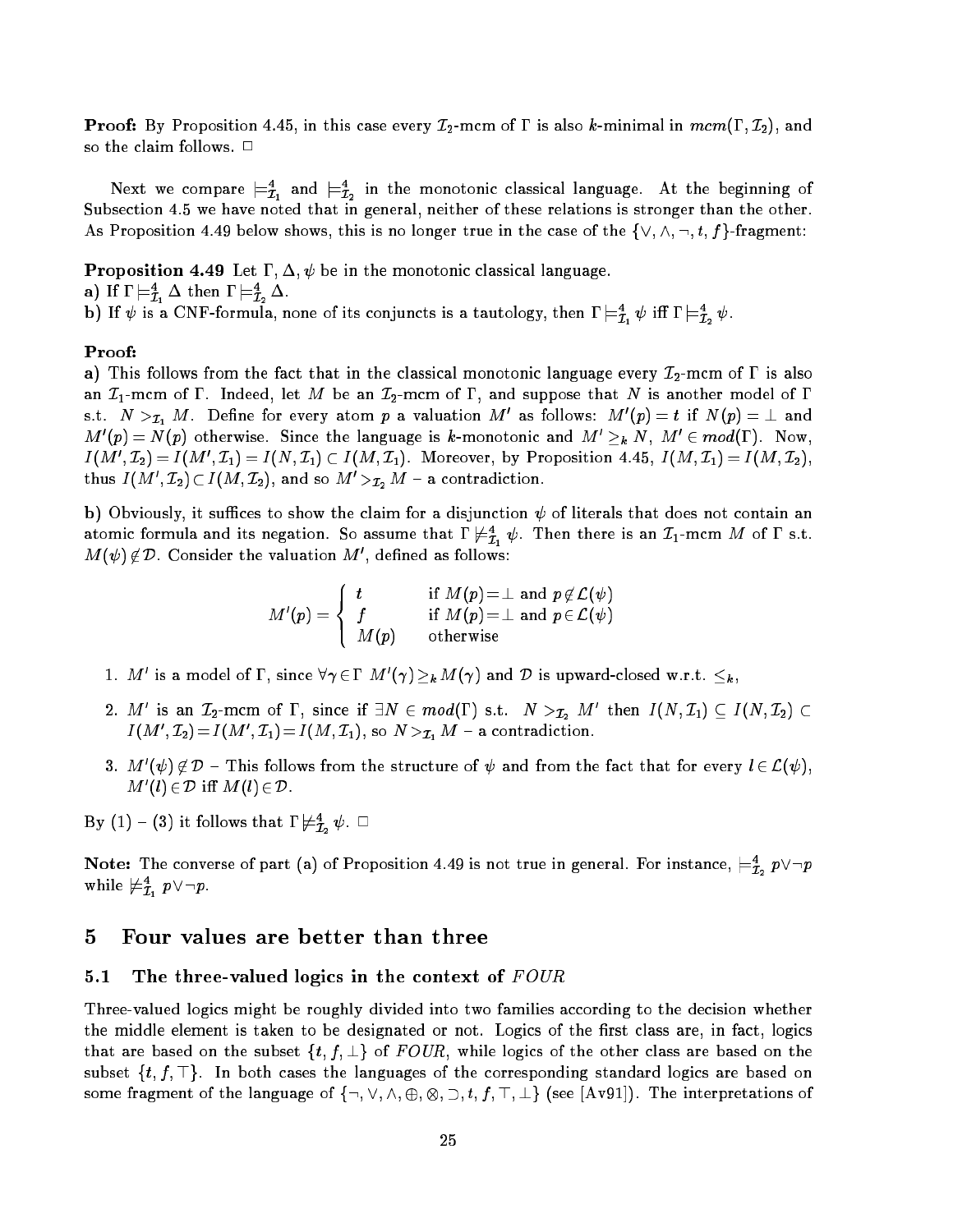**Proof:** By Proposition 4.45, in this case every $\mathcal{I}_2$-mcm of $\Gamma$ is also $k$-minimal in $mcm(\Gamma, \mathcal{I}_2)$, and so the claim follows. $\Box$

Next we compare $\models^4_{\mathcal{I}_1}$ and $\models^4_{\mathcal{I}_2}$ in the monotonic classical language. At the beginning of Subsection 4.5 we have noted that in general, neither of these relations is stronger than the other. As Proposition 4.49 below shows, this is no longer true in the case of the $\{\vee, \wedge, \neg, t, f\}$-fragment:

**Proposition 4.49** Let $\Gamma, \Delta, \psi$ be in the monotonic classical language.
**a)** If $\Gamma \models^4_{\mathcal{I}_1} \Delta$ then $\Gamma \models^4_{\mathcal{I}_2} \Delta$.
**b)** If $\psi$ is a CNF-formula, none of its conjuncts is a tautology, then $\Gamma \models^4_{\mathcal{I}_1} \psi$ iff $\Gamma \models^4_{\mathcal{I}_2} \psi$.

**Proof:**

**a)** This follows from the fact that in the classical monotonic language every $\mathcal{I}_2$-mcm of $\Gamma$ is also an $\mathcal{I}_1$-mcm of $\Gamma$. Indeed, let $M$ be an $\mathcal{I}_2$-mcm of $\Gamma$, and suppose that $N$ is another model of $\Gamma$ s.t. $N >_{\mathcal{I}_1} M$. Define for every atom $p$ a valuation $M'$ as follows: $M'(p) = t$ if $N(p) = \bot$ and $M'(p) = N(p)$ otherwise. Since the language is $k$-monotonic and $M' \geq_k N$, $M' \in mod(\Gamma)$. Now, $I(M', \mathcal{I}_2) = I(M', \mathcal{I}_1) = I(N, \mathcal{I}_1) \subset I(M, \mathcal{I}_1)$. Moreover, by Proposition 4.45, $I(M, \mathcal{I}_1) = I(M, \mathcal{I}_2)$, thus $I(M', \mathcal{I}_2) \subset I(M, \mathcal{I}_2)$, and so $M' >_{\mathcal{I}_2} M$ – a contradiction.

**b)** Obviously, it suffices to show the claim for a disjunction $\psi$ of literals that does not contain an atomic formula and its negation. So assume that $\Gamma \not\models^4_{\mathcal{I}_1} \psi$. Then there is an $\mathcal{I}_1$-mcm $M$ of $\Gamma$ s.t. $M(\psi) \notin \mathcal{D}$. Consider the valuation $M'$, defined as follows:

$$M'(p) = \begin{cases} t & \text{if } M(p) = \bot \text{ and } p \notin \mathcal{L}(\psi) \\ f & \text{if } M(p) = \bot \text{ and } p \in \mathcal{L}(\psi) \\ M(p) & \text{otherwise} \end{cases}$$

1. $M'$ is a model of $\Gamma$, since $\forall \gamma \in \Gamma \; M'(\gamma) \geq_k M(\gamma)$ and $\mathcal{D}$ is upward-closed w.r.t. $\leq_k$,
2. $M'$ is an $\mathcal{I}_2$-mcm of $\Gamma$, since if $\exists N \in mod(\Gamma)$ s.t. $N >_{\mathcal{I}_2} M'$ then $I(N, \mathcal{I}_1) \subseteq I(N, \mathcal{I}_2) \subset I(M', \mathcal{I}_2) = I(M', \mathcal{I}_1) = I(M, \mathcal{I}_1)$, so $N >_{\mathcal{I}_1} M$ – a contradiction.
3. $M'(\psi) \notin \mathcal{D}$ – This follows from the structure of $\psi$ and from the fact that for every $l \in \mathcal{L}(\psi)$, $M'(l) \in \mathcal{D}$ iff $M(l) \in \mathcal{D}$.

By (1) – (3) it follows that $\Gamma \not\models^4_{\mathcal{I}_2} \psi$. $\Box$

**Note:** The converse of part (a) of Proposition 4.49 is not true in general. For instance, $\models^4_{\mathcal{I}_2} p \vee \neg p$ while $\not\models^4_{\mathcal{I}_1} p \vee \neg p$.

# 5 Four values are better than three

## 5.1 The three-valued logics in the context of $FOUR$

Three-valued logics might be roughly divided into two families according to the decision whether the middle element is taken to be designated or not. Logics of the first class are, in fact, logics that are based on the subset $\{t, f, \bot\}$ of $FOUR$, while logics of the other class are based on the subset $\{t, f, \top\}$. In both cases the languages of the corresponding standard logics are based on some fragment of the language of $\{\neg, \vee, \wedge, \oplus, \otimes, \supset, t, f, \top, \bot\}$ (see [Av91]). The interpretations of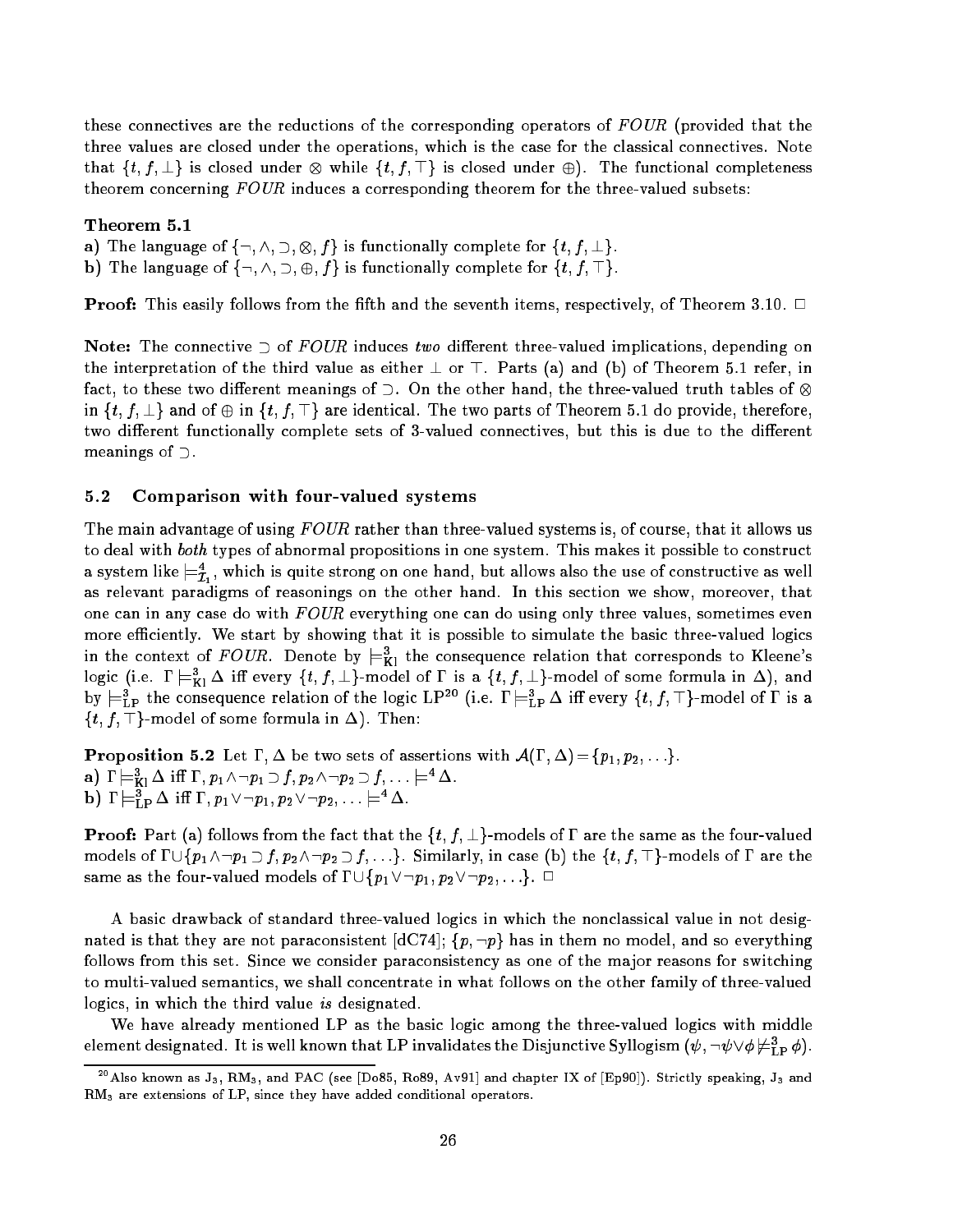these connectives are the reductions of the corresponding operators of *FOUR* (provided that the three values are closed under the operations, which is the case for the classical connectives. Note that $\{t, f, \bot\}$ is closed under $\otimes$ while $\{t, f, \top\}$ is closed under $\oplus$). The functional completeness theorem concerning *FOUR* induces a corresponding theorem for the three-valued subsets:

**Theorem 5.1**

**a)** The language of $\{\neg, \wedge, \supset, \otimes, f\}$ is functionally complete for $\{t, f, \bot\}$.
**b)** The language of $\{\neg, \wedge, \supset, \oplus, f\}$ is functionally complete for $\{t, f, \top\}$.

**Proof:** This easily follows from the fifth and the seventh items, respectively, of Theorem 3.10. □

**Note:** The connective $\supset$ of *FOUR* induces *two* different three-valued implications, depending on the interpretation of the third value as either $\bot$ or $\top$. Parts (a) and (b) of Theorem 5.1 refer, in fact, to these two different meanings of $\supset$. On the other hand, the three-valued truth tables of $\otimes$ in $\{t, f, \bot\}$ and of $\oplus$ in $\{t, f, \top\}$ are identical. The two parts of Theorem 5.1 do provide, therefore, two different functionally complete sets of 3-valued connectives, but this is due to the different meanings of $\supset$.

## 5.2 Comparison with four-valued systems

The main advantage of using *FOUR* rather than three-valued systems is, of course, that it allows us to deal with *both* types of abnormal propositions in one system. This makes it possible to construct a system like $\models^4_{\mathcal{I}_1}$, which is quite strong on one hand, but allows also the use of constructive as well as relevant paradigms of reasonings on the other hand. In this section we show, moreover, that one can in any case do with *FOUR* everything one can do using only three values, sometimes even more efficiently. We start by showing that it is possible to simulate the basic three-valued logics in the context of *FOUR*. Denote by $\models^3_{\mathrm{Kl}}$ the consequence relation that corresponds to Kleene's logic (i.e. $\Gamma \models^3_{\mathrm{Kl}} \Delta$ iff every $\{t, f, \bot\}$-model of $\Gamma$ is a $\{t, f, \bot\}$-model of some formula in $\Delta$), and by $\models^3_{\mathrm{LP}}$ the consequence relation of the logic LP[20] (i.e. $\Gamma \models^3_{\mathrm{LP}} \Delta$ iff every $\{t, f, \top\}$-model of $\Gamma$ is a $\{t, f, \top\}$-model of some formula in $\Delta$). Then:

**Proposition 5.2** Let $\Gamma, \Delta$ be two sets of assertions with $\mathcal{A}(\Gamma, \Delta) = \{p_1, p_2, \ldots\}$.
**a)** $\Gamma \models^3_{\mathrm{Kl}} \Delta$ iff $\Gamma, p_1 \wedge \neg p_1 \supset f, p_2 \wedge \neg p_2 \supset f, \ldots \models^4 \Delta$.
**b)** $\Gamma \models^3_{\mathrm{LP}} \Delta$ iff $\Gamma, p_1 \vee \neg p_1, p_2 \vee \neg p_2, \ldots \models^4 \Delta$.

**Proof:** Part (a) follows from the fact that the $\{t, f, \bot\}$-models of $\Gamma$ are the same as the four-valued models of $\Gamma \cup \{p_1 \wedge \neg p_1 \supset f, p_2 \wedge \neg p_2 \supset f, \ldots\}$. Similarly, in case (b) the $\{t, f, \top\}$-models of $\Gamma$ are the same as the four-valued models of $\Gamma \cup \{p_1 \vee \neg p_1, p_2 \vee \neg p_2, \ldots\}$. □

A basic drawback of standard three-valued logics in which the nonclassical value in not designated is that they are not paraconsistent [dC74]; $\{p, \neg p\}$ has in them no model, and so everything follows from this set. Since we consider paraconsistency as one of the major reasons for switching to multi-valued semantics, we shall concentrate in what follows on the other family of three-valued logics, in which the third value *is* designated.

We have already mentioned LP as the basic logic among the three-valued logics with middle element designated. It is well known that LP invalidates the Disjunctive Syllogism ($\psi, \neg\psi \vee \phi \not\models^3_{\mathrm{LP}} \phi$).

[20] Also known as $\mathrm{J}_3$, $\mathrm{RM}_3$, and PAC (see [Do85, Ro89, Av91] and chapter IX of [Ep90]). Strictly speaking, $\mathrm{J}_3$ and $\mathrm{RM}_3$ are extensions of LP, since they have added conditional operators.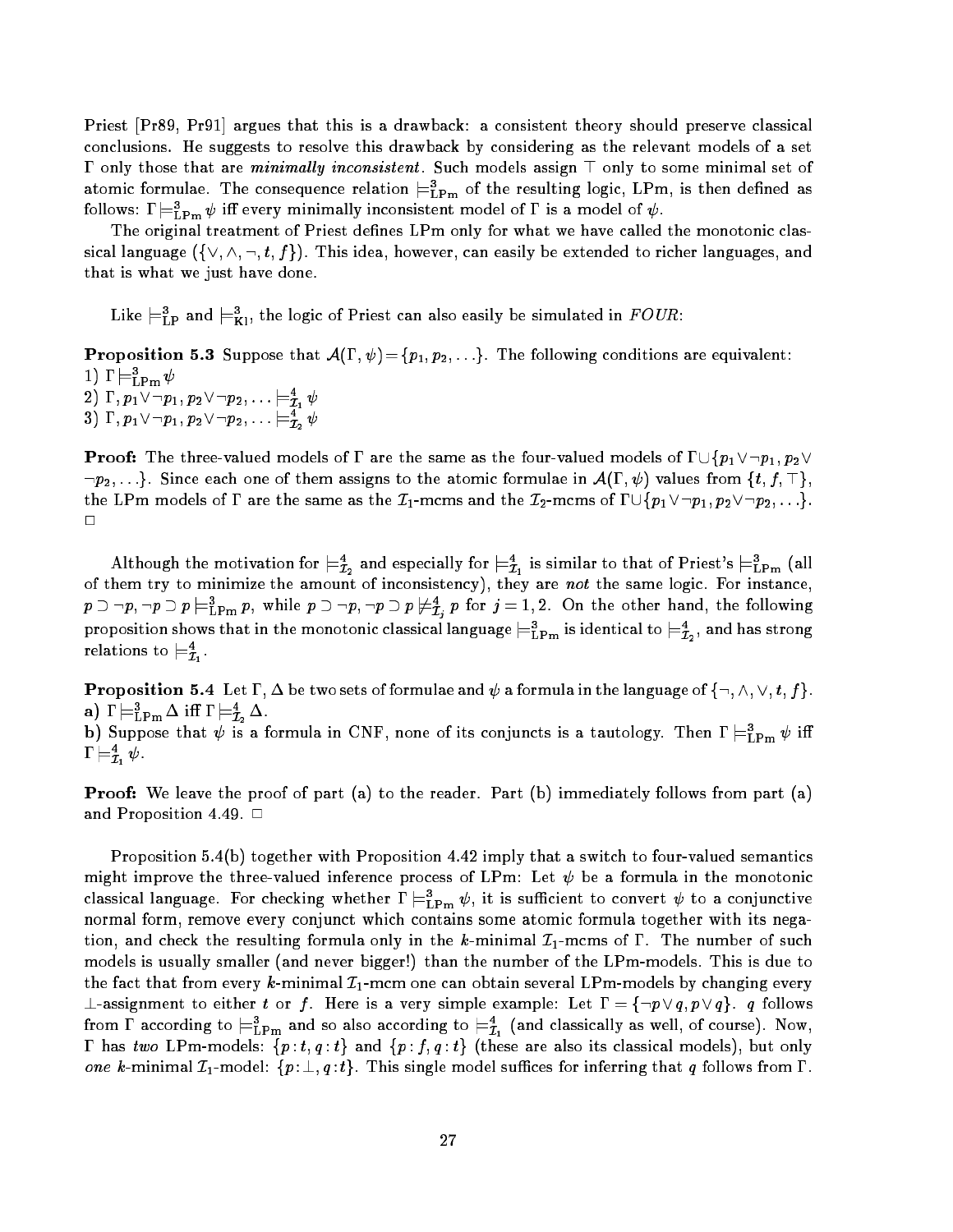Priest [Pr89, Pr91] argues that this is a drawback: a consistent theory should preserve classical conclusions. He suggests to resolve this drawback by considering as the relevant models of a set $\Gamma$ only those that are *minimally inconsistent*. Such models assign $\top$ only to some minimal set of atomic formulae. The consequence relation $\models^3_{\rm LPm}$ of the resulting logic, LPm, is then defined as follows: $\Gamma \models^3_{\rm LPm} \psi$ iff every minimally inconsistent model of $\Gamma$ is a model of $\psi$.

The original treatment of Priest defines LPm only for what we have called the monotonic classical language ($\{\vee, \wedge, \neg, t, f\}$). This idea, however, can easily be extended to richer languages, and that is what we just have done.

Like $\models^3_{\rm LP}$ and $\models^3_{\rm Kl}$, the logic of Priest can also easily be simulated in *FOUR*:

**Proposition 5.3** Suppose that $\mathcal{A}(\Gamma, \psi) = \{p_1, p_2, \ldots\}$. The following conditions are equivalent:
1) $\Gamma \models^3_{\rm LPm} \psi$
2) $\Gamma, p_1 \vee \neg p_1, p_2 \vee \neg p_2, \ldots \models^4_{\mathcal{I}_1} \psi$
3) $\Gamma, p_1 \vee \neg p_1, p_2 \vee \neg p_2, \ldots \models^4_{\mathcal{I}_2} \psi$

**Proof:** The three-valued models of $\Gamma$ are the same as the four-valued models of $\Gamma \cup \{p_1 \vee \neg p_1, p_2 \vee \neg p_2, \ldots\}$. Since each one of them assigns to the atomic formulae in $\mathcal{A}(\Gamma, \psi)$ values from $\{t, f, \top\}$, the LPm models of $\Gamma$ are the same as the $\mathcal{I}_1$-mcms and the $\mathcal{I}_2$-mcms of $\Gamma \cup \{p_1 \vee \neg p_1, p_2 \vee \neg p_2, \ldots\}$. $\Box$

Although the motivation for $\models^4_{\mathcal{I}_2}$ and especially for $\models^4_{\mathcal{I}_1}$ is similar to that of Priest's $\models^3_{\rm LPm}$ (all of them try to minimize the amount of inconsistency), they are *not* the same logic. For instance, $p \supset \neg p, \neg p \supset p \models^3_{\rm LPm} p$, while $p \supset \neg p, \neg p \supset p \not\models^4_{\mathcal{I}_j} p$ for $j = 1, 2$. On the other hand, the following proposition shows that in the monotonic classical language $\models^3_{\rm LPm}$ is identical to $\models^4_{\mathcal{I}_2}$, and has strong relations to $\models^4_{\mathcal{I}_1}$.

**Proposition 5.4** Let $\Gamma, \Delta$ be two sets of formulae and $\psi$ a formula in the language of $\{\neg, \wedge, \vee, t, f\}$.
**a)** $\Gamma \models^3_{\rm LPm} \Delta$ iff $\Gamma \models^4_{\mathcal{I}_2} \Delta$.
**b)** Suppose that $\psi$ is a formula in CNF, none of its conjuncts is a tautology. Then $\Gamma \models^3_{\rm LPm} \psi$ iff $\Gamma \models^4_{\mathcal{I}_1} \psi$.

**Proof:** We leave the proof of part (a) to the reader. Part (b) immediately follows from part (a) and Proposition 4.49. $\Box$

Proposition 5.4(b) together with Proposition 4.42 imply that a switch to four-valued semantics might improve the three-valued inference process of LPm: Let $\psi$ be a formula in the monotonic classical language. For checking whether $\Gamma \models^3_{\rm LPm} \psi$, it is sufficient to convert $\psi$ to a conjunctive normal form, remove every conjunct which contains some atomic formula together with its negation, and check the resulting formula only in the $k$-minimal $\mathcal{I}_1$-mcms of $\Gamma$. The number of such models is usually smaller (and never bigger!) than the number of the LPm-models. This is due to the fact that from every $k$-minimal $\mathcal{I}_1$-mcm one can obtain several LPm-models by changing every $\bot$-assignment to either $t$ or $f$. Here is a very simple example: Let $\Gamma = \{\neg p \vee q, p \vee q\}$. $q$ follows from $\Gamma$ according to $\models^3_{\rm LPm}$ and so also according to $\models^4_{\mathcal{I}_1}$ (and classically as well, of course). Now, $\Gamma$ has *two* LPm-models: $\{p : t, q : t\}$ and $\{p : f, q : t\}$ (these are also its classical models), but only *one* $k$-minimal $\mathcal{I}_1$-model: $\{p : \bot, q : t\}$. This single model suffices for inferring that $q$ follows from $\Gamma$.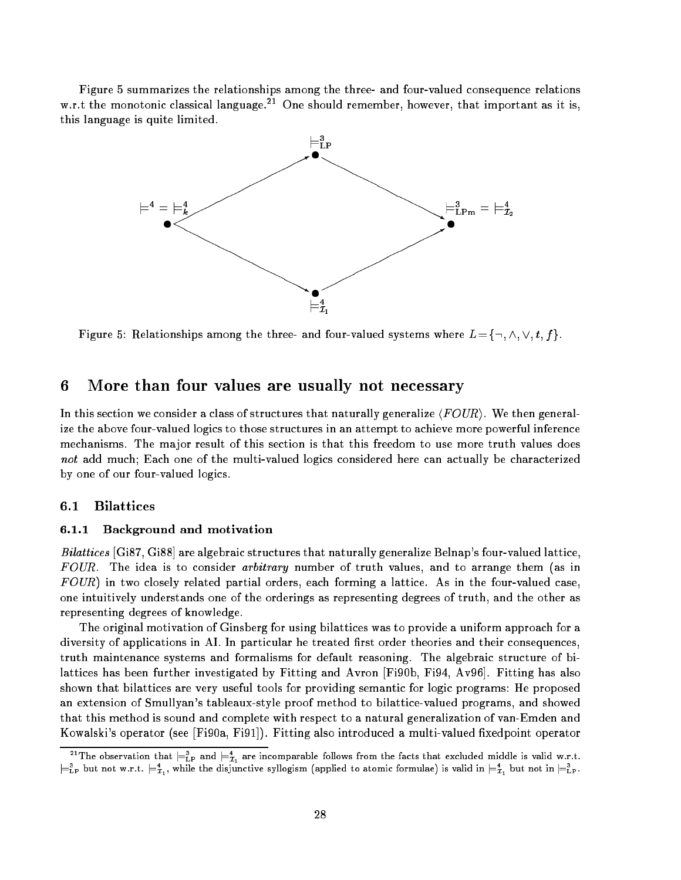Figure 5 summarizes the relationships among the three- and four-valued consequence relations w.r.t the monotonic classical language.[21] One should remember, however, that important as it is, this language is quite limited.

Figure 5: Relationships among the three- and four-valued systems where $L = \{\neg, \wedge, \vee, t, f\}$.

# 6 More than four values are usually not necessary

In this section we consider a class of structures that naturally generalize $\langle FOUR \rangle$. We then generalize the above four-valued logics to those structures in an attempt to achieve more powerful inference mechanisms. The major result of this section is that this freedom to use more truth values does *not* add much; Each one of the multi-valued logics considered here can actually be characterized by one of our four-valued logics.

## 6.1 Bilattices

### 6.1.1 Background and motivation

*Bilattices* [Gi87, Gi88] are algebraic structures that naturally generalize Belnap's four-valued lattice, *FOUR*. The idea is to consider *arbitrary* number of truth values, and to arrange them (as in *FOUR*) in two closely related partial orders, each forming a lattice. As in the four-valued case, one intuitively understands one of the orderings as representing degrees of truth, and the other as representing degrees of knowledge.

The original motivation of Ginsberg for using bilattices was to provide a uniform approach for a diversity of applications in AI. In particular he treated first order theories and their consequences, truth maintenance systems and formalisms for default reasoning. The algebraic structure of bilattices has been further investigated by Fitting and Avron [Fi90b, Fi94, Av96]. Fitting has also shown that bilattices are very useful tools for providing semantic for logic programs: He proposed an extension of Smullyan's tableaux-style proof method to bilattice-valued programs, and showed that this method is sound and complete with respect to a natural generalization of van-Emden and Kowalski's operator (see [Fi90a, Fi91]). Fitting also introduced a multi-valued fixedpoint operator

[21] The observation that $\models^3_{\rm LP}$ and $\models^4_{\mathcal{I}_1}$ are incomparable follows from the facts that excluded middle is valid w.r.t. $\models^3_{\rm LP}$ but not w.r.t. $\models^4_{\mathcal{I}_1}$, while the disjunctive syllogism (applied to atomic formulae) is valid in $\models^4_{\mathcal{I}_1}$ but not in $\models^3_{\rm LP}$.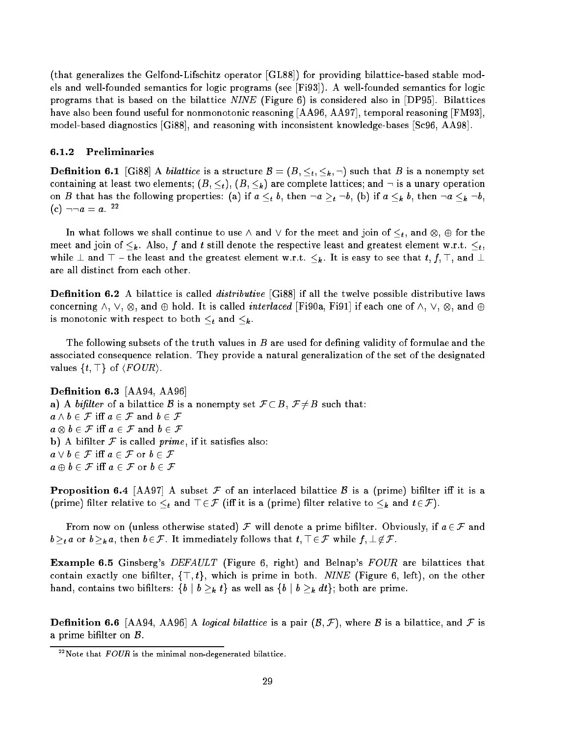(that generalizes the Gelfond-Lifschitz operator [GL88]) for providing bilattice-based stable models and well-founded semantics for logic programs (see [Fi93]). A well-founded semantics for logic programs that is based on the bilattice *NINE* (Figure 6) is considered also in [DP95]. Bilattices have also been found useful for nonmonotonic reasoning [AA96, AA97], temporal reasoning [FM93], model-based diagnostics [Gi88], and reasoning with inconsistent knowledge-bases [Sc96, AA98].

### 6.1.2 Preliminaries

**Definition 6.1** [Gi88] A *bilattice* is a structure $\mathcal{B} = (B, \leq_t, \leq_k, \neg)$ such that $B$ is a nonempty set containing at least two elements; $(B, \leq_t)$, $(B, \leq_k)$ are complete lattices; and $\neg$ is a unary operation on $B$ that has the following properties: (a) if $a \leq_t b$, then $\neg a \geq_t \neg b$, (b) if $a \leq_k b$, then $\neg a \leq_k \neg b$, (c) $\neg\neg a = a$. [22]

In what follows we shall continue to use $\wedge$ and $\vee$ for the meet and join of $\leq_t$, and $\otimes$, $\oplus$ for the meet and join of $\leq_k$. Also, $f$ and $t$ still denote the respective least and greatest element w.r.t. $\leq_t$, while $\bot$ and $\top$ – the least and the greatest element w.r.t. $\leq_k$. It is easy to see that $t$, $f$, $\top$, and $\bot$ are all distinct from each other.

**Definition 6.2** A bilattice is called *distributive* [Gi88] if all the twelve possible distributive laws concerning $\wedge$, $\vee$, $\otimes$, and $\oplus$ hold. It is called *interlaced* [Fi90a, Fi91] if each one of $\wedge$, $\vee$, $\otimes$, and $\oplus$ is monotonic with respect to both $\leq_t$ and $\leq_k$.

The following subsets of the truth values in $B$ are used for defining validity of formulae and the associated consequence relation. They provide a natural generalization of the set of the designated values $\{t, \top\}$ of $\langle FOUR \rangle$.

**Definition 6.3** [AA94, AA96]

**a)** A *bifilter* of a bilattice $\mathcal{B}$ is a nonempty set $\mathcal{F} \subset B$, $\mathcal{F} \neq B$ such that:
$a \wedge b \in \mathcal{F}$ iff $a \in \mathcal{F}$ and $b \in \mathcal{F}$
$a \otimes b \in \mathcal{F}$ iff $a \in \mathcal{F}$ and $b \in \mathcal{F}$
**b)** A bifilter $\mathcal{F}$ is called *prime*, if it satisfies also:
$a \vee b \in \mathcal{F}$ iff $a \in \mathcal{F}$ or $b \in \mathcal{F}$
$a \oplus b \in \mathcal{F}$ iff $a \in \mathcal{F}$ or $b \in \mathcal{F}$

**Proposition 6.4** [AA97] A subset $\mathcal{F}$ of an interlaced bilattice $\mathcal{B}$ is a (prime) bifilter iff it is a (prime) filter relative to $\leq_t$ and $\top \in \mathcal{F}$ (iff it is a (prime) filter relative to $\leq_k$ and $t \in \mathcal{F}$).

From now on (unless otherwise stated) $\mathcal{F}$ will denote a prime bifilter. Obviously, if $a \in \mathcal{F}$ and $b \geq_t a$ or $b \geq_k a$, then $b \in \mathcal{F}$. It immediately follows that $t, \top \in \mathcal{F}$ while $f, \bot \notin \mathcal{F}$.

**Example 6.5** Ginsberg's *DEFAULT* (Figure 6, right) and Belnap's *FOUR* are bilattices that contain exactly one bifilter, $\{\top, t\}$, which is prime in both. *NINE* (Figure 6, left), on the other hand, contains two bifilters: $\{b \mid b \geq_k t\}$ as well as $\{b \mid b \geq_k dt\}$; both are prime.

**Definition 6.6** [AA94, AA96] A *logical bilattice* is a pair $(\mathcal{B}, \mathcal{F})$, where $\mathcal{B}$ is a bilattice, and $\mathcal{F}$ is a prime bifilter on $\mathcal{B}$.

[22] Note that *FOUR* is the minimal non-degenerated bilattice.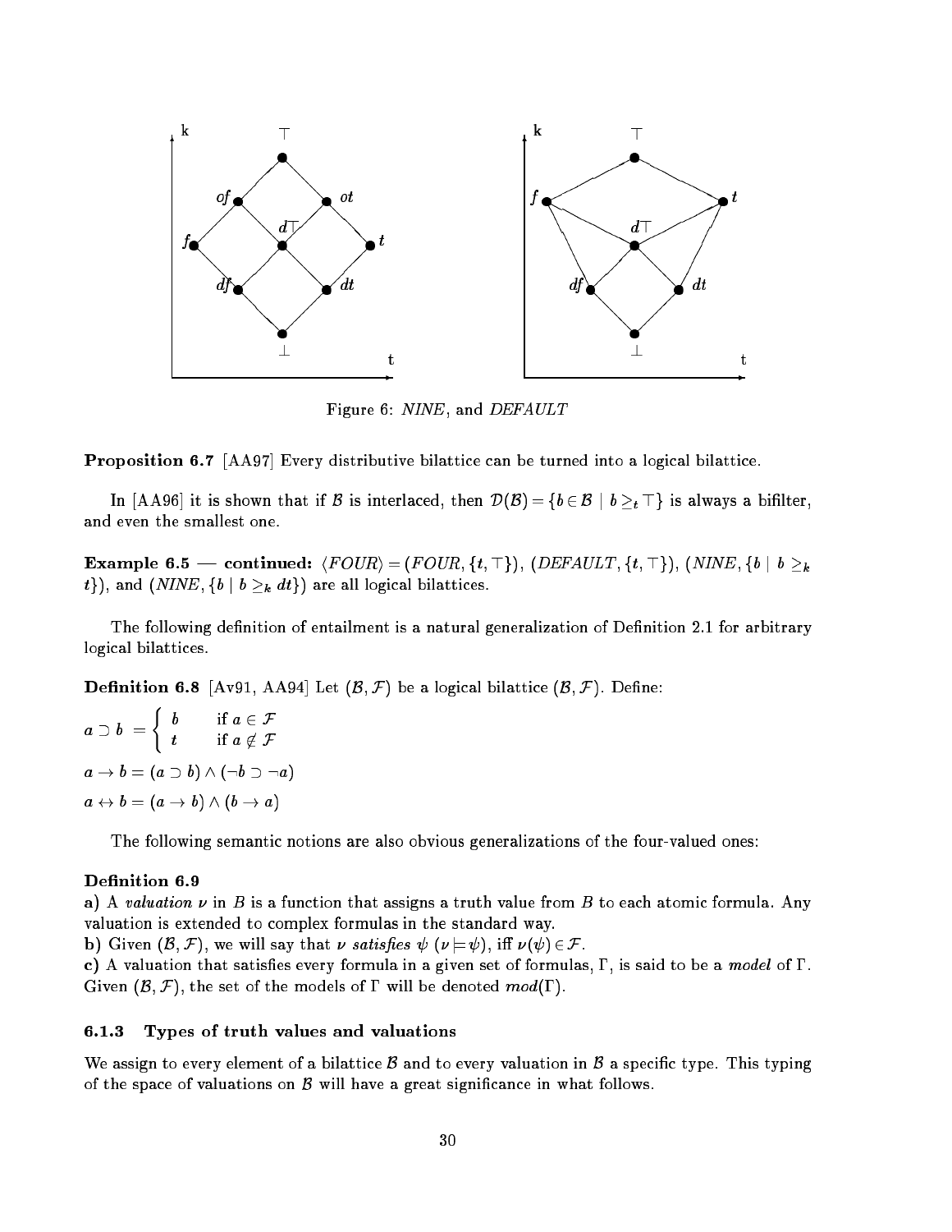Figure 6: *NINE*, and *DEFAULT*

**Proposition 6.7** [AA97] Every distributive bilattice can be turned into a logical bilattice.

In [AA96] it is shown that if $\mathcal{B}$ is interlaced, then $\mathcal{D}(\mathcal{B}) = \{b \in \mathcal{B} \mid b \geq_t \top\}$ is always a bifilter, and even the smallest one.

**Example 6.5 — continued:** $\langle FOUR \rangle = (FOUR, \{t, \top\})$, $(DEFAULT, \{t, \top\})$, $(NINE, \{b \mid b \geq_k t\})$, and $(NINE, \{b \mid b \geq_k dt\})$ are all logical bilattices.

The following definition of entailment is a natural generalization of Definition 2.1 for arbitrary logical bilattices.

**Definition 6.8** [Av91, AA94] Let $(\mathcal{B}, \mathcal{F})$ be a logical bilattice $(\mathcal{B}, \mathcal{F})$. Define:

$$a \supset b = \begin{cases} b & \text{if } a \in \mathcal{F} \\ t & \text{if } a \notin \mathcal{F} \end{cases}$$

$a \to b = (a \supset b) \wedge (\neg b \supset \neg a)$

$a \leftrightarrow b = (a \to b) \wedge (b \to a)$

The following semantic notions are also obvious generalizations of the four-valued ones:

**Definition 6.9**

**a)** A *valuation* $\nu$ in $B$ is a function that assigns a truth value from $B$ to each atomic formula. Any valuation is extended to complex formulas in the standard way.

**b)** Given $(\mathcal{B}, \mathcal{F})$, we will say that $\nu$ *satisfies* $\psi$ ($\nu \models \psi$), iff $\nu(\psi) \in \mathcal{F}$.

**c)** A valuation that satisfies every formula in a given set of formulas, $\Gamma$, is said to be a *model* of $\Gamma$. Given $(\mathcal{B}, \mathcal{F})$, the set of the models of $\Gamma$ will be denoted $mod(\Gamma)$.

### 6.1.3 Types of truth values and valuations

We assign to every element of a bilattice $\mathcal{B}$ and to every valuation in $\mathcal{B}$ a specific type. This typing of the space of valuations on $\mathcal{B}$ will have a great significance in what follows.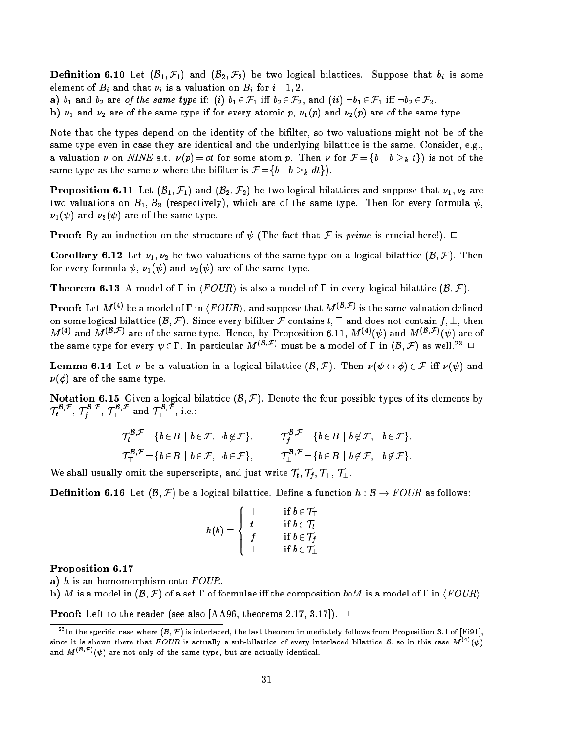**Definition 6.10** Let $(\mathcal{B}_1, \mathcal{F}_1)$ and $(\mathcal{B}_2, \mathcal{F}_2)$ be two logical bilattices. Suppose that $b_i$ is some element of $B_i$ and that $\nu_i$ is a valuation on $B_i$ for $i=1,2$.

**a)** $b_1$ and $b_2$ are *of the same type* if: (*i*) $b_1 \in \mathcal{F}_1$ iff $b_2 \in \mathcal{F}_2$, and (*ii*) $\neg b_1 \in \mathcal{F}_1$ iff $\neg b_2 \in \mathcal{F}_2$.

**b)** $\nu_1$ and $\nu_2$ are of the same type if for every atomic $p$, $\nu_1(p)$ and $\nu_2(p)$ are of the same type.

Note that the types depend on the identity of the bifilter, so two valuations might not be of the same type even in case they are identical and the underlying bilattice is the same. Consider, e.g., a valuation $\nu$ on *NINE* s.t. $\nu(p) = ot$ for some atom $p$. Then $\nu$ for $\mathcal{F} = \{b \mid b \geq_k t\})$ is not of the same type as the same $\nu$ where the bifilter is $\mathcal{F} = \{b \mid b \geq_k dt\})$.

**Proposition 6.11** Let $(\mathcal{B}_1, \mathcal{F}_1)$ and $(\mathcal{B}_2, \mathcal{F}_2)$ be two logical bilattices and suppose that $\nu_1, \nu_2$ are two valuations on $B_1, B_2$ (respectively), which are of the same type. Then for every formula $\psi$, $\nu_1(\psi)$ and $\nu_2(\psi)$ are of the same type.

**Proof:** By an induction on the structure of $\psi$ (The fact that $\mathcal{F}$ is *prime* is crucial here!). $\Box$

**Corollary 6.12** Let $\nu_1, \nu_2$ be two valuations of the same type on a logical bilattice $(\mathcal{B}, \mathcal{F})$. Then for every formula $\psi$, $\nu_1(\psi)$ and $\nu_2(\psi)$ are of the same type.

**Theorem 6.13** A model of $\Gamma$ in $\langle FOUR \rangle$ is also a model of $\Gamma$ in every logical bilattice $(\mathcal{B}, \mathcal{F})$.

**Proof:** Let $M^{(4)}$ be a model of $\Gamma$ in $\langle FOUR \rangle$, and suppose that $M^{(\mathcal{B},\mathcal{F})}$ is the same valuation defined on some logical bilattice $(\mathcal{B}, \mathcal{F})$. Since every bifilter $\mathcal{F}$ contains $t, \top$ and does not contain $f, \bot$, then $M^{(4)}$ and $M^{(\mathcal{B},\mathcal{F})}$ are of the same type. Hence, by Proposition 6.11, $M^{(4)}(\psi)$ and $M^{(\mathcal{B},\mathcal{F})}(\psi)$ are of the same type for every $\psi \in \Gamma$. In particular $M^{(\mathcal{B},\mathcal{F})}$ must be a model of $\Gamma$ in $(\mathcal{B}, \mathcal{F})$ as well.[23] $\Box$

**Lemma 6.14** Let $\nu$ be a valuation in a logical bilattice $(\mathcal{B}, \mathcal{F})$. Then $\nu(\psi \leftrightarrow \phi) \in \mathcal{F}$ iff $\nu(\psi)$ and $\nu(\phi)$ are of the same type.

**Notation 6.15** Given a logical bilattice $(\mathcal{B}, \mathcal{F})$. Denote the four possible types of its elements by $\mathcal{T}_t^{\mathcal{B},\mathcal{F}}$, $\mathcal{T}_f^{\mathcal{B},\mathcal{F}}$, $\mathcal{T}_\top^{\mathcal{B},\mathcal{F}}$ and $\mathcal{T}_\bot^{\mathcal{B},\mathcal{F}}$, i.e.:

$$\mathcal{T}_t^{\mathcal{B},\mathcal{F}} = \{b \in B \mid b \in \mathcal{F}, \neg b \notin \mathcal{F}\}, \qquad \mathcal{T}_f^{\mathcal{B},\mathcal{F}} = \{b \in B \mid b \notin \mathcal{F}, \neg b \in \mathcal{F}\},$$

$$\mathcal{T}_\top^{\mathcal{B},\mathcal{F}} = \{b \in B \mid b \in \mathcal{F}, \neg b \in \mathcal{F}\}, \qquad \mathcal{T}_\bot^{\mathcal{B},\mathcal{F}} = \{b \in B \mid b \notin \mathcal{F}, \neg b \notin \mathcal{F}\}.$$

We shall usually omit the superscripts, and just write $\mathcal{T}_t, \mathcal{T}_f, \mathcal{T}_\top, \mathcal{T}_\bot$.

**Definition 6.16** Let $(\mathcal{B}, \mathcal{F})$ be a logical bilattice. Define a function $h : \mathcal{B} \to FOUR$ as follows:

$$h(b) = \begin{cases} \top & \text{if } b \in \mathcal{T}_\top \\ t & \text{if } b \in \mathcal{T}_t \\ f & \text{if } b \in \mathcal{T}_f \\ \bot & \text{if } b \in \mathcal{T}_\bot \end{cases}$$

**Proposition 6.17**

**a)** $h$ is an homomorphism onto *FOUR*.

**b)** $M$ is a model in $(\mathcal{B}, \mathcal{F})$ of a set $\Gamma$ of formulae iff the composition $h \circ M$ is a model of $\Gamma$ in $\langle FOUR \rangle$.

**Proof:** Left to the reader (see also [AA96, theorems 2.17, 3.17]). $\Box$

---

[23] In the specific case where $(\mathcal{B}, \mathcal{F})$ is interlaced, the last theorem immediately follows from Proposition 3.1 of [Fi91], since it is shown there that *FOUR* is actually a sub-bilattice of every interlaced bilattice $\mathcal{B}$, so in this case $M^{(4)}(\psi)$ and $M^{(\mathcal{B},\mathcal{F})}(\psi)$ are not only of the same type, but are actually identical.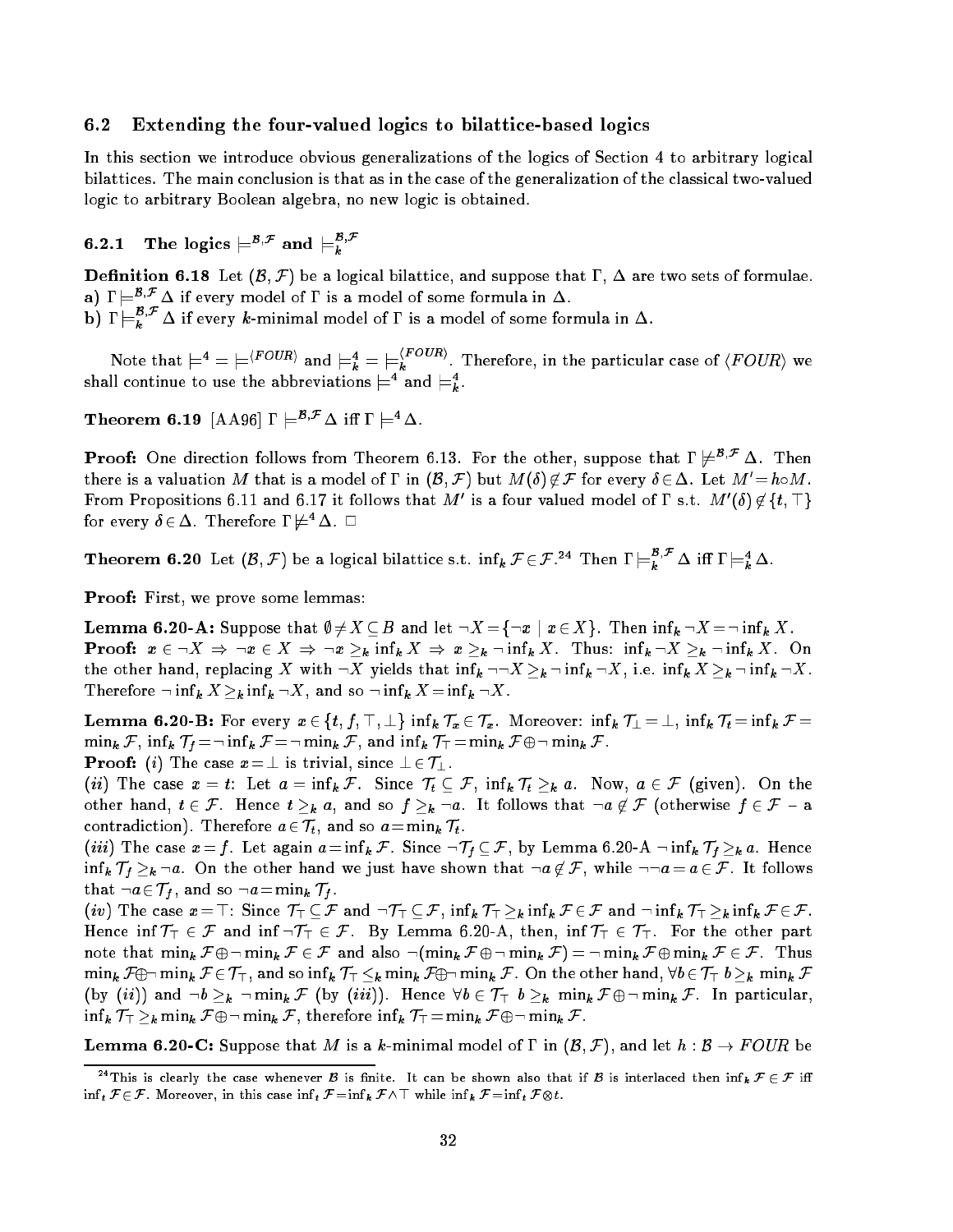### 6.2 Extending the four-valued logics to bilattice-based logics

In this section we introduce obvious generalizations of the logics of Section 4 to arbitrary logical bilattices. The main conclusion is that as in the case of the generalization of the classical two-valued logic to arbitrary Boolean algebra, no new logic is obtained.

#### 6.2.1 The logics $\models^{\mathcal{B},\mathcal{F}}$ and $\models_k^{\mathcal{B},\mathcal{F}}$

**Definition 6.18** Let $(\mathcal{B}, \mathcal{F})$ be a logical bilattice, and suppose that $\Gamma$, $\Delta$ are two sets of formulae.
**a)** $\Gamma \models^{\mathcal{B},\mathcal{F}} \Delta$ if every model of $\Gamma$ is a model of some formula in $\Delta$.
**b)** $\Gamma \models_k^{\mathcal{B},\mathcal{F}} \Delta$ if every $k$-minimal model of $\Gamma$ is a model of some formula in $\Delta$.

Note that $\models^4 = \models^{\langle FOUR \rangle}$ and $\models_k^4 = \models_k^{\langle FOUR \rangle}$. Therefore, in the particular case of $\langle FOUR \rangle$ we shall continue to use the abbreviations $\models^4$ and $\models_k^4$.

**Theorem 6.19** [AA96] $\Gamma \models^{\mathcal{B},\mathcal{F}} \Delta$ iff $\Gamma \models^4 \Delta$.

**Proof:** One direction follows from Theorem 6.13. For the other, suppose that $\Gamma \not\models^{\mathcal{B},\mathcal{F}} \Delta$. Then there is a valuation $M$ that is a model of $\Gamma$ in $(\mathcal{B}, \mathcal{F})$ but $M(\delta) \notin \mathcal{F}$ for every $\delta \in \Delta$. Let $M' = h \circ M$. From Propositions 6.11 and 6.17 it follows that $M'$ is a four valued model of $\Gamma$ s.t. $M'(\delta) \notin \{t, \top\}$ for every $\delta \in \Delta$. Therefore $\Gamma \not\models^4 \Delta$. $\Box$

**Theorem 6.20** Let $(\mathcal{B}, \mathcal{F})$ be a logical bilattice s.t. $\inf_k \mathcal{F} \in \mathcal{F}$.[24] Then $\Gamma \models_k^{\mathcal{B},\mathcal{F}} \Delta$ iff $\Gamma \models_k^4 \Delta$.

**Proof:** First, we prove some lemmas:

**Lemma 6.20-A:** Suppose that $\emptyset \neq X \subseteq B$ and let $\neg X = \{\neg x \mid x \in X\}$. Then $\inf_k \neg X = \neg \inf_k X$.
**Proof:** $x \in \neg X \Rightarrow \neg x \in X \Rightarrow \neg x \geq_k \inf_k X \Rightarrow x \geq_k \neg \inf_k X$. Thus: $\inf_k \neg X \geq_k \neg \inf_k X$. On the other hand, replacing $X$ with $\neg X$ yields that $\inf_k \neg\neg X \geq_k \neg \inf_k \neg X$, i.e. $\inf_k X \geq_k \neg \inf_k \neg X$. Therefore $\neg \inf_k X \geq_k \inf_k \neg X$, and so $\neg \inf_k X = \inf_k \neg X$.

**Lemma 6.20-B:** For every $x \in \{t, f, \top, \bot\}$ $\inf_k \mathcal{T}_x \in \mathcal{T}_x$. Moreover: $\inf_k \mathcal{T}_\bot = \bot$, $\inf_k \mathcal{T}_t = \inf_k \mathcal{F} = \min_k \mathcal{F}$, $\inf_k \mathcal{T}_f = \neg \inf_k \mathcal{F} = \neg \min_k \mathcal{F}$, and $\inf_k \mathcal{T}_\top = \min_k \mathcal{F} \oplus \neg \min_k \mathcal{F}$.
**Proof:** $(i)$ The case $x = \bot$ is trivial, since $\bot \in \mathcal{T}_\bot$.
$(ii)$ The case $x = t$: Let $a = \inf_k \mathcal{F}$. Since $\mathcal{T}_t \subseteq \mathcal{F}$, $\inf_k \mathcal{T}_t \geq_k a$. Now, $a \in \mathcal{F}$ (given). On the other hand, $t \in \mathcal{F}$. Hence $t \geq_k a$, and so $f \geq_k \neg a$. It follows that $\neg a \notin \mathcal{F}$ (otherwise $f \in \mathcal{F}$ – a contradiction). Therefore $a \in \mathcal{T}_t$, and so $a = \min_k \mathcal{T}_t$.
$(iii)$ The case $x = f$. Let again $a = \inf_k \mathcal{F}$. Since $\neg \mathcal{T}_f \subseteq \mathcal{F}$, by Lemma 6.20-A $\neg \inf_k \mathcal{T}_f \geq_k a$. Hence $\inf_k \mathcal{T}_f \geq_k \neg a$. On the other hand we just have shown that $\neg a \notin \mathcal{F}$, while $\neg\neg a = a \in \mathcal{F}$. It follows that $\neg a \in \mathcal{T}_f$, and so $\neg a = \min_k \mathcal{T}_f$.
$(iv)$ The case $x = \top$: Since $\mathcal{T}_\top \subseteq \mathcal{F}$ and $\neg \mathcal{T}_\top \subseteq \mathcal{F}$, $\inf_k \mathcal{T}_\top \geq_k \inf_k \mathcal{F} \in \mathcal{F}$ and $\neg \inf_k \mathcal{T}_\top \geq_k \inf_k \mathcal{F} \in \mathcal{F}$. Hence $\inf \mathcal{T}_\top \in \mathcal{F}$ and $\inf \neg \mathcal{T}_\top \in \mathcal{F}$. By Lemma 6.20-A, then, $\inf \mathcal{T}_\top \in \mathcal{T}_\top$. For the other part note that $\min_k \mathcal{F} \oplus \neg \min_k \mathcal{F} \in \mathcal{F}$ and also $\neg(\min_k \mathcal{F} \oplus \neg \min_k \mathcal{F}) = \neg \min_k \mathcal{F} \oplus \min_k \mathcal{F} \in \mathcal{F}$. Thus $\min_k \mathcal{F} \oplus \neg \min_k \mathcal{F} \in \mathcal{T}_\top$, and so $\inf_k \mathcal{T}_\top \leq_k \min_k \mathcal{F} \oplus \neg \min_k \mathcal{F}$. On the other hand, $\forall b \in \mathcal{T}_\top$ $b \geq_k \min_k \mathcal{F}$ (by $(ii)$) and $\neg b \geq_k \neg \min_k \mathcal{F}$ (by $(iii)$). Hence $\forall b \in \mathcal{T}_\top$ $b \geq_k \min_k \mathcal{F} \oplus \neg \min_k \mathcal{F}$. In particular, $\inf_k \mathcal{T}_\top \geq_k \min_k \mathcal{F} \oplus \neg \min_k \mathcal{F}$, therefore $\inf_k \mathcal{T}_\top = \min_k \mathcal{F} \oplus \neg \min_k \mathcal{F}$.

**Lemma 6.20-C:** Suppose that $M$ is a $k$-minimal model of $\Gamma$ in $(\mathcal{B}, \mathcal{F})$, and let $h : \mathcal{B} \to FOUR$ be

[24] This is clearly the case whenever $\mathcal{B}$ is finite. It can be shown also that if $\mathcal{B}$ is interlaced then $\inf_k \mathcal{F} \in \mathcal{F}$ iff $\inf_t \mathcal{F} \in \mathcal{F}$. Moreover, in this case $\inf_t \mathcal{F} = \inf_k \mathcal{F} \wedge \top$ while $\inf_k \mathcal{F} = \inf_t \mathcal{F} \otimes t$.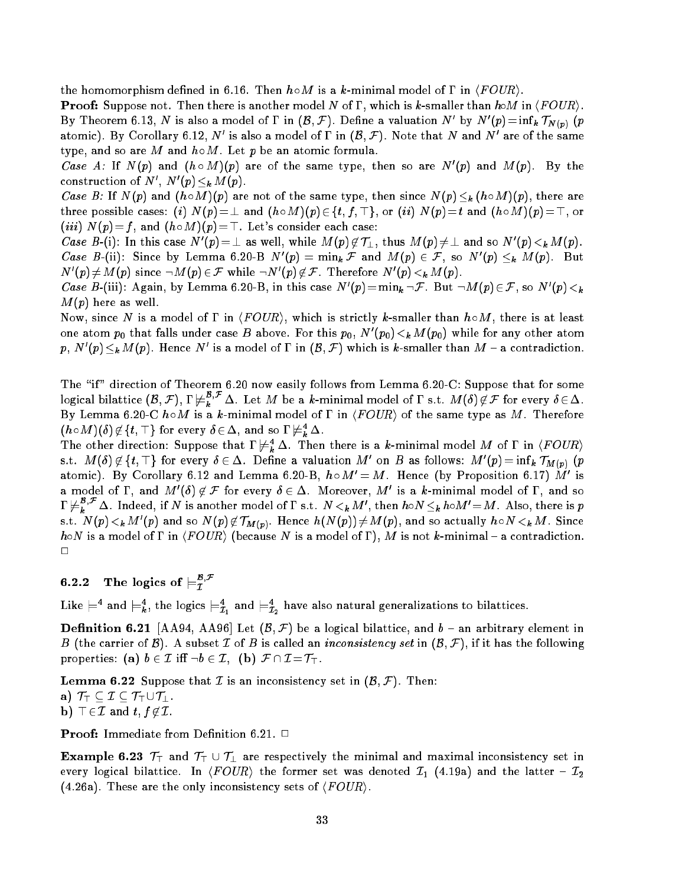the homomorphism defined in 6.16. Then $h \circ M$ is a $k$-minimal model of $\Gamma$ in $\langle FOUR \rangle$.

**Proof:** Suppose not. Then there is another model $N$ of $\Gamma$, which is $k$-smaller than $h \circ M$ in $\langle FOUR \rangle$. By Theorem 6.13, $N$ is also a model of $\Gamma$ in $(\mathcal{B}, \mathcal{F})$. Define a valuation $N'$ by $N'(p) = \inf_k \mathcal{T}_{N(p)}$ ($p$ atomic). By Corollary 6.12, $N'$ is also a model of $\Gamma$ in $(\mathcal{B}, \mathcal{F})$. Note that $N$ and $N'$ are of the same type, and so are $M$ and $h \circ M$. Let $p$ be an atomic formula.

*Case A:* If $N(p)$ and $(h \circ M)(p)$ are of the same type, then so are $N'(p)$ and $M(p)$. By the construction of $N'$, $N'(p) \leq_k M(p)$.

*Case B:* If $N(p)$ and $(h \circ M)(p)$ are not of the same type, then since $N(p) \leq_k (h \circ M)(p)$, there are three possible cases: ($i$) $N(p) = \bot$ and $(h \circ M)(p) \in \{t, f, \top\}$, or ($ii$) $N(p) = t$ and $(h \circ M)(p) = \top$, or ($iii$) $N(p) = f$, and $(h \circ M)(p) = \top$. Let's consider each case:

*Case B-*(i): In this case $N'(p) = \bot$ as well, while $M(p) \notin \mathcal{T}_\bot$, thus $M(p) \neq \bot$ and so $N'(p) <_k M(p)$.

*Case B-*(ii): Since by Lemma 6.20-B $N'(p) = \min_k \mathcal{F}$ and $M(p) \in \mathcal{F}$, so $N'(p) \leq_k M(p)$. But $N'(p) \neq M(p)$ since $\neg M(p) \in \mathcal{F}$ while $\neg N'(p) \notin \mathcal{F}$. Therefore $N'(p) <_k M(p)$.

*Case B-*(iii): Again, by Lemma 6.20-B, in this case $N'(p) = \min_k \neg\mathcal{F}$. But $\neg M(p) \in \mathcal{F}$, so $N'(p) <_k M(p)$ here as well.

Now, since $N$ is a model of $\Gamma$ in $\langle FOUR \rangle$, which is strictly $k$-smaller than $h \circ M$, there is at least one atom $p_0$ that falls under case $B$ above. For this $p_0$, $N'(p_0) <_k M(p_0)$ while for any other atom $p$, $N'(p) \leq_k M(p)$. Hence $N'$ is a model of $\Gamma$ in $(\mathcal{B}, \mathcal{F})$ which is $k$-smaller than $M$ – a contradiction.

The "if" direction of Theorem 6.20 now easily follows from Lemma 6.20-C: Suppose that for some logical bilattice $(\mathcal{B}, \mathcal{F})$, $\Gamma \not\models_k^{\mathcal{B},\mathcal{F}} \Delta$. Let $M$ be a $k$-minimal model of $\Gamma$ s.t. $M(\delta) \notin \mathcal{F}$ for every $\delta \in \Delta$. By Lemma 6.20-C $h \circ M$ is a $k$-minimal model of $\Gamma$ in $\langle FOUR \rangle$ of the same type as $M$. Therefore $(h \circ M)(\delta) \notin \{t, \top\}$ for every $\delta \in \Delta$, and so $\Gamma \not\models_k^4 \Delta$.

The other direction: Suppose that $\Gamma \not\models_k^4 \Delta$. Then there is a $k$-minimal model $M$ of $\Gamma$ in $\langle FOUR \rangle$ s.t. $M(\delta) \notin \{t, \top\}$ for every $\delta \in \Delta$. Define a valuation $M'$ on $B$ as follows: $M'(p) = \inf_k \mathcal{T}_{M(p)}$ ($p$ atomic). By Corollary 6.12 and Lemma 6.20-B, $h \circ M' = M$. Hence (by Proposition 6.17) $M'$ is a model of $\Gamma$, and $M'(\delta) \notin \mathcal{F}$ for every $\delta \in \Delta$. Moreover, $M'$ is a $k$-minimal model of $\Gamma$, and so $\Gamma \not\models_k^{\mathcal{B},\mathcal{F}} \Delta$. Indeed, if $N$ is another model of $\Gamma$ s.t. $N <_k M'$, then $h \circ N \leq_k h \circ M' = M$. Also, there is $p$ s.t. $N(p) <_k M'(p)$ and so $N(p) \notin \mathcal{T}_{M(p)}$. Hence $h(N(p)) \neq M(p)$, and so actually $h \circ N <_k M$. Since $h \circ N$ is a model of $\Gamma$ in $\langle FOUR \rangle$ (because $N$ is a model of $\Gamma$), $M$ is not $k$-minimal – a contradiction. □

### 6.2.2 The logics of $\models_{\mathcal{I}}^{\mathcal{B},\mathcal{F}}$

Like $\models^4$ and $\models_k^4$, the logics $\models_{\mathcal{I}_1}^4$ and $\models_{\mathcal{I}_2}^4$ have also natural generalizations to bilattices.

**Definition 6.21** [AA94, AA96] Let $(\mathcal{B}, \mathcal{F})$ be a logical bilattice, and $b$ – an arbitrary element in $B$ (the carrier of $\mathcal{B}$). A subset $\mathcal{I}$ of $B$ is called an *inconsistency set* in $(\mathcal{B}, \mathcal{F})$, if it has the following properties: **(a)** $b \in \mathcal{I}$ iff $\neg b \in \mathcal{I}$, **(b)** $\mathcal{F} \cap \mathcal{I} = \mathcal{T}_\top$.

**Lemma 6.22** Suppose that $\mathcal{I}$ is an inconsistency set in $(\mathcal{B}, \mathcal{F})$. Then:
**a)** $\mathcal{T}_\top \subseteq \mathcal{I} \subseteq \mathcal{T}_\top \cup \mathcal{T}_\bot$.
**b)** $\top \in \mathcal{I}$ and $t, f \notin \mathcal{I}$.

**Proof:** Immediate from Definition 6.21. □

**Example 6.23** $\mathcal{T}_\top$ and $\mathcal{T}_\top \cup \mathcal{T}_\bot$ are respectively the minimal and maximal inconsistency set in every logical bilattice. In $\langle FOUR \rangle$ the former set was denoted $\mathcal{I}_1$ (4.19a) and the latter – $\mathcal{I}_2$ (4.26a). These are the only inconsistency sets of $\langle FOUR \rangle$.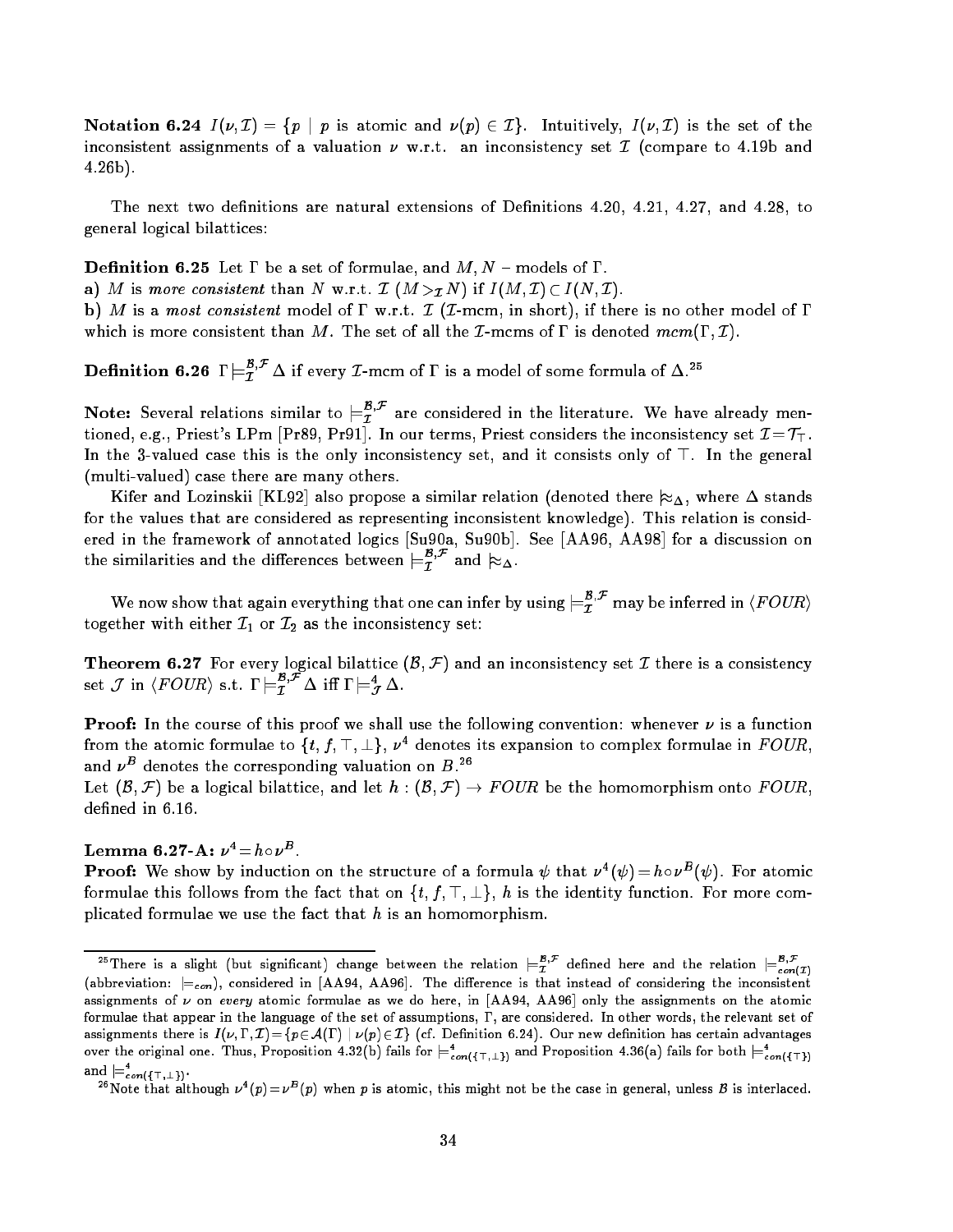**Notation 6.24** $I(\nu, \mathcal{I}) = \{p \mid p$ is atomic and $\nu(p) \in \mathcal{I}\}$. Intuitively, $I(\nu, \mathcal{I})$ is the set of the inconsistent assignments of a valuation $\nu$ w.r.t. an inconsistency set $\mathcal{I}$ (compare to 4.19b and 4.26b).

The next two definitions are natural extensions of Definitions 4.20, 4.21, 4.27, and 4.28, to general logical bilattices:

**Definition 6.25** Let $\Gamma$ be a set of formulae, and $M, N$ – models of $\Gamma$.

**a)** $M$ is *more consistent* than $N$ w.r.t. $\mathcal{I}$ ($M >_{\mathcal{I}} N$) if $I(M, \mathcal{I}) \subset I(N, \mathcal{I})$.

**b)** $M$ is a *most consistent* model of $\Gamma$ w.r.t. $\mathcal{I}$ ($\mathcal{I}$-mcm, in short), if there is no other model of $\Gamma$ which is more consistent than $M$. The set of all the $\mathcal{I}$-mcms of $\Gamma$ is denoted $mcm(\Gamma, \mathcal{I})$.

**Definition 6.26** $\Gamma \models_{\mathcal{I}}^{\mathcal{B},\mathcal{F}} \Delta$ if every $\mathcal{I}$-mcm of $\Gamma$ is a model of some formula of $\Delta$.[25]

**Note:** Several relations similar to $\models_{\mathcal{I}}^{\mathcal{B},\mathcal{F}}$ are considered in the literature. We have already mentioned, e.g., Priest's LPm [Pr89, Pr91]. In our terms, Priest considers the inconsistency set $\mathcal{I} = \mathcal{T}_{\top}$. In the 3-valued case this is the only inconsistency set, and it consists only of $\top$. In the general (multi-valued) case there are many others.

Kifer and Lozinskii [KL92] also propose a similar relation (denoted there $\approx_{\Delta}$, where $\Delta$ stands for the values that are considered as representing inconsistent knowledge). This relation is considered in the framework of annotated logics [Su90a, Su90b]. See [AA96, AA98] for a discussion on the similarities and the differences between $\models_{\mathcal{I}}^{\mathcal{B},\mathcal{F}}$ and $\approx_{\Delta}$.

We now show that again everything that one can infer by using $\models_{\mathcal{I}}^{\mathcal{B},\mathcal{F}}$ may be inferred in $\langle FOUR \rangle$ together with either $\mathcal{I}_1$ or $\mathcal{I}_2$ as the inconsistency set:

**Theorem 6.27** For every logical bilattice $(\mathcal{B}, \mathcal{F})$ and an inconsistency set $\mathcal{I}$ there is a consistency set $\mathcal{J}$ in $\langle FOUR \rangle$ s.t. $\Gamma \models_{\mathcal{I}}^{\mathcal{B},\mathcal{F}} \Delta$ iff $\Gamma \models_{\mathcal{J}}^{4} \Delta$.

**Proof:** In the course of this proof we shall use the following convention: whenever $\nu$ is a function from the atomic formulae to $\{t, f, \top, \bot\}$, $\nu^4$ denotes its expansion to complex formulae in $FOUR$, and $\nu^B$ denotes the corresponding valuation on $B$.[26]

Let $(\mathcal{B}, \mathcal{F})$ be a logical bilattice, and let $h : (\mathcal{B}, \mathcal{F}) \to FOUR$ be the homomorphism onto $FOUR$, defined in 6.16.

**Lemma 6.27-A:** $\nu^4 = h \circ \nu^B$.

**Proof:** We show by induction on the structure of a formula $\psi$ that $\nu^4(\psi) = h \circ \nu^B(\psi)$. For atomic formulae this follows from the fact that on $\{t, f, \top, \bot\}$, $h$ is the identity function. For more complicated formulae we use the fact that $h$ is an homomorphism.

---

[25] There is a slight (but significant) change between the relation $\models_{\mathcal{I}}^{\mathcal{B},\mathcal{F}}$ defined here and the relation $\models_{con(\mathcal{I})}^{\mathcal{B},\mathcal{F}}$ (abbreviation: $\models_{con}$), considered in [AA94, AA96]. The difference is that instead of considering the inconsistent assignments of $\nu$ on *every* atomic formulae as we do here, in [AA94, AA96] only the assignments on the atomic formulae that appear in the language of the set of assumptions, $\Gamma$, are considered. In other words, the relevant set of assignments there is $I(\nu, \Gamma, \mathcal{I}) = \{p \in \mathcal{A}(\Gamma) \mid \nu(p) \in \mathcal{I}\}$ (cf. Definition 6.24). Our new definition has certain advantages over the original one. Thus, Proposition 4.32(b) fails for $\models_{con(\{\top,\bot\})}^{4}$ and Proposition 4.36(a) fails for both $\models_{con(\{\top\})}^{4}$ and $\models_{con(\{\top,\bot\})}^{4}$.

[26] Note that although $\nu^4(p) = \nu^B(p)$ when $p$ is atomic, this might not be the case in general, unless $\mathcal{B}$ is interlaced.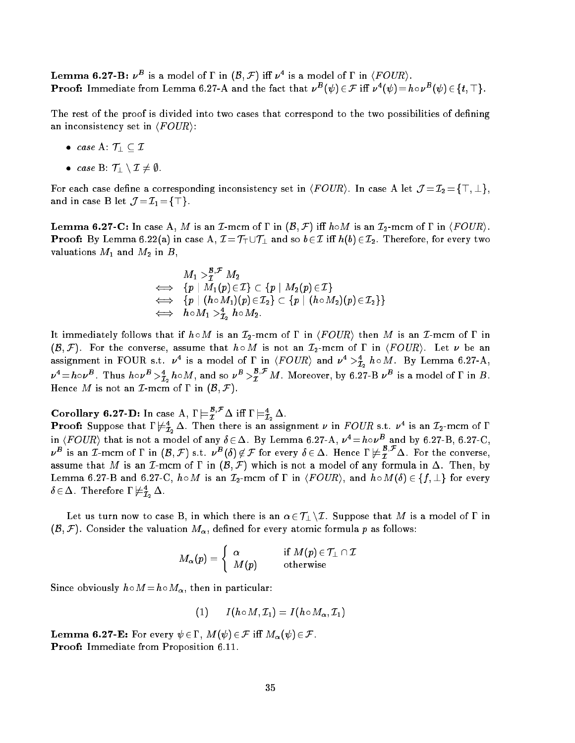**Lemma 6.27-B:** $\nu^B$ is a model of $\Gamma$ in $(\mathcal{B},\mathcal{F})$ iff $\nu^4$ is a model of $\Gamma$ in $\langle FOUR\rangle$.
**Proof:** Immediate from Lemma 6.27-A and the fact that $\nu^B(\psi)\in\mathcal{F}$ iff $\nu^4(\psi)=h\circ\nu^B(\psi)\in\{t,\top\}$.

The rest of the proof is divided into two cases that correspond to the two possibilities of defining an inconsistency set in $\langle FOUR\rangle$:

- *case* A: $\mathcal{T}_\bot\subseteq\mathcal{I}$
- *case* B: $\mathcal{T}_\bot\setminus\mathcal{I}\neq\emptyset$.

For each case define a corresponding inconsistency set in $\langle FOUR\rangle$. In case A let $\mathcal{J}=\mathcal{I}_2=\{\top,\bot\}$, and in case B let $\mathcal{J}=\mathcal{I}_1=\{\top\}$.

**Lemma 6.27-C:** In case A, $M$ is an $\mathcal{I}$-mcm of $\Gamma$ in $(\mathcal{B},\mathcal{F})$ iff $h\circ M$ is an $\mathcal{I}_2$-mcm of $\Gamma$ in $\langle FOUR\rangle$.
**Proof:** By Lemma 6.22(a) in case A, $\mathcal{I}=\mathcal{T}_\top\cup\mathcal{T}_\bot$ and so $b\in\mathcal{I}$ iff $h(b)\in\mathcal{I}_2$. Therefore, for every two valuations $M_1$ and $M_2$ in $B$,

$$\begin{aligned}
& M_1 >^{\mathcal{B},\mathcal{F}}_{\mathcal{I}} M_2 \\
\iff\ & \{p \mid M_1(p)\in\mathcal{I}\}\subset\{p\mid M_2(p)\in\mathcal{I}\} \\
\iff\ & \{p \mid (h\circ M_1)(p)\in\mathcal{I}_2\}\subset\{p\mid (h\circ M_2)(p)\in\mathcal{I}_2\}\} \\
\iff\ & h\circ M_1 >^4_{\mathcal{I}_2} h\circ M_2.
\end{aligned}$$

It immediately follows that if $h\circ M$ is an $\mathcal{I}_2$-mcm of $\Gamma$ in $\langle FOUR\rangle$ then $M$ is an $\mathcal{I}$-mcm of $\Gamma$ in $(\mathcal{B},\mathcal{F})$. For the converse, assume that $h\circ M$ is not an $\mathcal{I}_2$-mcm of $\Gamma$ in $\langle FOUR\rangle$. Let $\nu$ be an assignment in FOUR s.t. $\nu^4$ is a model of $\Gamma$ in $\langle FOUR\rangle$ and $\nu^4>^4_{\mathcal{I}_2} h\circ M$. By Lemma 6.27-A, $\nu^4=h\circ\nu^B$. Thus $h\circ\nu^B>^4_{\mathcal{I}_2} h\circ M$, and so $\nu^B>^{\mathcal{B},\mathcal{F}}_{\mathcal{I}} M$. Moreover, by 6.27-B $\nu^B$ is a model of $\Gamma$ in $B$. Hence $M$ is not an $\mathcal{I}$-mcm of $\Gamma$ in $(\mathcal{B},\mathcal{F})$.

**Corollary 6.27-D:** In case A, $\Gamma\models^{\mathcal{B},\mathcal{F}}_{\mathcal{I}}\Delta$ iff $\Gamma\models^4_{\mathcal{I}_2}\Delta$.
**Proof:** Suppose that $\Gamma\not\models^4_{\mathcal{I}_2}\Delta$. Then there is an assignment $\nu$ in $FOUR$ s.t. $\nu^4$ is an $\mathcal{I}_2$-mcm of $\Gamma$ in $\langle FOUR\rangle$ that is not a model of any $\delta\in\Delta$. By Lemma 6.27-A, $\nu^4=h\circ\nu^B$ and by 6.27-B, 6.27-C, $\nu^B$ is an $\mathcal{I}$-mcm of $\Gamma$ in $(\mathcal{B},\mathcal{F})$ s.t. $\nu^B(\delta)\notin\mathcal{F}$ for every $\delta\in\Delta$. Hence $\Gamma\not\models^{\mathcal{B},\mathcal{F}}_{\mathcal{I}}\Delta$. For the converse, assume that $M$ is an $\mathcal{I}$-mcm of $\Gamma$ in $(\mathcal{B},\mathcal{F})$ which is not a model of any formula in $\Delta$. Then, by Lemma 6.27-B and 6.27-C, $h\circ M$ is an $\mathcal{I}_2$-mcm of $\Gamma$ in $\langle FOUR\rangle$, and $h\circ M(\delta)\in\{f,\bot\}$ for every $\delta\in\Delta$. Therefore $\Gamma\not\models^4_{\mathcal{I}_2}\Delta$.

Let us turn now to case B, in which there is an $\alpha\in\mathcal{T}_\bot\setminus\mathcal{I}$. Suppose that $M$ is a model of $\Gamma$ in $(\mathcal{B},\mathcal{F})$. Consider the valuation $M_\alpha$, defined for every atomic formula $p$ as follows:

$$M_\alpha(p)=\begin{cases}\alpha & \text{if } M(p)\in\mathcal{T}_\bot\cap\mathcal{I}\\ M(p) & \text{otherwise}\end{cases}$$

Since obviously $h\circ M=h\circ M_\alpha$, then in particular:

$$(1)\qquad I(h\circ M,\mathcal{I}_1)=I(h\circ M_\alpha,\mathcal{I}_1)$$

**Lemma 6.27-E:** For every $\psi\in\Gamma$, $M(\psi)\in\mathcal{F}$ iff $M_\alpha(\psi)\in\mathcal{F}$.
**Proof:** Immediate from Proposition 6.11.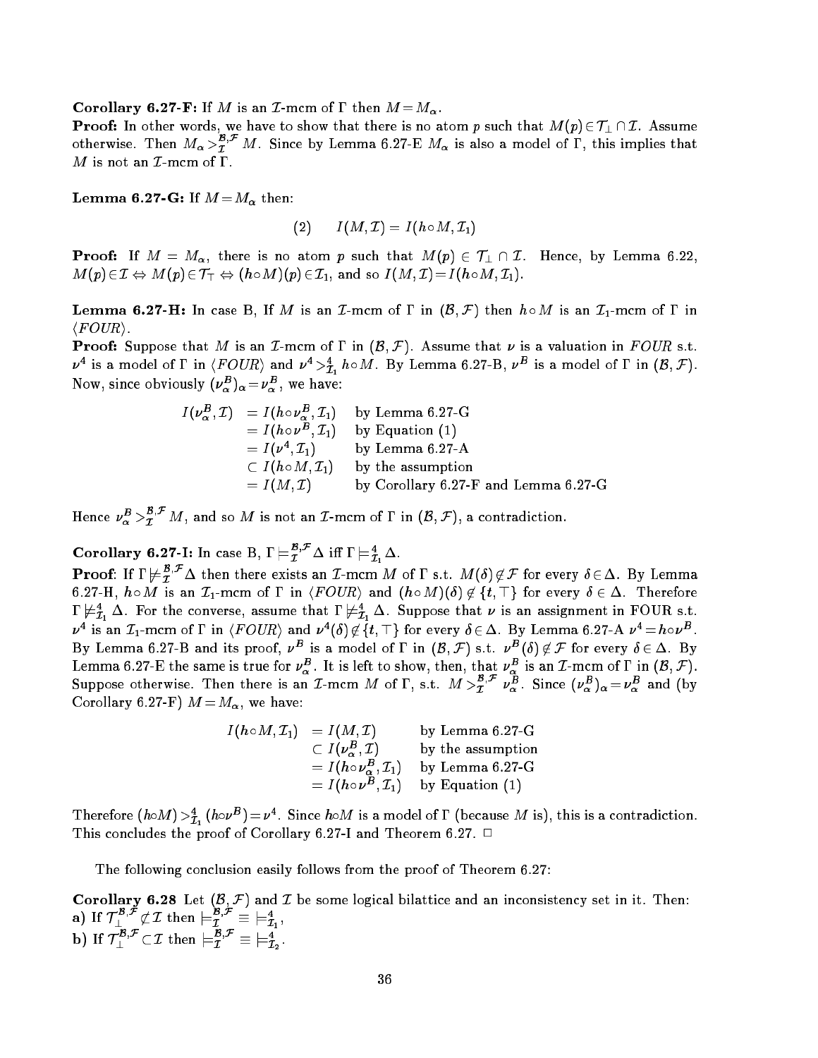**Corollary 6.27-F:** If $M$ is an $\mathcal{I}$-mcm of $\Gamma$ then $M = M_\alpha$.

**Proof:** In other words, we have to show that there is no atom $p$ such that $M(p) \in \mathcal{T}_\perp \cap \mathcal{I}$. Assume otherwise. Then $M_\alpha >_{\mathcal{I}}^{\mathcal{B},\mathcal{F}} M$. Since by Lemma 6.27-E $M_\alpha$ is also a model of $\Gamma$, this implies that $M$ is not an $\mathcal{I}$-mcm of $\Gamma$.

**Lemma 6.27-G:** If $M = M_\alpha$ then:

$$(2) \qquad I(M, \mathcal{I}) = I(h \circ M, \mathcal{I}_1)$$

**Proof:** If $M = M_\alpha$, there is no atom $p$ such that $M(p) \in \mathcal{T}_\perp \cap \mathcal{I}$. Hence, by Lemma 6.22, $M(p) \in \mathcal{I} \Leftrightarrow M(p) \in \mathcal{T}_\top \Leftrightarrow (h \circ M)(p) \in \mathcal{I}_1$, and so $I(M, \mathcal{I}) = I(h \circ M, \mathcal{I}_1)$.

**Lemma 6.27-H:** In case B, If $M$ is an $\mathcal{I}$-mcm of $\Gamma$ in $(\mathcal{B}, \mathcal{F})$ then $h \circ M$ is an $\mathcal{I}_1$-mcm of $\Gamma$ in $\langle FOUR \rangle$.

**Proof:** Suppose that $M$ is an $\mathcal{I}$-mcm of $\Gamma$ in $(\mathcal{B}, \mathcal{F})$. Assume that $\nu$ is a valuation in $FOUR$ s.t. $\nu^4$ is a model of $\Gamma$ in $\langle FOUR \rangle$ and $\nu^4 >_{\mathcal{I}_1}^4 h \circ M$. By Lemma 6.27-B, $\nu^B$ is a model of $\Gamma$ in $(\mathcal{B}, \mathcal{F})$. Now, since obviously $(\nu_\alpha^B)_\alpha = \nu_\alpha^B$, we have:

$$\begin{array}{rlll}
I(\nu_\alpha^B, \mathcal{I}) & = I(h \circ \nu_\alpha^B, \mathcal{I}_1) & & \text{by Lemma 6.27-G} \\
& = I(h \circ \nu^B, \mathcal{I}_1) & & \text{by Equation (1)} \\
& = I(\nu^4, \mathcal{I}_1) & & \text{by Lemma 6.27-A} \\
& \subset I(h \circ M, \mathcal{I}_1) & & \text{by the assumption} \\
& = I(M, \mathcal{I}) & & \text{by Corollary 6.27-F and Lemma 6.27-G}
\end{array}$$

Hence $\nu_\alpha^B >_{\mathcal{I}}^{\mathcal{B},\mathcal{F}} M$, and so $M$ is not an $\mathcal{I}$-mcm of $\Gamma$ in $(\mathcal{B}, \mathcal{F})$, a contradiction.

**Corollary 6.27-I:** In case B, $\Gamma \models_{\mathcal{I}}^{\mathcal{B},\mathcal{F}} \Delta$ iff $\Gamma \models_{\mathcal{I}_1}^4 \Delta$.

**Proof**: If $\Gamma \not\models_{\mathcal{I}}^{\mathcal{B},\mathcal{F}} \Delta$ then there exists an $\mathcal{I}$-mcm $M$ of $\Gamma$ s.t. $M(\delta) \notin \mathcal{F}$ for every $\delta \in \Delta$. By Lemma 6.27-H, $h \circ M$ is an $\mathcal{I}_1$-mcm of $\Gamma$ in $\langle FOUR \rangle$ and $(h \circ M)(\delta) \notin \{t, \top\}$ for every $\delta \in \Delta$. Therefore $\Gamma \not\models_{\mathcal{I}_1}^4 \Delta$. For the converse, assume that $\Gamma \not\models_{\mathcal{I}_1}^4 \Delta$. Suppose that $\nu$ is an assignment in FOUR s.t. $\nu^4$ is an $\mathcal{I}_1$-mcm of $\Gamma$ in $\langle FOUR \rangle$ and $\nu^4(\delta) \notin \{t, \top\}$ for every $\delta \in \Delta$. By Lemma 6.27-A $\nu^4 = h \circ \nu^B$. By Lemma 6.27-B and its proof, $\nu^B$ is a model of $\Gamma$ in $(\mathcal{B}, \mathcal{F})$ s.t. $\nu^B(\delta) \notin \mathcal{F}$ for every $\delta \in \Delta$. By Lemma 6.27-E the same is true for $\nu_\alpha^B$. It is left to show, then, that $\nu_\alpha^B$ is an $\mathcal{I}$-mcm of $\Gamma$ in $(\mathcal{B}, \mathcal{F})$. Suppose otherwise. Then there is an $\mathcal{I}$-mcm $M$ of $\Gamma$, s.t. $M >_{\mathcal{I}}^{\mathcal{B},\mathcal{F}} \nu_\alpha^B$. Since $(\nu_\alpha^B)_\alpha = \nu_\alpha^B$ and (by Corollary 6.27-F) $M = M_\alpha$, we have:

$$\begin{array}{rlll}
I(h \circ M, \mathcal{I}_1) & = I(M, \mathcal{I}) & & \text{by Lemma 6.27-G} \\
& \subset I(\nu_\alpha^B, \mathcal{I}) & & \text{by the assumption} \\
& = I(h \circ \nu_\alpha^B, \mathcal{I}_1) & & \text{by Lemma 6.27-G} \\
& = I(h \circ \nu^B, \mathcal{I}_1) & & \text{by Equation (1)}
\end{array}$$

Therefore $(h \circ M) >_{\mathcal{I}_1}^4 (h \circ \nu^B) = \nu^4$. Since $h \circ M$ is a model of $\Gamma$ (because $M$ is), this is a contradiction. This concludes the proof of Corollary 6.27-I and Theorem 6.27. $\Box$

The following conclusion easily follows from the proof of Theorem 6.27:

**Corollary 6.28** Let $(\mathcal{B}, \mathcal{F})$ and $\mathcal{I}$ be some logical bilattice and an inconsistency set in it. Then:
**a)** If $\mathcal{T}_\perp^{\mathcal{B},\mathcal{F}} \not\subset \mathcal{I}$ then $\models_{\mathcal{I}}^{\mathcal{B},\mathcal{F}} \equiv \models_{\mathcal{I}_1}^4$,
**b)** If $\mathcal{T}_\perp^{\mathcal{B},\mathcal{F}} \subset \mathcal{I}$ then $\models_{\mathcal{I}}^{\mathcal{B},\mathcal{F}} \equiv \models_{\mathcal{I}_2}^4$.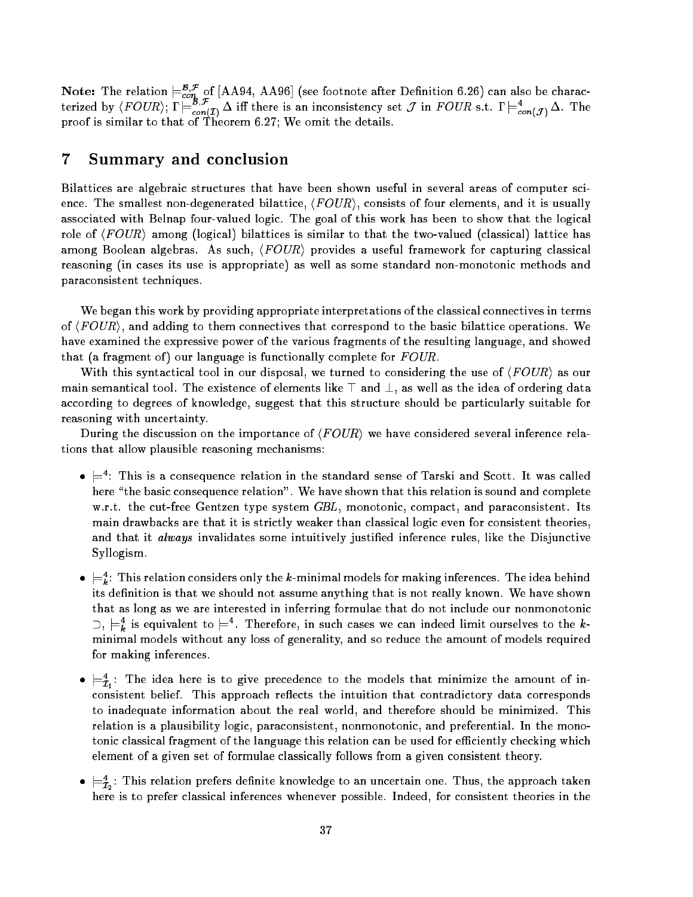**Note:** The relation $\models^{\mathcal{B},\mathcal{F}}_{con}$ of [AA94, AA96] (see footnote after Definition 6.26) can also be characterized by $\langle FOUR\rangle$; $\Gamma \models^{\mathcal{B},\mathcal{F}}_{con(\mathcal{I})} \Delta$ iff there is an inconsistency set $\mathcal{J}$ in $FOUR$ s.t. $\Gamma \models^{4}_{con(\mathcal{J})} \Delta$. The proof is similar to that of Theorem 6.27; We omit the details.

## 7 Summary and conclusion

Bilattices are algebraic structures that have been shown useful in several areas of computer science. The smallest non-degenerated bilattice, $\langle FOUR\rangle$, consists of four elements, and it is usually associated with Belnap four-valued logic. The goal of this work has been to show that the logical role of $\langle FOUR\rangle$ among (logical) bilattices is similar to that the two-valued (classical) lattice has among Boolean algebras. As such, $\langle FOUR\rangle$ provides a useful framework for capturing classical reasoning (in cases its use is appropriate) as well as some standard non-monotonic methods and paraconsistent techniques.

We began this work by providing appropriate interpretations of the classical connectives in terms of $\langle FOUR\rangle$, and adding to them connectives that correspond to the basic bilattice operations. We have examined the expressive power of the various fragments of the resulting language, and showed that (a fragment of) our language is functionally complete for $FOUR$.

With this syntactical tool in our disposal, we turned to considering the use of $\langle FOUR\rangle$ as our main semantical tool. The existence of elements like $\top$ and $\bot$, as well as the idea of ordering data according to degrees of knowledge, suggest that this structure should be particularly suitable for reasoning with uncertainty.

During the discussion on the importance of $\langle FOUR\rangle$ we have considered several inference relations that allow plausible reasoning mechanisms:

- $\models^4$: This is a consequence relation in the standard sense of Tarski and Scott. It was called here "the basic consequence relation". We have shown that this relation is sound and complete w.r.t. the cut-free Gentzen type system *GBL*, monotonic, compact, and paraconsistent. Its main drawbacks are that it is strictly weaker than classical logic even for consistent theories, and that it *always* invalidates some intuitively justified inference rules, like the Disjunctive Syllogism.
- $\models^4_k$: This relation considers only the $k$-minimal models for making inferences. The idea behind its definition is that we should not assume anything that is not really known. We have shown that as long as we are interested in inferring formulae that do not include our nonmonotonic $\supset$, $\models^4_k$ is equivalent to $\models^4$. Therefore, in such cases we can indeed limit ourselves to the $k$-minimal models without any loss of generality, and so reduce the amount of models required for making inferences.
- $\models^4_{\mathcal{I}_1}$: The idea here is to give precedence to the models that minimize the amount of inconsistent belief. This approach reflects the intuition that contradictory data corresponds to inadequate information about the real world, and therefore should be minimized. This relation is a plausibility logic, paraconsistent, nonmonotonic, and preferential. In the monotonic classical fragment of the language this relation can be used for efficiently checking which element of a given set of formulae classically follows from a given consistent theory.
- $\models^4_{\mathcal{I}_2}$: This relation prefers definite knowledge to an uncertain one. Thus, the approach taken here is to prefer classical inferences whenever possible. Indeed, for consistent theories in the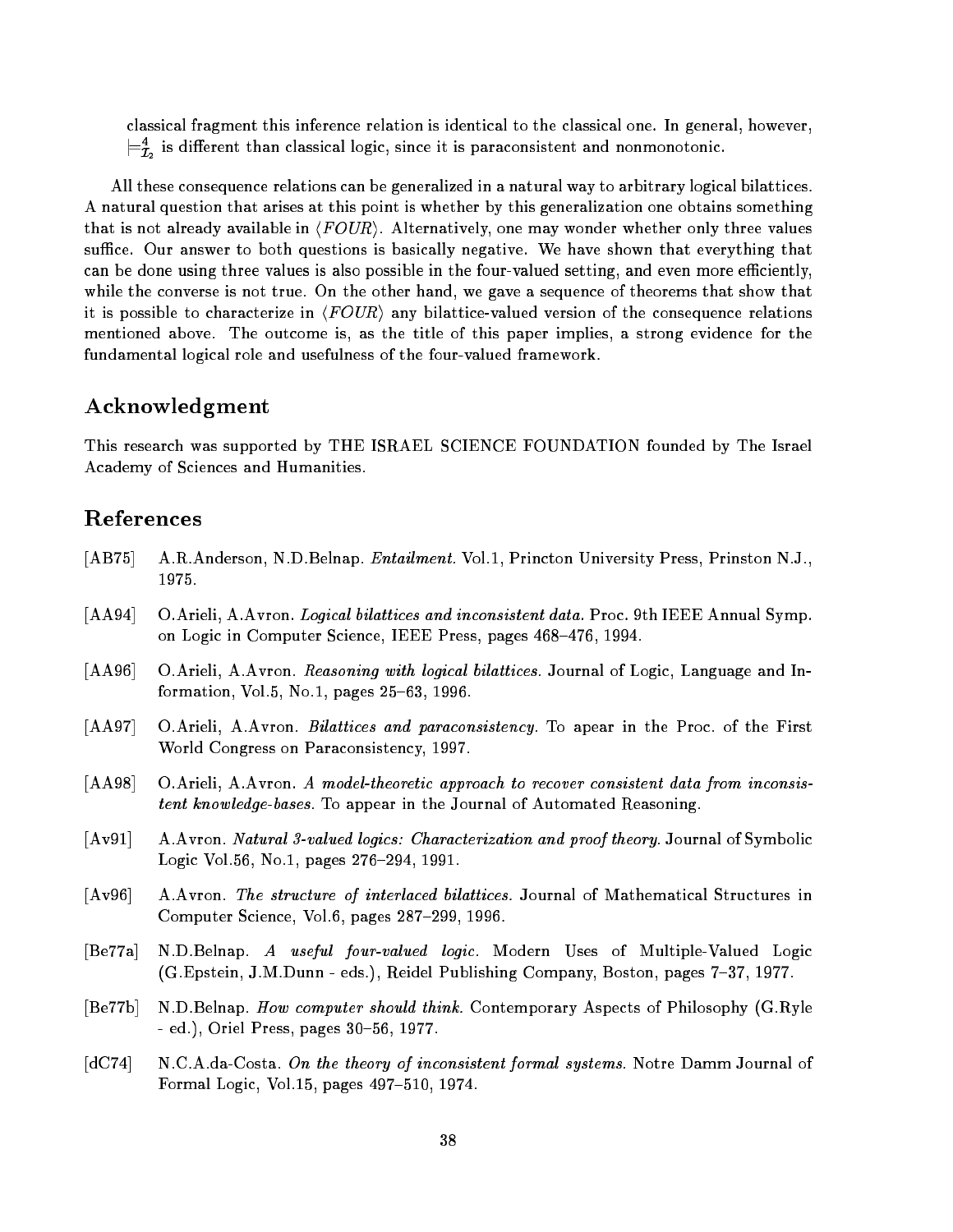classical fragment this inference relation is identical to the classical one. In general, however, $\models^4_{\mathcal{I}_2}$ is different than classical logic, since it is paraconsistent and nonmonotonic.

All these consequence relations can be generalized in a natural way to arbitrary logical bilattices. A natural question that arises at this point is whether by this generalization one obtains something that is not already available in $\langle FOUR \rangle$. Alternatively, one may wonder whether only three values suffice. Our answer to both questions is basically negative. We have shown that everything that can be done using three values is also possible in the four-valued setting, and even more efficiently, while the converse is not true. On the other hand, we gave a sequence of theorems that show that it is possible to characterize in $\langle FOUR \rangle$ any bilattice-valued version of the consequence relations mentioned above. The outcome is, as the title of this paper implies, a strong evidence for the fundamental logical role and usefulness of the four-valued framework.

## Acknowledgment

This research was supported by THE ISRAEL SCIENCE FOUNDATION founded by The Israel Academy of Sciences and Humanities.

## References

[AB75] A.R.Anderson, N.D.Belnap. *Entailment.* Vol.1, Princton University Press, Prinston N.J., 1975.

[AA94] O.Arieli, A.Avron. *Logical bilattices and inconsistent data.* Proc. 9th IEEE Annual Symp. on Logic in Computer Science, IEEE Press, pages 468–476, 1994.

[AA96] O.Arieli, A.Avron. *Reasoning with logical bilattices.* Journal of Logic, Language and Information, Vol.5, No.1, pages 25–63, 1996.

[AA97] O.Arieli, A.Avron. *Bilattices and paraconsistency.* To apear in the Proc. of the First World Congress on Paraconsistency, 1997.

[AA98] O.Arieli, A.Avron. *A model-theoretic approach to recover consistent data from inconsistent knowledge-bases.* To appear in the Journal of Automated Reasoning.

[Av91] A.Avron. *Natural 3-valued logics: Characterization and proof theory.* Journal of Symbolic Logic Vol.56, No.1, pages 276–294, 1991.

[Av96] A.Avron. *The structure of interlaced bilattices.* Journal of Mathematical Structures in Computer Science, Vol.6, pages 287–299, 1996.

[Be77a] N.D.Belnap. *A useful four-valued logic.* Modern Uses of Multiple-Valued Logic (G.Epstein, J.M.Dunn - eds.), Reidel Publishing Company, Boston, pages 7–37, 1977.

[Be77b] N.D.Belnap. *How computer should think.* Contemporary Aspects of Philosophy (G.Ryle - ed.), Oriel Press, pages 30–56, 1977.

[dC74] N.C.A.da-Costa. *On the theory of inconsistent formal systems.* Notre Damm Journal of Formal Logic, Vol.15, pages 497–510, 1974.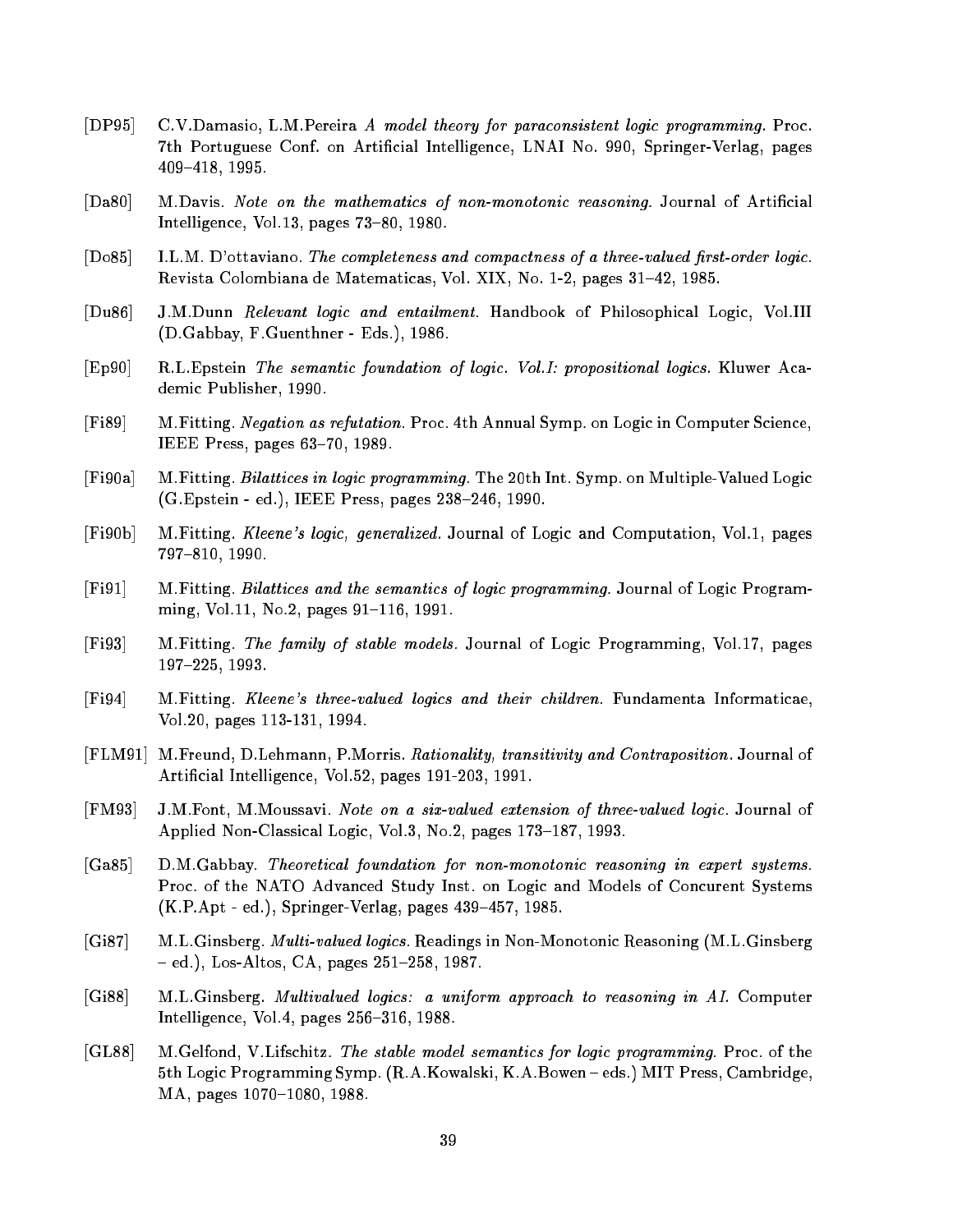[DP95] C.V.Damasio, L.M.Pereira *A model theory for paraconsistent logic programming.* Proc. 7th Portuguese Conf. on Artificial Intelligence, LNAI No. 990, Springer-Verlag, pages 409–418, 1995.

[Da80] M.Davis. *Note on the mathematics of non-monotonic reasoning.* Journal of Artificial Intelligence, Vol.13, pages 73–80, 1980.

[Do85] I.L.M. D'ottaviano. *The completeness and compactness of a three-valued first-order logic.* Revista Colombiana de Matematicas, Vol. XIX, No. 1-2, pages 31–42, 1985.

[Du86] J.M.Dunn *Relevant logic and entailment.* Handbook of Philosophical Logic, Vol.III (D.Gabbay, F.Guenthner - Eds.), 1986.

[Ep90] R.L.Epstein *The semantic foundation of logic. Vol.I: propositional logics.* Kluwer Academic Publisher, 1990.

[Fi89] M.Fitting. *Negation as refutation.* Proc. 4th Annual Symp. on Logic in Computer Science, IEEE Press, pages 63–70, 1989.

[Fi90a] M.Fitting. *Bilattices in logic programming.* The 20th Int. Symp. on Multiple-Valued Logic (G.Epstein - ed.), IEEE Press, pages 238–246, 1990.

[Fi90b] M.Fitting. *Kleene's logic, generalized.* Journal of Logic and Computation, Vol.1, pages 797–810, 1990.

[Fi91] M.Fitting. *Bilattices and the semantics of logic programming.* Journal of Logic Programming, Vol.11, No.2, pages 91–116, 1991.

[Fi93] M.Fitting. *The family of stable models.* Journal of Logic Programming, Vol.17, pages 197–225, 1993.

[Fi94] M.Fitting. *Kleene's three-valued logics and their children.* Fundamenta Informaticae, Vol.20, pages 113-131, 1994.

[FLM91] M.Freund, D.Lehmann, P.Morris. *Rationality, transitivity and Contraposition.* Journal of Artificial Intelligence, Vol.52, pages 191-203, 1991.

[FM93] J.M.Font, M.Moussavi. *Note on a six-valued extension of three-valued logic.* Journal of Applied Non-Classical Logic, Vol.3, No.2, pages 173–187, 1993.

[Ga85] D.M.Gabbay. *Theoretical foundation for non-monotonic reasoning in expert systems.* Proc. of the NATO Advanced Study Inst. on Logic and Models of Concurent Systems (K.P.Apt - ed.), Springer-Verlag, pages 439–457, 1985.

[Gi87] M.L.Ginsberg. *Multi-valued logics.* Readings in Non-Monotonic Reasoning (M.L.Ginsberg – ed.), Los-Altos, CA, pages 251–258, 1987.

[Gi88] M.L.Ginsberg. *Multivalued logics: a uniform approach to reasoning in AI.* Computer Intelligence, Vol.4, pages 256–316, 1988.

[GL88] M.Gelfond, V.Lifschitz. *The stable model semantics for logic programming.* Proc. of the 5th Logic Programming Symp. (R.A.Kowalski, K.A.Bowen – eds.) MIT Press, Cambridge, MA, pages 1070–1080, 1988.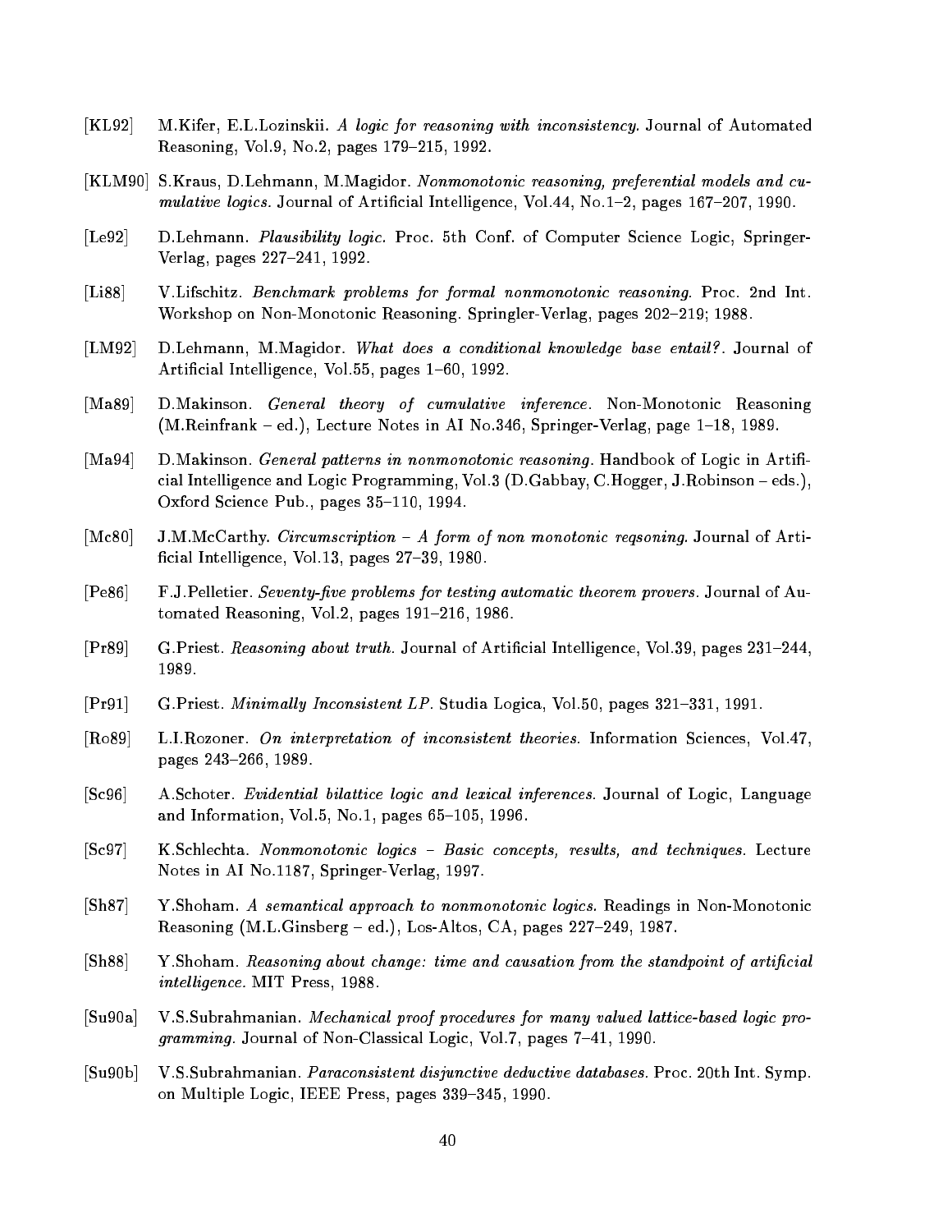[KL92] M.Kifer, E.L.Lozinskii. *A logic for reasoning with inconsistency.* Journal of Automated Reasoning, Vol.9, No.2, pages 179–215, 1992.

[KLM90] S.Kraus, D.Lehmann, M.Magidor. *Nonmonotonic reasoning, preferential models and cumulative logics.* Journal of Artificial Intelligence, Vol.44, No.1–2, pages 167–207, 1990.

[Le92] D.Lehmann. *Plausibility logic.* Proc. 5th Conf. of Computer Science Logic, Springer-Verlag, pages 227–241, 1992.

[Li88] V.Lifschitz. *Benchmark problems for formal nonmonotonic reasoning.* Proc. 2nd Int. Workshop on Non-Monotonic Reasoning. Springler-Verlag, pages 202–219; 1988.

[LM92] D.Lehmann, M.Magidor. *What does a conditional knowledge base entail?.* Journal of Artificial Intelligence, Vol.55, pages 1–60, 1992.

[Ma89] D.Makinson. *General theory of cumulative inference.* Non-Monotonic Reasoning (M.Reinfrank – ed.), Lecture Notes in AI No.346, Springer-Verlag, page 1–18, 1989.

[Ma94] D.Makinson. *General patterns in nonmonotonic reasoning.* Handbook of Logic in Artificial Intelligence and Logic Programming, Vol.3 (D.Gabbay, C.Hogger, J.Robinson – eds.), Oxford Science Pub., pages 35–110, 1994.

[Mc80] J.M.McCarthy. *Circumscription – A form of non monotonic reqsoning.* Journal of Artificial Intelligence, Vol.13, pages 27–39, 1980.

[Pe86] F.J.Pelletier. *Seventy-five problems for testing automatic theorem provers.* Journal of Automated Reasoning, Vol.2, pages 191–216, 1986.

[Pr89] G.Priest. *Reasoning about truth.* Journal of Artificial Intelligence, Vol.39, pages 231–244, 1989.

[Pr91] G.Priest. *Minimally Inconsistent LP.* Studia Logica, Vol.50, pages 321–331, 1991.

[Ro89] L.I.Rozoner. *On interpretation of inconsistent theories.* Information Sciences, Vol.47, pages 243–266, 1989.

[Sc96] A.Schoter. *Evidential bilattice logic and lexical inferences.* Journal of Logic, Language and Information, Vol.5, No.1, pages 65–105, 1996.

[Sc97] K.Schlechta. *Nonmonotonic logics – Basic concepts, results, and techniques.* Lecture Notes in AI No.1187, Springer-Verlag, 1997.

[Sh87] Y.Shoham. *A semantical approach to nonmonotonic logics.* Readings in Non-Monotonic Reasoning (M.L.Ginsberg – ed.), Los-Altos, CA, pages 227–249, 1987.

[Sh88] Y.Shoham. *Reasoning about change: time and causation from the standpoint of artificial intelligence.* MIT Press, 1988.

[Su90a] V.S.Subrahmanian. *Mechanical proof procedures for many valued lattice-based logic programming.* Journal of Non-Classical Logic, Vol.7, pages 7–41, 1990.

[Su90b] V.S.Subrahmanian. *Paraconsistent disjunctive deductive databases.* Proc. 20th Int. Symp. on Multiple Logic, IEEE Press, pages 339–345, 1990.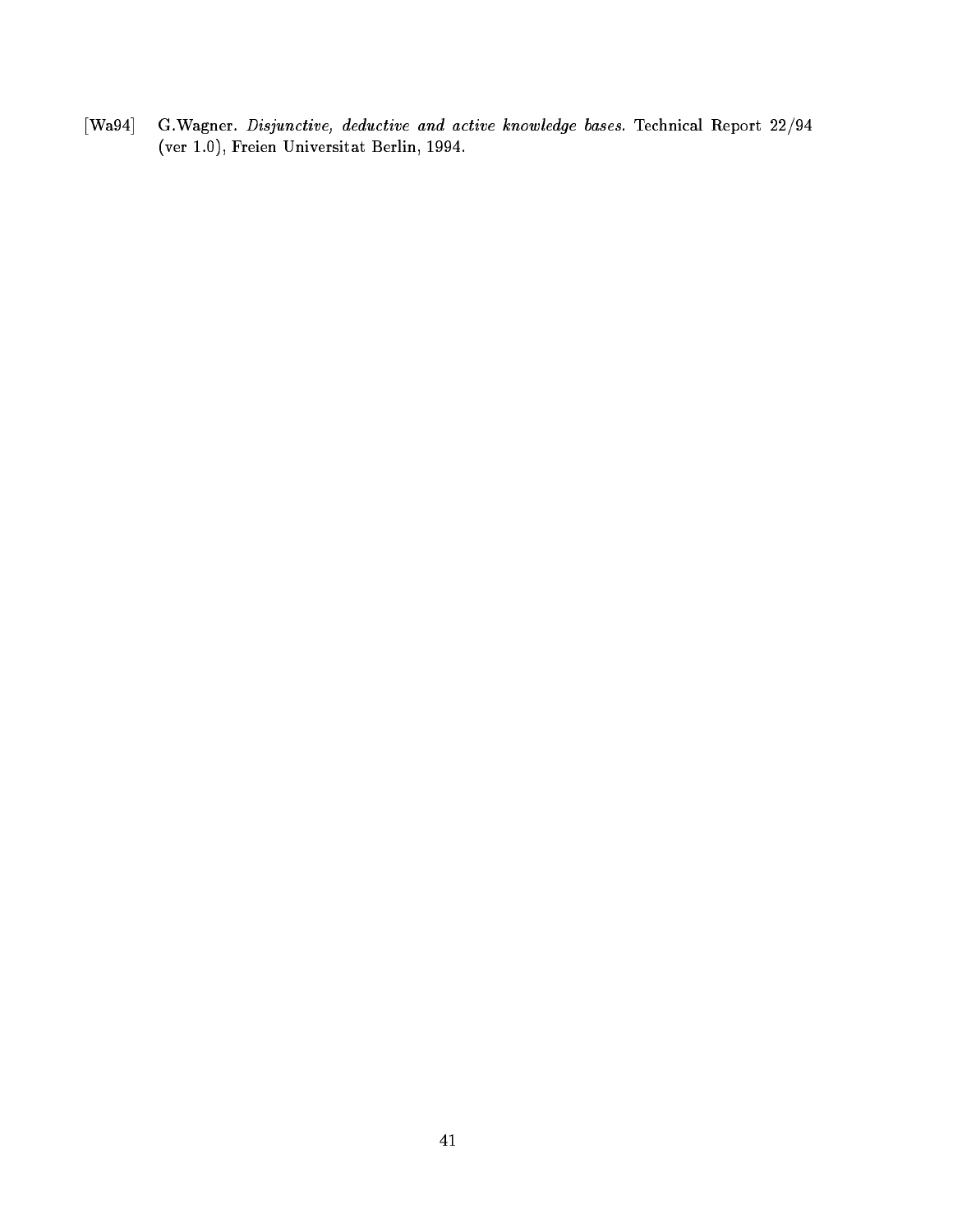[Wa94] G.Wagner. *Disjunctive, deductive and active knowledge bases.* Technical Report 22/94 (ver 1.0), Freien Universitat Berlin, 1994.